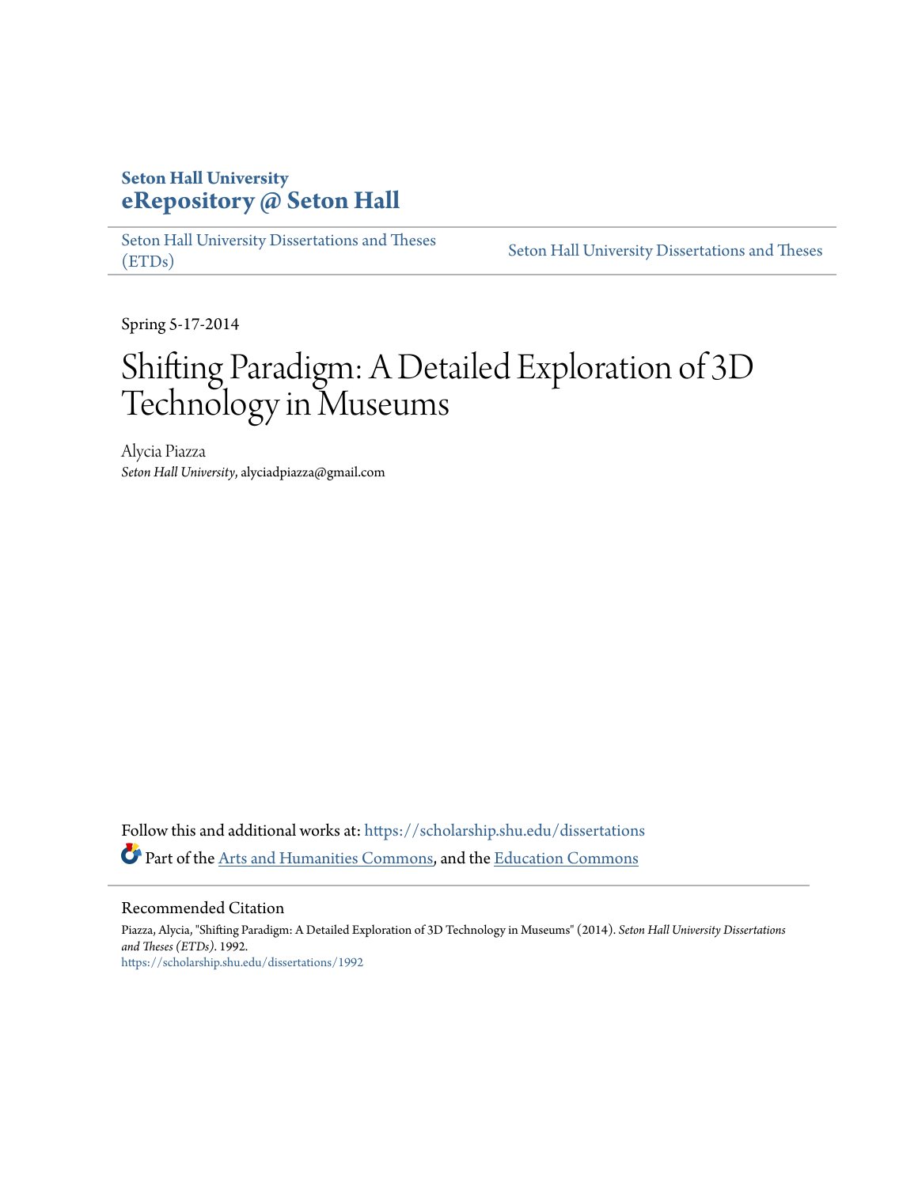**Seton Hall University**
**eRepository @ Seton Hall**

Seton Hall University Dissertations and Theses (ETDs) | Seton Hall University Dissertations and Theses

Spring 5-17-2014

# Shifting Paradigm: A Detailed Exploration of 3D Technology in Museums

Alycia Piazza
*Seton Hall University*, alyciadpiazza@gmail.com

Follow this and additional works at: https://scholarship.shu.edu/dissertations

Part of the Arts and Humanities Commons, and the Education Commons

## Recommended Citation

Piazza, Alycia, "Shifting Paradigm: A Detailed Exploration of 3D Technology in Museums" (2014). *Seton Hall University Dissertations and Theses (ETDs)*. 1992.
https://scholarship.shu.edu/dissertations/1992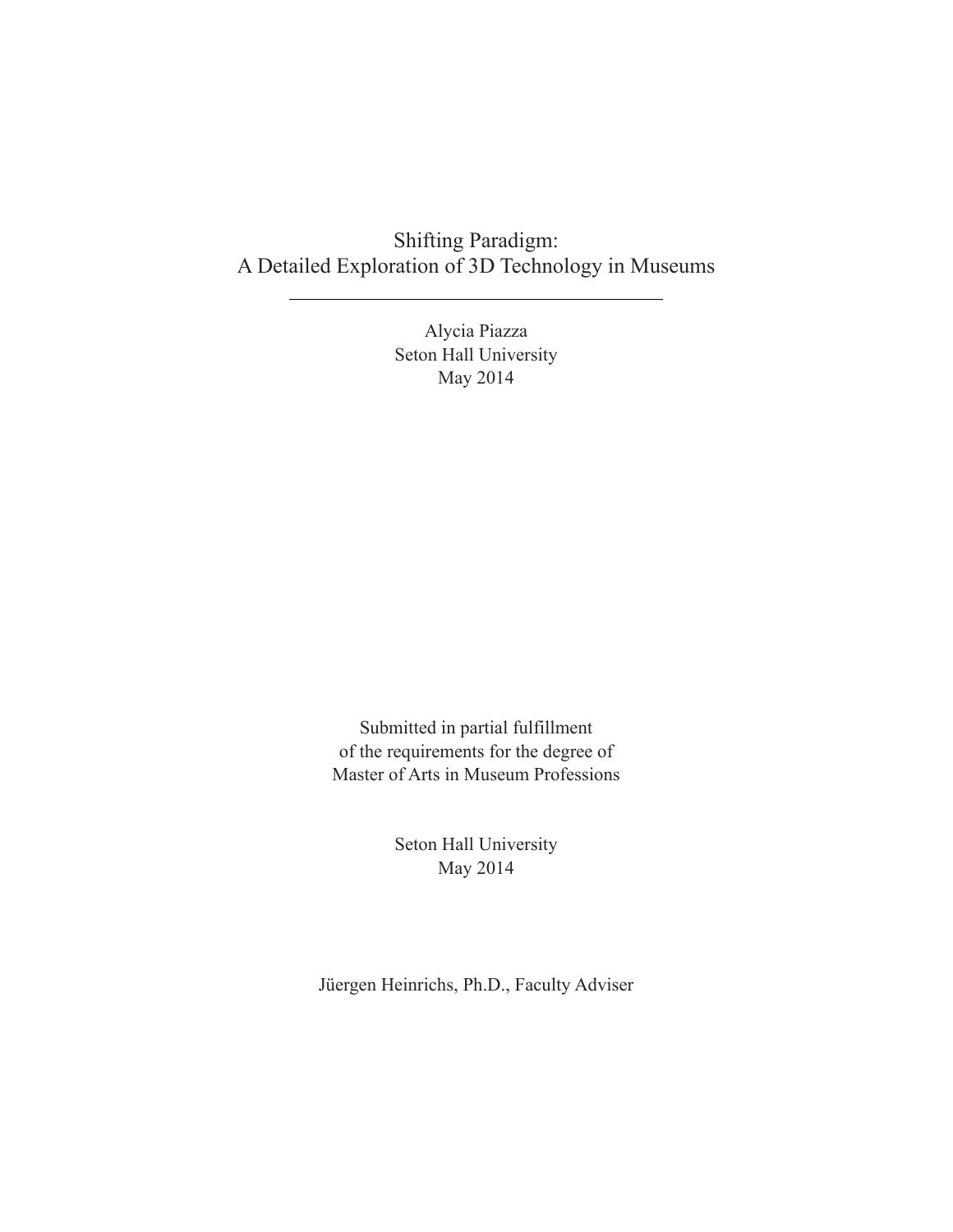# Shifting Paradigm:
# A Detailed Exploration of 3D Technology in Museums

---

Alycia Piazza
Seton Hall University
May 2014

Submitted in partial fulfillment
of the requirements for the degree of
Master of Arts in Museum Professions

Seton Hall University
May 2014

Jüergen Heinrichs, Ph.D., Faculty Adviser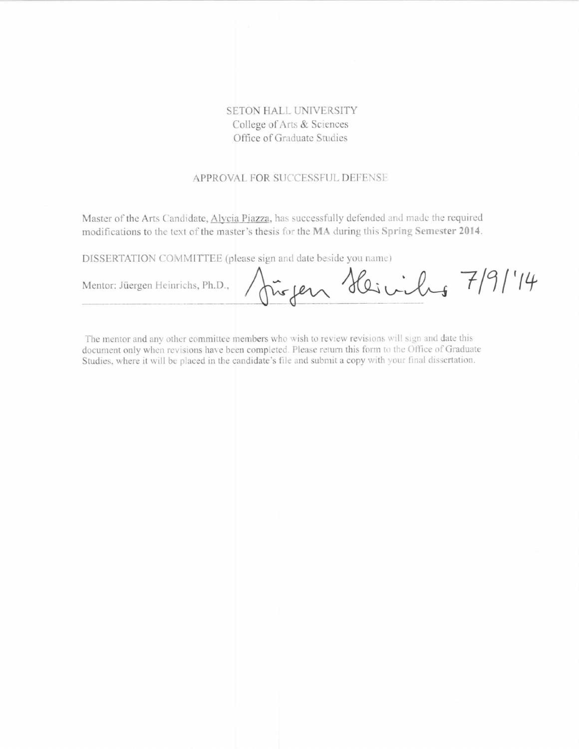SETON HALL UNIVERSITY
College of Arts & Sciences
Office of Graduate Studies

APPROVAL FOR SUCCESSFUL DEFENSE

Master of the Arts Candidate, Alycia Piazza, has successfully defended and made the required modifications to the text of the master's thesis for the **MA** during this **Spring Semester 2014**.

DISSERTATION COMMITTEE (please sign and date beside you name)

Mentor: Jüergen Heinrichs, Ph.D., Jürgen Heinrichs 7/9/'14

The mentor and any other committee members who wish to review revisions will sign and date this document only when revisions have been completed. Please return this form to the Office of Graduate Studies, where it will be placed in the candidate's file and submit a copy with your final dissertation.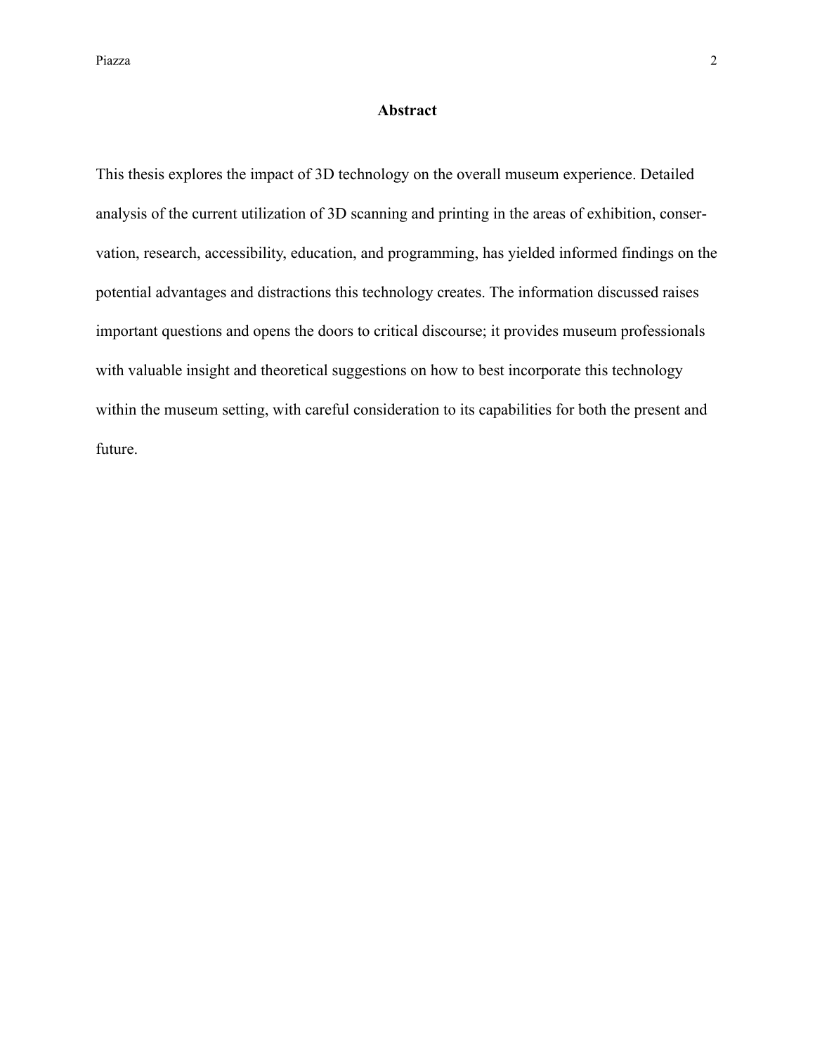## Abstract

This thesis explores the impact of 3D technology on the overall museum experience. Detailed analysis of the current utilization of 3D scanning and printing in the areas of exhibition, conservation, research, accessibility, education, and programming, has yielded informed findings on the potential advantages and distractions this technology creates. The information discussed raises important questions and opens the doors to critical discourse; it provides museum professionals with valuable insight and theoretical suggestions on how to best incorporate this technology within the museum setting, with careful consideration to its capabilities for both the present and future.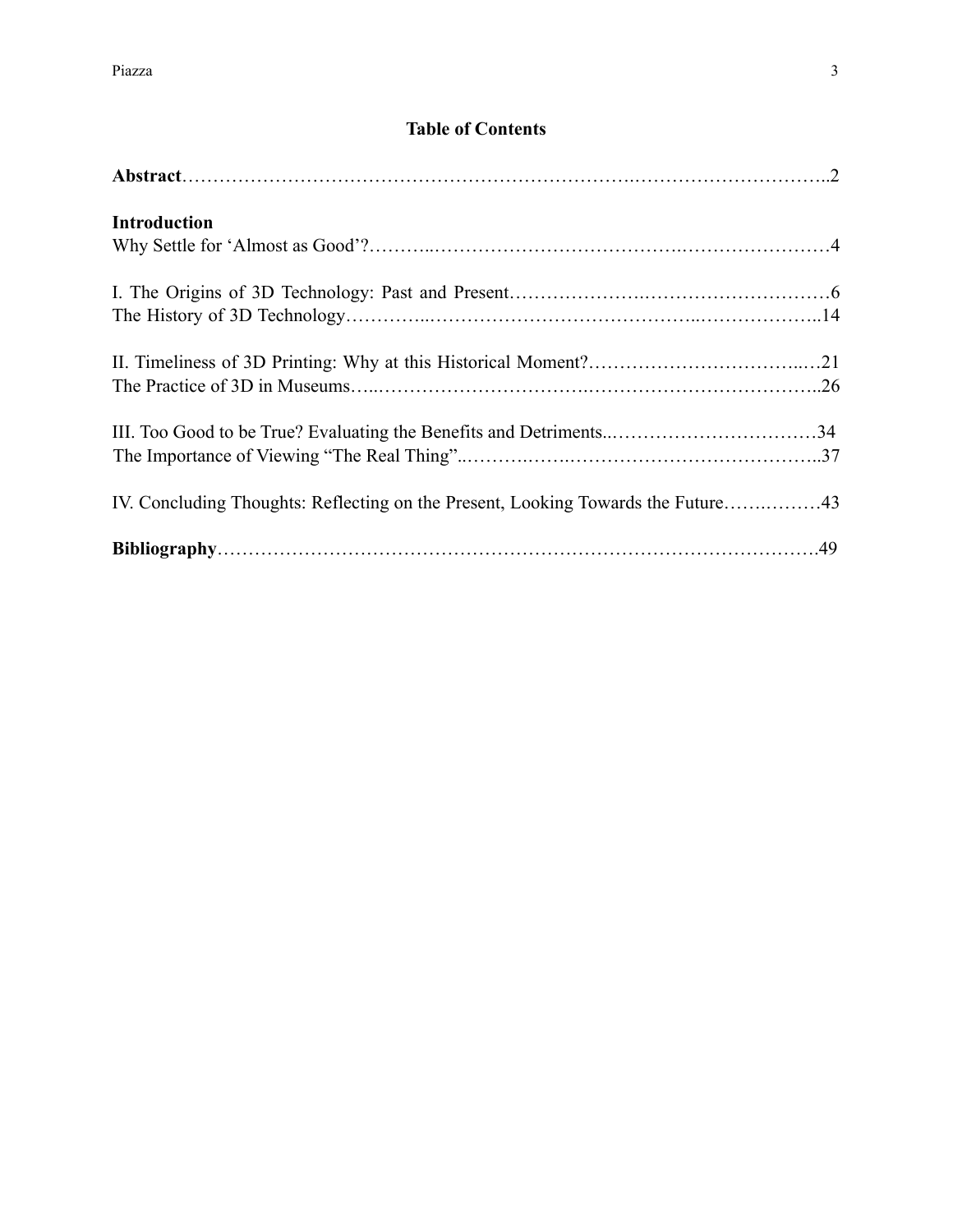## Table of Contents

**Abstract**……………………………………………………………..…………………………..2

**Introduction**
Why Settle for 'Almost as Good'?………..……………………………….…………………….4

I. The Origins of 3D Technology: Past and Present……………….…………………………6
The History of 3D Technology…………..…………………………………..………………..14

II. Timeliness of 3D Printing: Why at this Historical Moment?……………………………..…21
The Practice of 3D in Museums…..………………………..………………………………..26

III. Too Good to be True? Evaluating the Benefits and Detriments..……………………………34
The Importance of Viewing "The Real Thing"..……….…….…………………….…………..37

IV. Concluding Thoughts: Reflecting on the Present, Looking Towards the Future…….………43

**Bibliography**……………………………………………………….………………………….49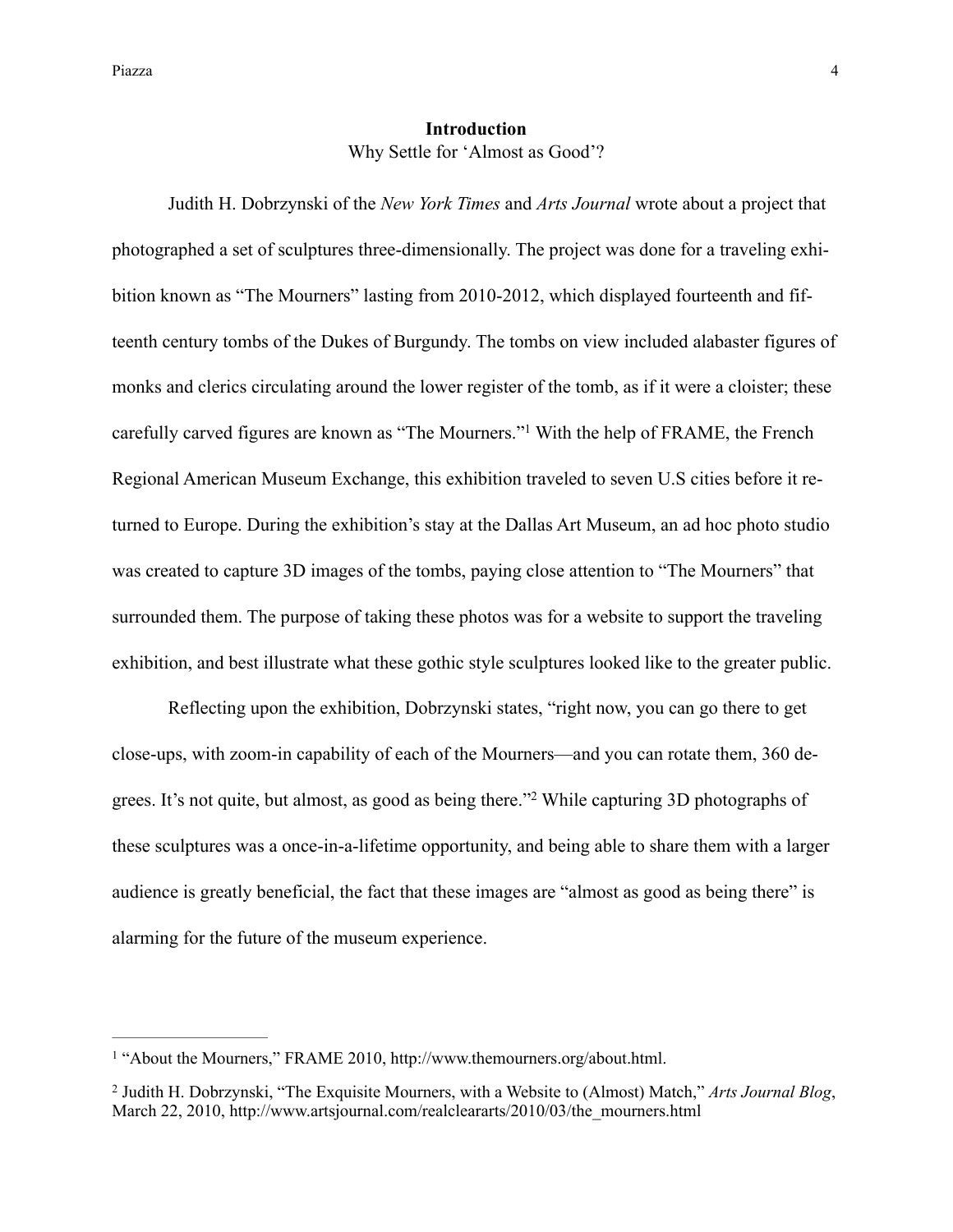## Introduction

Why Settle for 'Almost as Good'?

Judith H. Dobrzynski of the *New York Times* and *Arts Journal* wrote about a project that photographed a set of sculptures three-dimensionally. The project was done for a traveling exhibition known as "The Mourners" lasting from 2010-2012, which displayed fourteenth and fifteenth century tombs of the Dukes of Burgundy. The tombs on view included alabaster figures of monks and clerics circulating around the lower register of the tomb, as if it were a cloister; these carefully carved figures are known as "The Mourners."[1] With the help of FRAME, the French Regional American Museum Exchange, this exhibition traveled to seven U.S cities before it returned to Europe. During the exhibition's stay at the Dallas Art Museum, an ad hoc photo studio was created to capture 3D images of the tombs, paying close attention to "The Mourners" that surrounded them. The purpose of taking these photos was for a website to support the traveling exhibition, and best illustrate what these gothic style sculptures looked like to the greater public.

Reflecting upon the exhibition, Dobrzynski states, "right now, you can go there to get close-ups, with zoom-in capability of each of the Mourners—and you can rotate them, 360 degrees. It's not quite, but almost, as good as being there."[2] While capturing 3D photographs of these sculptures was a once-in-a-lifetime opportunity, and being able to share them with a larger audience is greatly beneficial, the fact that these images are "almost as good as being there" is alarming for the future of the museum experience.

---

[1] "About the Mourners," FRAME 2010, http://www.themourners.org/about.html.

[2] Judith H. Dobrzynski, "The Exquisite Mourners, with a Website to (Almost) Match," *Arts Journal Blog*, March 22, 2010, http://www.artsjournal.com/realcleararts/2010/03/the_mourners.html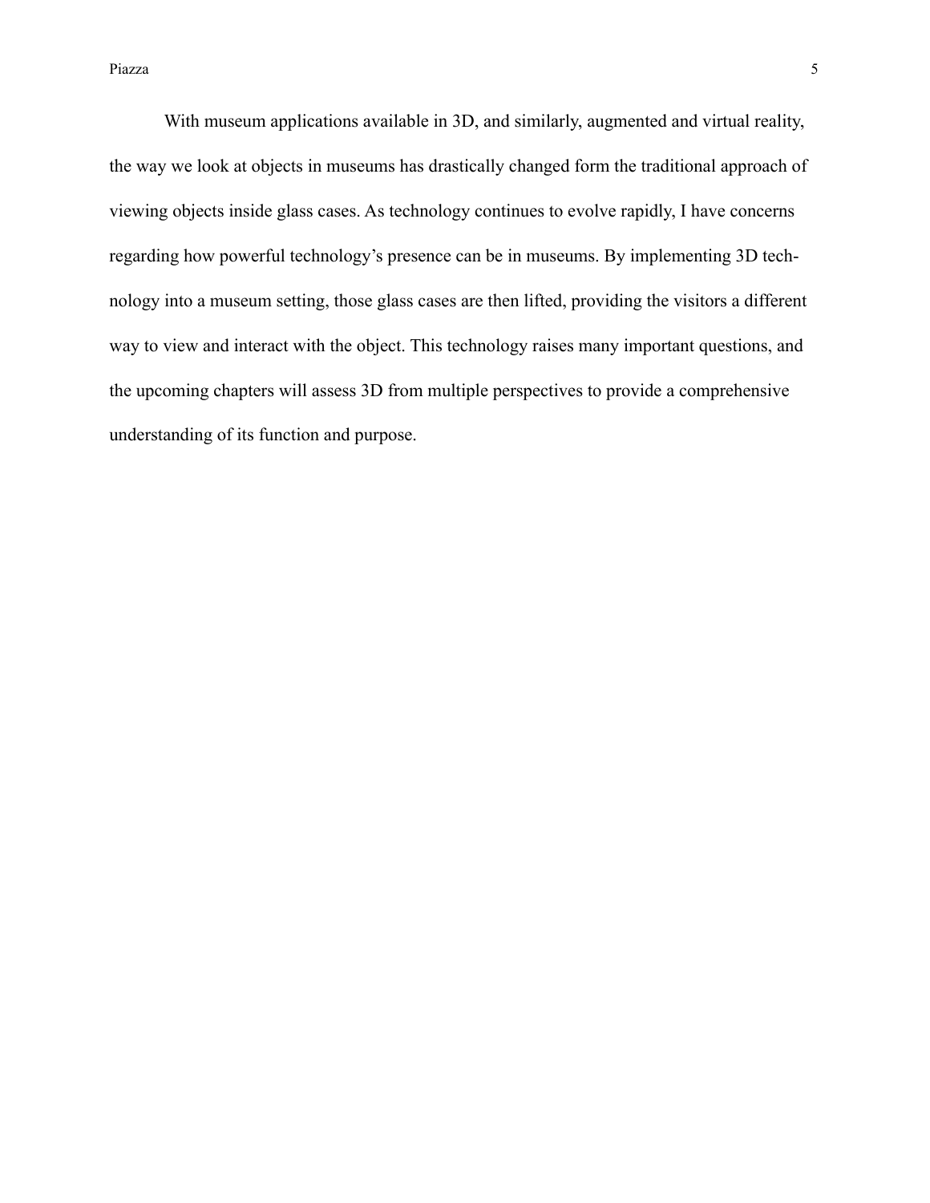With museum applications available in 3D, and similarly, augmented and virtual reality, the way we look at objects in museums has drastically changed form the traditional approach of viewing objects inside glass cases. As technology continues to evolve rapidly, I have concerns regarding how powerful technology's presence can be in museums. By implementing 3D technology into a museum setting, those glass cases are then lifted, providing the visitors a different way to view and interact with the object. This technology raises many important questions, and the upcoming chapters will assess 3D from multiple perspectives to provide a comprehensive understanding of its function and purpose.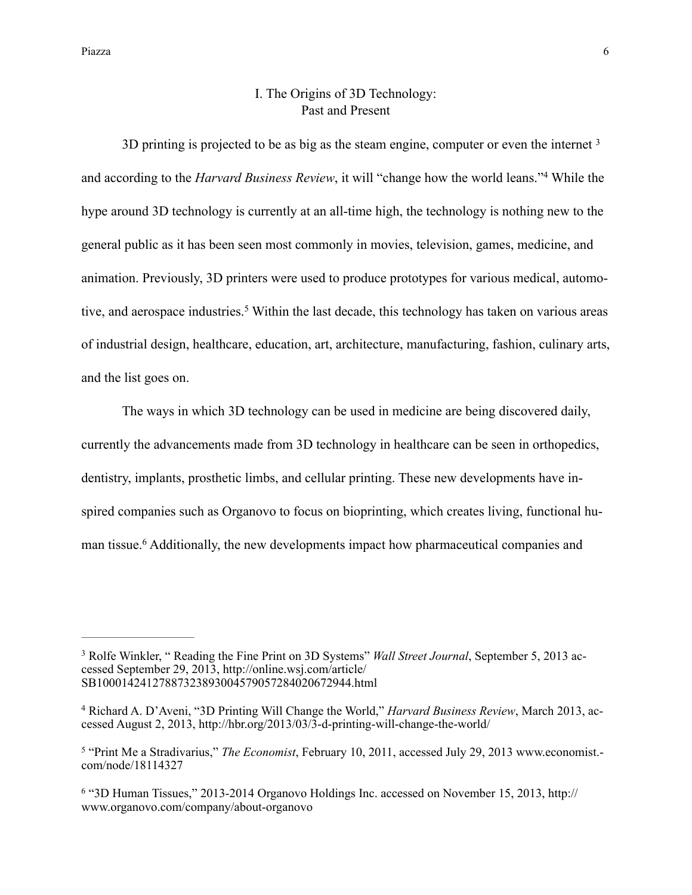# I. The Origins of 3D Technology: Past and Present

3D printing is projected to be as big as the steam engine, computer or even the internet [3] and according to the *Harvard Business Review*, it will "change how the world leans."[4] While the hype around 3D technology is currently at an all-time high, the technology is nothing new to the general public as it has been seen most commonly in movies, television, games, medicine, and animation. Previously, 3D printers were used to produce prototypes for various medical, automotive, and aerospace industries.[5] Within the last decade, this technology has taken on various areas of industrial design, healthcare, education, art, architecture, manufacturing, fashion, culinary arts, and the list goes on.

The ways in which 3D technology can be used in medicine are being discovered daily, currently the advancements made from 3D technology in healthcare can be seen in orthopedics, dentistry, implants, prosthetic limbs, and cellular printing. These new developments have inspired companies such as Organovo to focus on bioprinting, which creates living, functional human tissue.[6] Additionally, the new developments impact how pharmaceutical companies and

---

[3] Rolfe Winkler, " Reading the Fine Print on 3D Systems" *Wall Street Journal*, September 5, 2013 accessed September 29, 2013, http://online.wsj.com/article/SB10001424127887323893004579057284020672944.html

[4] Richard A. D'Aveni, "3D Printing Will Change the World," *Harvard Business Review*, March 2013, accessed August 2, 2013, http://hbr.org/2013/03/3-d-printing-will-change-the-world/

[5] "Print Me a Stradivarius," *The Economist*, February 10, 2011, accessed July 29, 2013 www.economist.com/node/18114327

[6] "3D Human Tissues," 2013-2014 Organovo Holdings Inc. accessed on November 15, 2013, http://www.organovo.com/company/about-organovo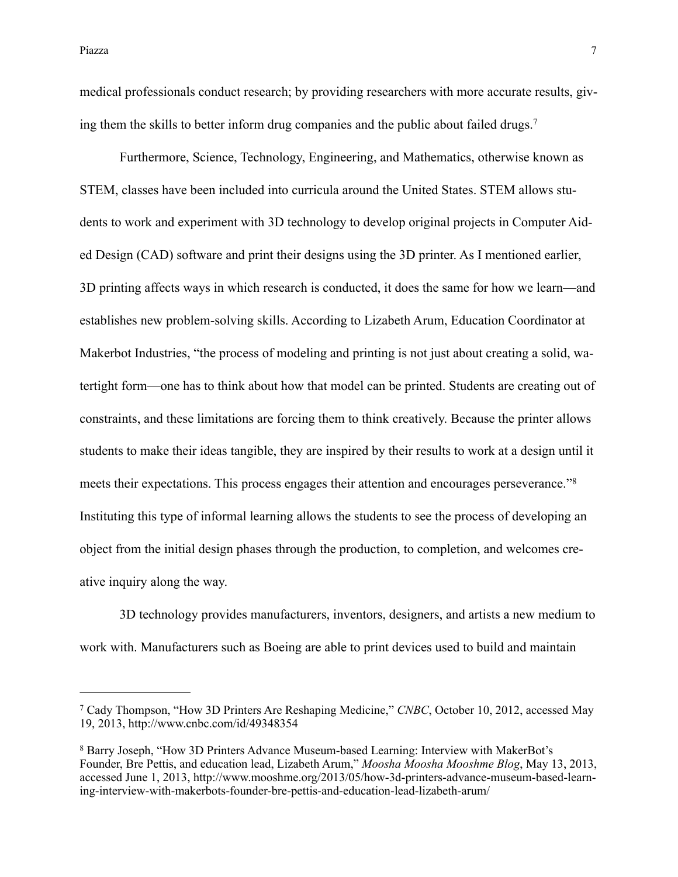medical professionals conduct research; by providing researchers with more accurate results, giving them the skills to better inform drug companies and the public about failed drugs.[7]

Furthermore, Science, Technology, Engineering, and Mathematics, otherwise known as STEM, classes have been included into curricula around the United States. STEM allows students to work and experiment with 3D technology to develop original projects in Computer Aided Design (CAD) software and print their designs using the 3D printer. As I mentioned earlier, 3D printing affects ways in which research is conducted, it does the same for how we learn—and establishes new problem-solving skills. According to Lizabeth Arum, Education Coordinator at Makerbot Industries, "the process of modeling and printing is not just about creating a solid, watertight form—one has to think about how that model can be printed. Students are creating out of constraints, and these limitations are forcing them to think creatively. Because the printer allows students to make their ideas tangible, they are inspired by their results to work at a design until it meets their expectations. This process engages their attention and encourages perseverance."[8] Instituting this type of informal learning allows the students to see the process of developing an object from the initial design phases through the production, to completion, and welcomes creative inquiry along the way.

3D technology provides manufacturers, inventors, designers, and artists a new medium to work with. Manufacturers such as Boeing are able to print devices used to build and maintain

---

[7] Cady Thompson, "How 3D Printers Are Reshaping Medicine," *CNBC*, October 10, 2012, accessed May 19, 2013, http://www.cnbc.com/id/49348354

[8] Barry Joseph, "How 3D Printers Advance Museum-based Learning: Interview with MakerBot's Founder, Bre Pettis, and education lead, Lizabeth Arum," *Moosha Moosha Mooshme Blog*, May 13, 2013, accessed June 1, 2013, http://www.mooshme.org/2013/05/how-3d-printers-advance-museum-based-learning-interview-with-makerbots-founder-bre-pettis-and-education-lead-lizabeth-arum/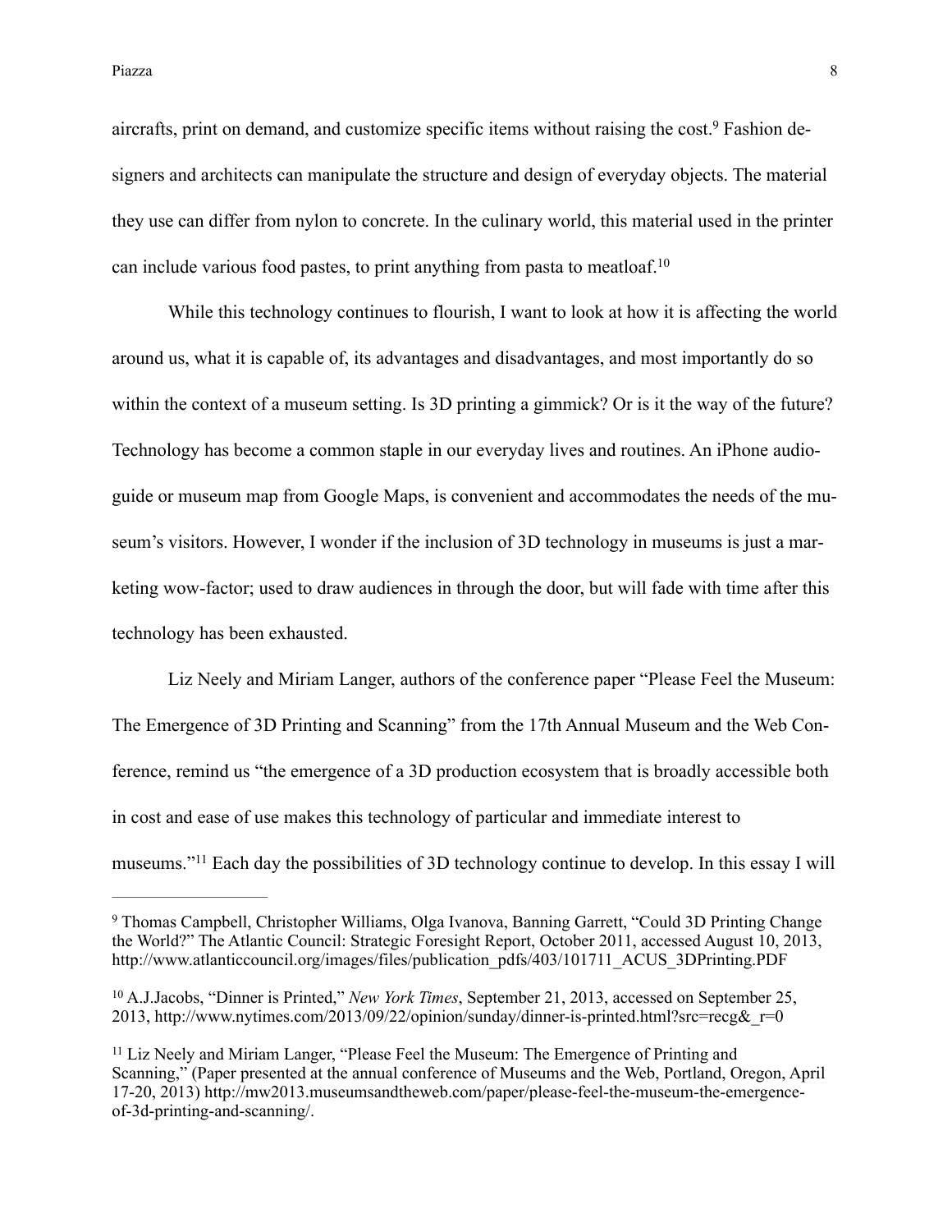aircrafts, print on demand, and customize specific items without raising the cost.[9] Fashion designers and architects can manipulate the structure and design of everyday objects. The material they use can differ from nylon to concrete. In the culinary world, this material used in the printer can include various food pastes, to print anything from pasta to meatloaf.[10]

While this technology continues to flourish, I want to look at how it is affecting the world around us, what it is capable of, its advantages and disadvantages, and most importantly do so within the context of a museum setting. Is 3D printing a gimmick? Or is it the way of the future? Technology has become a common staple in our everyday lives and routines. An iPhone audio-guide or museum map from Google Maps, is convenient and accommodates the needs of the museum's visitors. However, I wonder if the inclusion of 3D technology in museums is just a marketing wow-factor; used to draw audiences in through the door, but will fade with time after this technology has been exhausted.

Liz Neely and Miriam Langer, authors of the conference paper "Please Feel the Museum: The Emergence of 3D Printing and Scanning" from the 17th Annual Museum and the Web Conference, remind us "the emergence of a 3D production ecosystem that is broadly accessible both in cost and ease of use makes this technology of particular and immediate interest to museums."[11] Each day the possibilities of 3D technology continue to develop. In this essay I will

---

[9] Thomas Campbell, Christopher Williams, Olga Ivanova, Banning Garrett, "Could 3D Printing Change the World?" The Atlantic Council: Strategic Foresight Report, October 2011, accessed August 10, 2013, http://www.atlanticcouncil.org/images/files/publication_pdfs/403/101711_ACUS_3DPrinting.PDF

[10] A.J.Jacobs, "Dinner is Printed," *New York Times*, September 21, 2013, accessed on September 25, 2013, http://www.nytimes.com/2013/09/22/opinion/sunday/dinner-is-printed.html?src=recg&_r=0

[11] Liz Neely and Miriam Langer, "Please Feel the Museum: The Emergence of Printing and Scanning," (Paper presented at the annual conference of Museums and the Web, Portland, Oregon, April 17-20, 2013) http://mw2013.museumsandtheweb.com/paper/please-feel-the-museum-the-emergence-of-3d-printing-and-scanning/.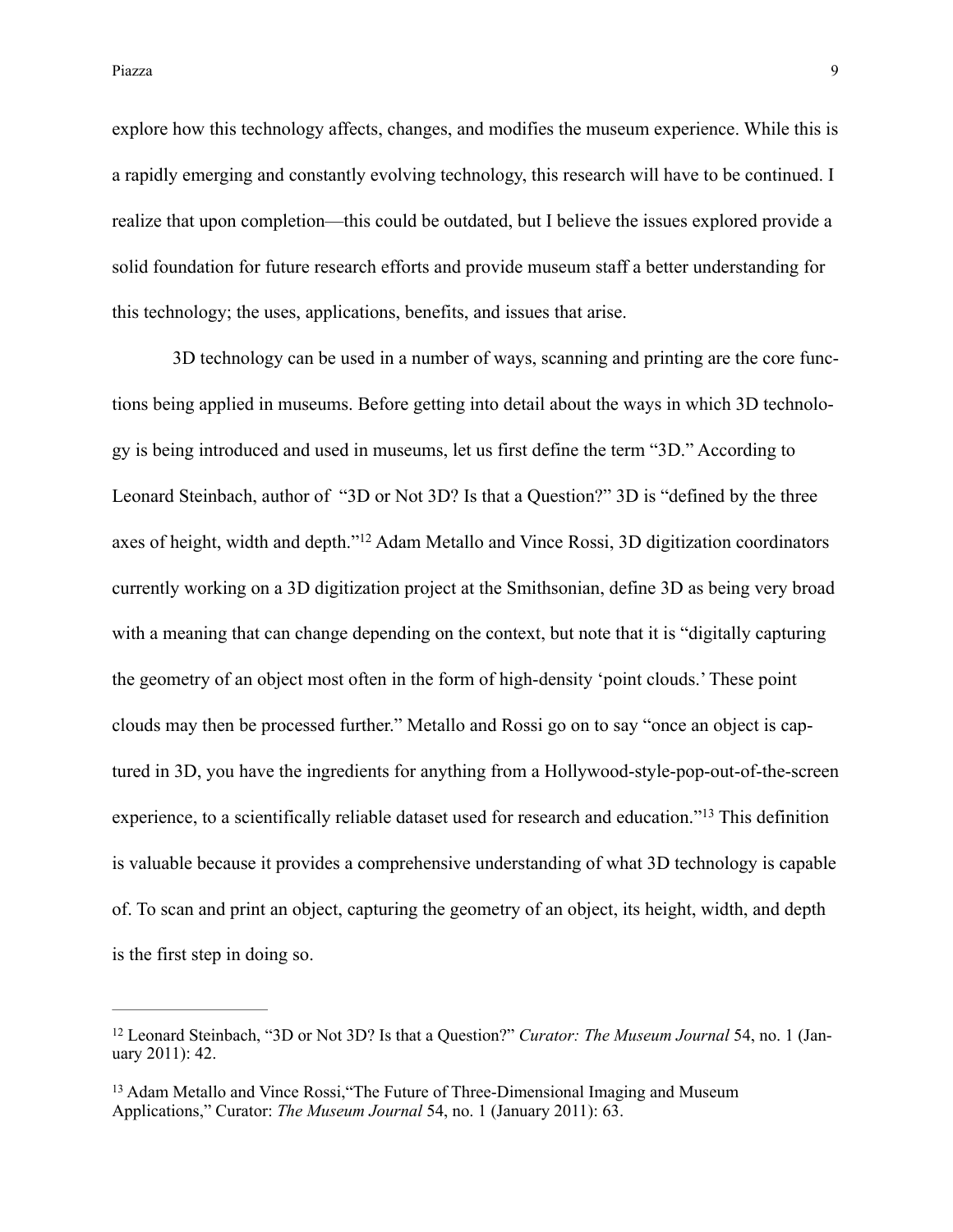explore how this technology affects, changes, and modifies the museum experience. While this is a rapidly emerging and constantly evolving technology, this research will have to be continued. I realize that upon completion—this could be outdated, but I believe the issues explored provide a solid foundation for future research efforts and provide museum staff a better understanding for this technology; the uses, applications, benefits, and issues that arise.

3D technology can be used in a number of ways, scanning and printing are the core functions being applied in museums. Before getting into detail about the ways in which 3D technology is being introduced and used in museums, let us first define the term "3D." According to Leonard Steinbach, author of "3D or Not 3D? Is that a Question?" 3D is "defined by the three axes of height, width and depth."[12] Adam Metallo and Vince Rossi, 3D digitization coordinators currently working on a 3D digitization project at the Smithsonian, define 3D as being very broad with a meaning that can change depending on the context, but note that it is "digitally capturing the geometry of an object most often in the form of high-density 'point clouds.' These point clouds may then be processed further." Metallo and Rossi go on to say "once an object is captured in 3D, you have the ingredients for anything from a Hollywood-style-pop-out-of-the-screen experience, to a scientifically reliable dataset used for research and education."[13] This definition is valuable because it provides a comprehensive understanding of what 3D technology is capable of. To scan and print an object, capturing the geometry of an object, its height, width, and depth is the first step in doing so.

---

[12] Leonard Steinbach, "3D or Not 3D? Is that a Question?" *Curator: The Museum Journal* 54, no. 1 (January 2011): 42.

[13] Adam Metallo and Vince Rossi,"The Future of Three-Dimensional Imaging and Museum Applications," Curator: *The Museum Journal* 54, no. 1 (January 2011): 63.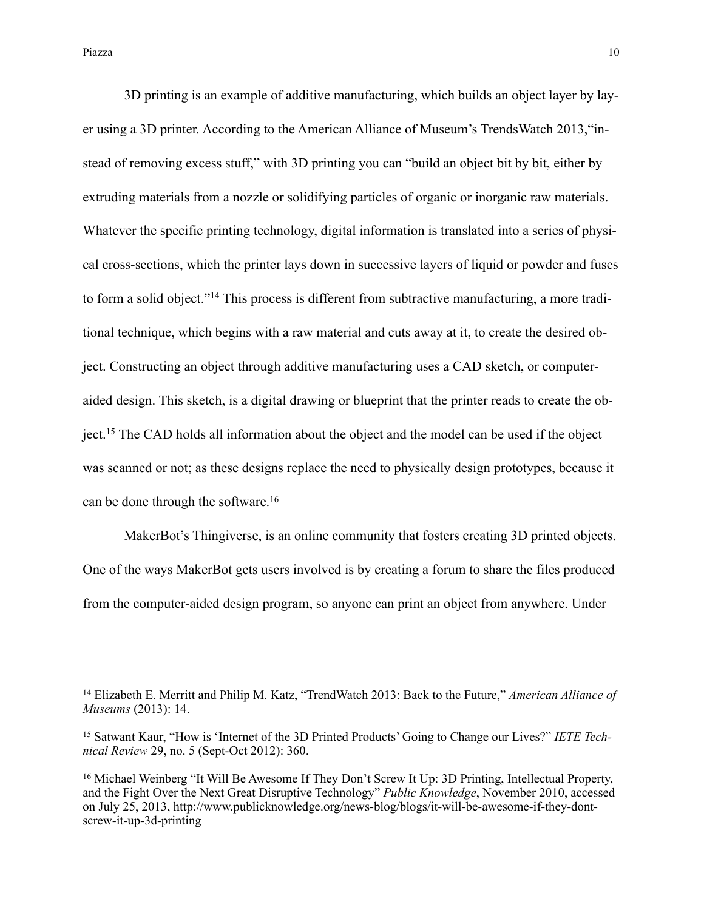3D printing is an example of additive manufacturing, which builds an object layer by layer using a 3D printer. According to the American Alliance of Museum's TrendsWatch 2013,"instead of removing excess stuff," with 3D printing you can "build an object bit by bit, either by extruding materials from a nozzle or solidifying particles of organic or inorganic raw materials. Whatever the specific printing technology, digital information is translated into a series of physical cross-sections, which the printer lays down in successive layers of liquid or powder and fuses to form a solid object."[14] This process is different from subtractive manufacturing, a more traditional technique, which begins with a raw material and cuts away at it, to create the desired object. Constructing an object through additive manufacturing uses a CAD sketch, or computer-aided design. This sketch, is a digital drawing or blueprint that the printer reads to create the object.[15] The CAD holds all information about the object and the model can be used if the object was scanned or not; as these designs replace the need to physically design prototypes, because it can be done through the software.[16]

MakerBot's Thingiverse, is an online community that fosters creating 3D printed objects. One of the ways MakerBot gets users involved is by creating a forum to share the files produced from the computer-aided design program, so anyone can print an object from anywhere. Under

---

[14] Elizabeth E. Merritt and Philip M. Katz, "TrendWatch 2013: Back to the Future," *American Alliance of Museums* (2013): 14.

[15] Satwant Kaur, "How is 'Internet of the 3D Printed Products' Going to Change our Lives?" *IETE Technical Review* 29, no. 5 (Sept-Oct 2012): 360.

[16] Michael Weinberg "It Will Be Awesome If They Don't Screw It Up: 3D Printing, Intellectual Property, and the Fight Over the Next Great Disruptive Technology" *Public Knowledge*, November 2010, accessed on July 25, 2013, http://www.publicknowledge.org/news-blog/blogs/it-will-be-awesome-if-they-dont-screw-it-up-3d-printing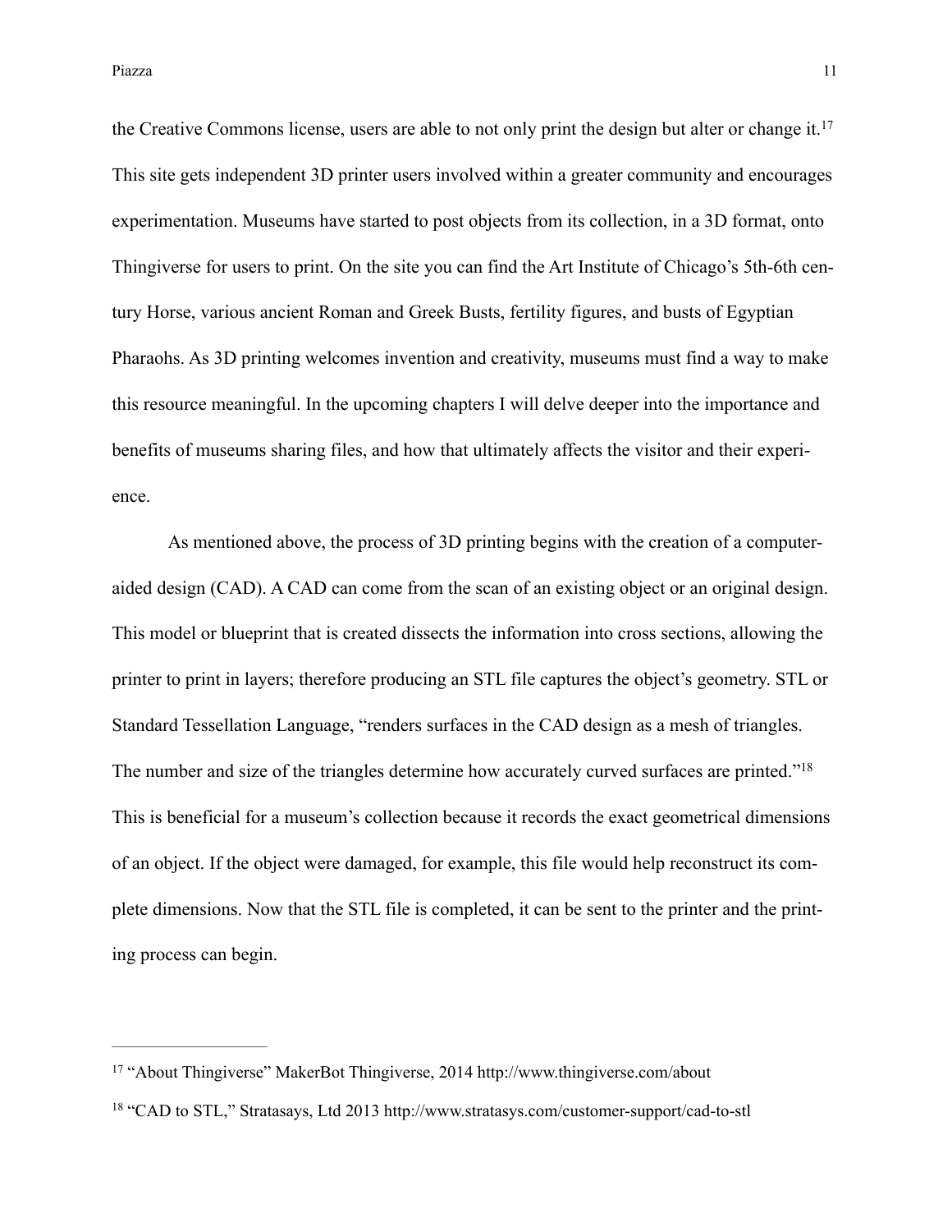the Creative Commons license, users are able to not only print the design but alter or change it.[17] This site gets independent 3D printer users involved within a greater community and encourages experimentation. Museums have started to post objects from its collection, in a 3D format, onto Thingiverse for users to print. On the site you can find the Art Institute of Chicago's 5th-6th century Horse, various ancient Roman and Greek Busts, fertility figures, and busts of Egyptian Pharaohs. As 3D printing welcomes invention and creativity, museums must find a way to make this resource meaningful. In the upcoming chapters I will delve deeper into the importance and benefits of museums sharing files, and how that ultimately affects the visitor and their experience.

As mentioned above, the process of 3D printing begins with the creation of a computer-aided design (CAD). A CAD can come from the scan of an existing object or an original design. This model or blueprint that is created dissects the information into cross sections, allowing the printer to print in layers; therefore producing an STL file captures the object's geometry. STL or Standard Tessellation Language, "renders surfaces in the CAD design as a mesh of triangles. The number and size of the triangles determine how accurately curved surfaces are printed."[18] This is beneficial for a museum's collection because it records the exact geometrical dimensions of an object. If the object were damaged, for example, this file would help reconstruct its complete dimensions. Now that the STL file is completed, it can be sent to the printer and the printing process can begin.

---

[17] "About Thingiverse" MakerBot Thingiverse, 2014 http://www.thingiverse.com/about

[18] "CAD to STL," Stratasays, Ltd 2013 http://www.stratasys.com/customer-support/cad-to-stl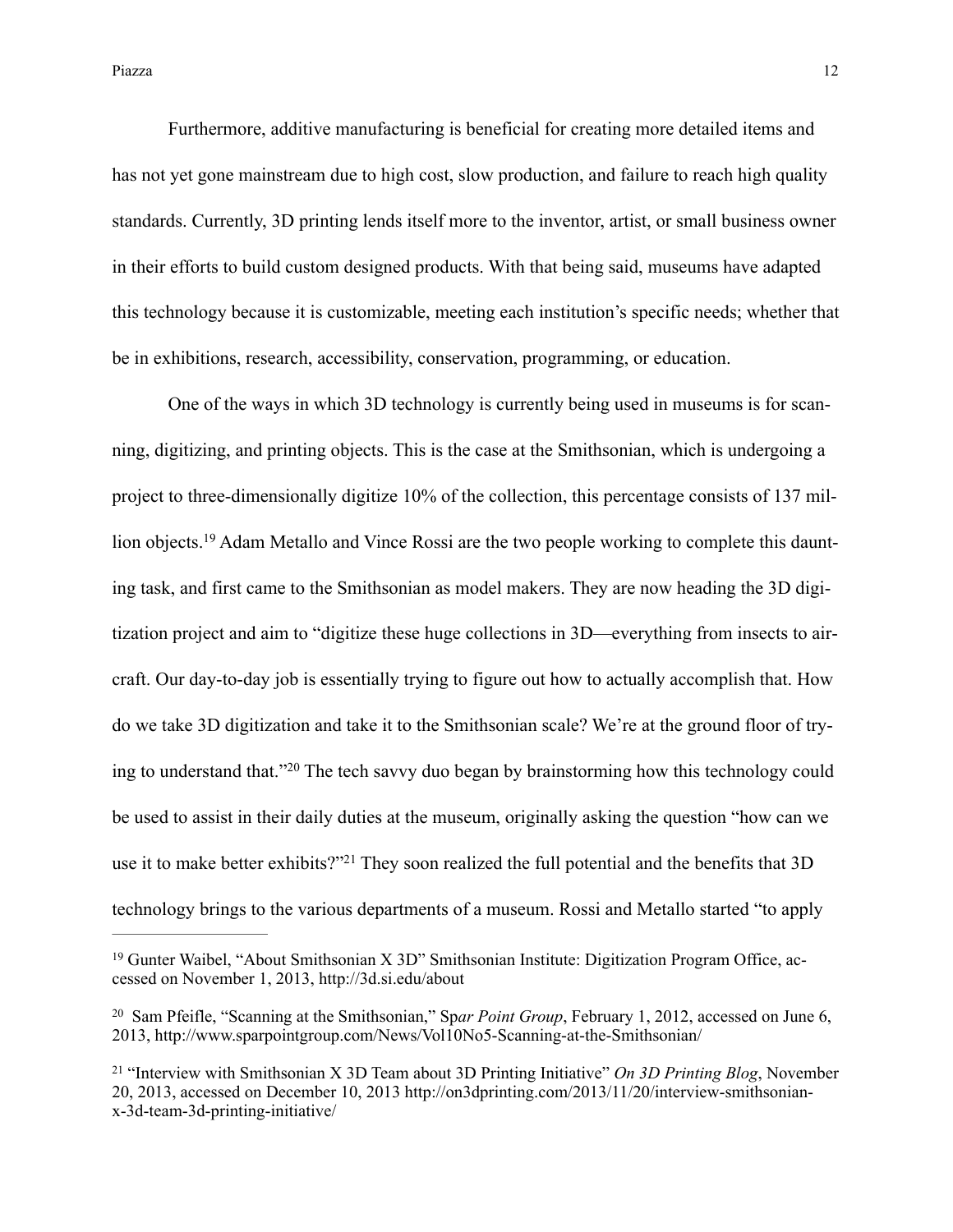Furthermore, additive manufacturing is beneficial for creating more detailed items and has not yet gone mainstream due to high cost, slow production, and failure to reach high quality standards. Currently, 3D printing lends itself more to the inventor, artist, or small business owner in their efforts to build custom designed products. With that being said, museums have adapted this technology because it is customizable, meeting each institution's specific needs; whether that be in exhibitions, research, accessibility, conservation, programming, or education.

One of the ways in which 3D technology is currently being used in museums is for scanning, digitizing, and printing objects. This is the case at the Smithsonian, which is undergoing a project to three-dimensionally digitize 10% of the collection, this percentage consists of 137 million objects.[19] Adam Metallo and Vince Rossi are the two people working to complete this daunting task, and first came to the Smithsonian as model makers. They are now heading the 3D digitization project and aim to "digitize these huge collections in 3D—everything from insects to aircraft. Our day-to-day job is essentially trying to figure out how to actually accomplish that. How do we take 3D digitization and take it to the Smithsonian scale? We're at the ground floor of trying to understand that."[20] The tech savvy duo began by brainstorming how this technology could be used to assist in their daily duties at the museum, originally asking the question "how can we use it to make better exhibits?"[21] They soon realized the full potential and the benefits that 3D technology brings to the various departments of a museum. Rossi and Metallo started "to apply

---

[19] Gunter Waibel, "About Smithsonian X 3D" Smithsonian Institute: Digitization Program Office, accessed on November 1, 2013, http://3d.si.edu/about

[20] Sam Pfeifle, "Scanning at the Smithsonian," Sp*ar Point Group*, February 1, 2012, accessed on June 6, 2013, http://www.sparpointgroup.com/News/Vol10No5-Scanning-at-the-Smithsonian/

[21] "Interview with Smithsonian X 3D Team about 3D Printing Initiative" *On 3D Printing Blog*, November 20, 2013, accessed on December 10, 2013 http://on3dprinting.com/2013/11/20/interview-smithsonian-x-3d-team-3d-printing-initiative/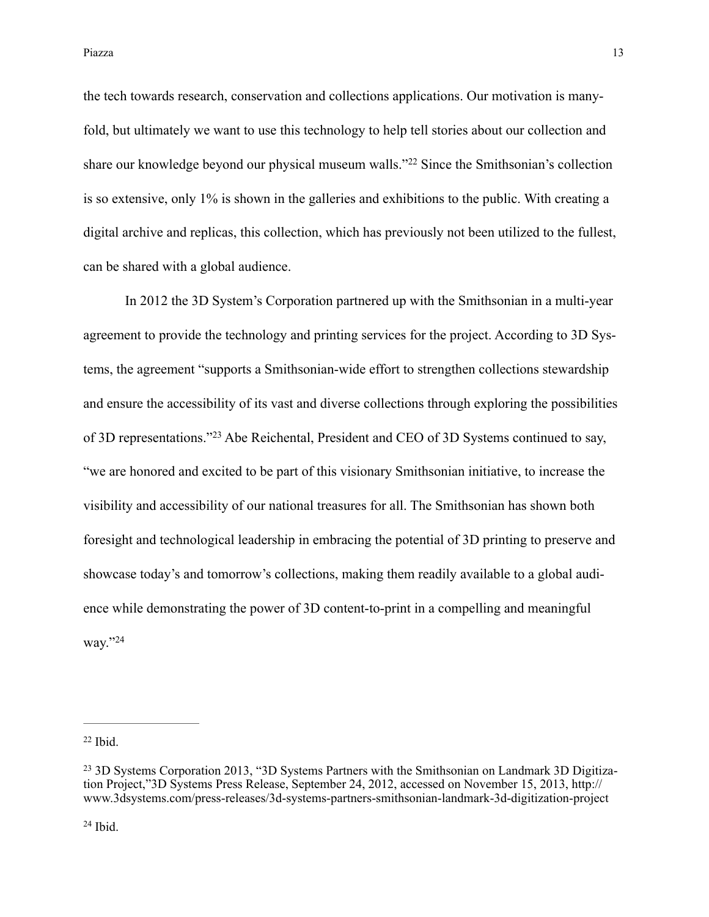the tech towards research, conservation and collections applications. Our motivation is many-fold, but ultimately we want to use this technology to help tell stories about our collection and share our knowledge beyond our physical museum walls."[22] Since the Smithsonian's collection is so extensive, only 1% is shown in the galleries and exhibitions to the public. With creating a digital archive and replicas, this collection, which has previously not been utilized to the fullest, can be shared with a global audience.

In 2012 the 3D System's Corporation partnered up with the Smithsonian in a multi-year agreement to provide the technology and printing services for the project. According to 3D Systems, the agreement "supports a Smithsonian-wide effort to strengthen collections stewardship and ensure the accessibility of its vast and diverse collections through exploring the possibilities of 3D representations."[23] Abe Reichental, President and CEO of 3D Systems continued to say, "we are honored and excited to be part of this visionary Smithsonian initiative, to increase the visibility and accessibility of our national treasures for all. The Smithsonian has shown both foresight and technological leadership in embracing the potential of 3D printing to preserve and showcase today's and tomorrow's collections, making them readily available to a global audience while demonstrating the power of 3D content-to-print in a compelling and meaningful way."[24]

---

[22] Ibid.

[23] 3D Systems Corporation 2013, "3D Systems Partners with the Smithsonian on Landmark 3D Digitization Project,"3D Systems Press Release, September 24, 2012, accessed on November 15, 2013, http://www.3dsystems.com/press-releases/3d-systems-partners-smithsonian-landmark-3d-digitization-project

[24] Ibid.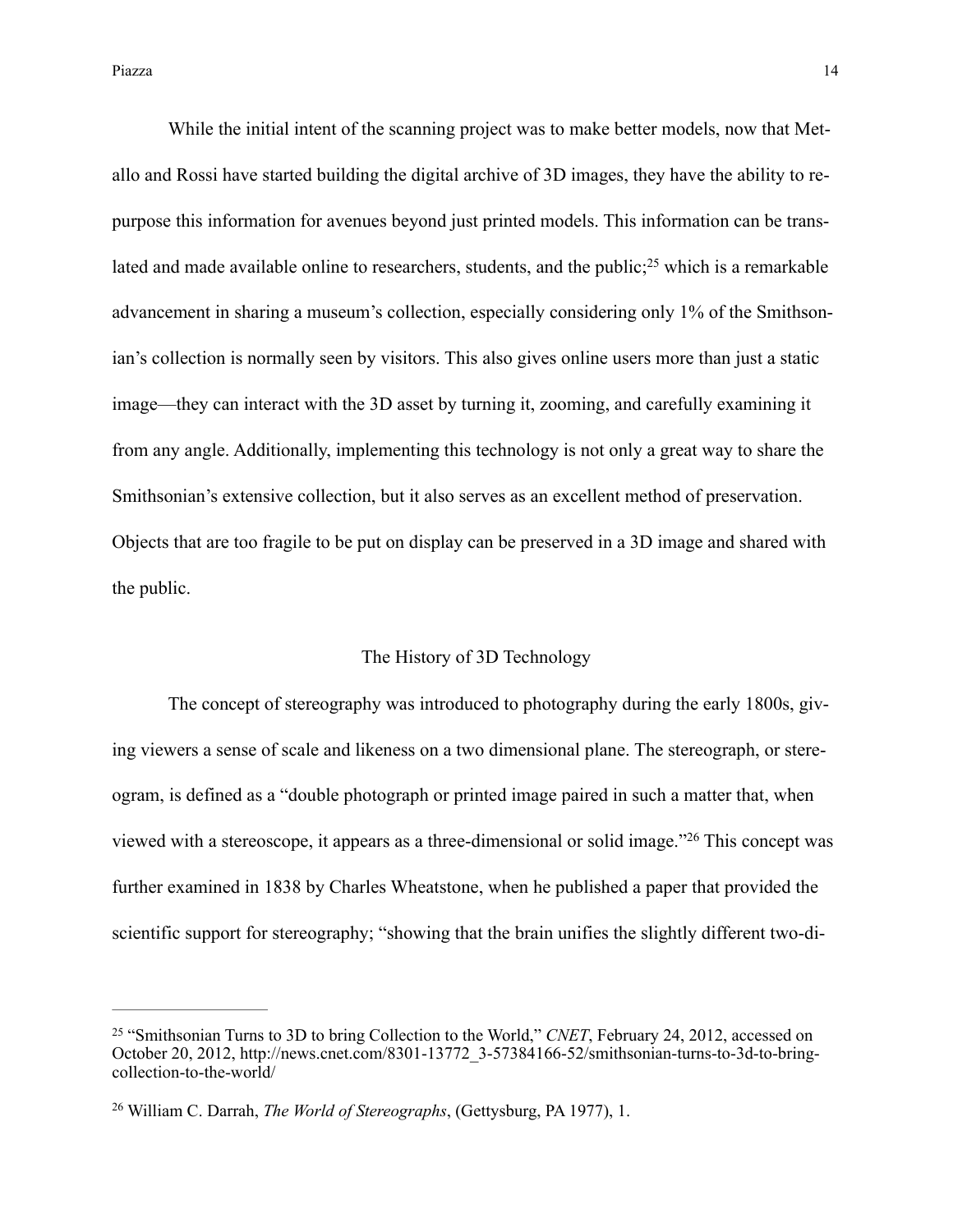While the initial intent of the scanning project was to make better models, now that Metallo and Rossi have started building the digital archive of 3D images, they have the ability to repurpose this information for avenues beyond just printed models. This information can be translated and made available online to researchers, students, and the public;[25] which is a remarkable advancement in sharing a museum's collection, especially considering only 1% of the Smithsonian's collection is normally seen by visitors. This also gives online users more than just a static image—they can interact with the 3D asset by turning it, zooming, and carefully examining it from any angle. Additionally, implementing this technology is not only a great way to share the Smithsonian's extensive collection, but it also serves as an excellent method of preservation. Objects that are too fragile to be put on display can be preserved in a 3D image and shared with the public.

## The History of 3D Technology

The concept of stereography was introduced to photography during the early 1800s, giving viewers a sense of scale and likeness on a two dimensional plane. The stereograph, or stereogram, is defined as a "double photograph or printed image paired in such a matter that, when viewed with a stereoscope, it appears as a three-dimensional or solid image."[26] This concept was further examined in 1838 by Charles Wheatstone, when he published a paper that provided the scientific support for stereography; "showing that the brain unifies the slightly different two-di-

---

[25] "Smithsonian Turns to 3D to bring Collection to the World," *CNET*, February 24, 2012, accessed on October 20, 2012, http://news.cnet.com/8301-13772_3-57384166-52/smithsonian-turns-to-3d-to-bring-collection-to-the-world/

[26] William C. Darrah, *The World of Stereographs*, (Gettysburg, PA 1977), 1.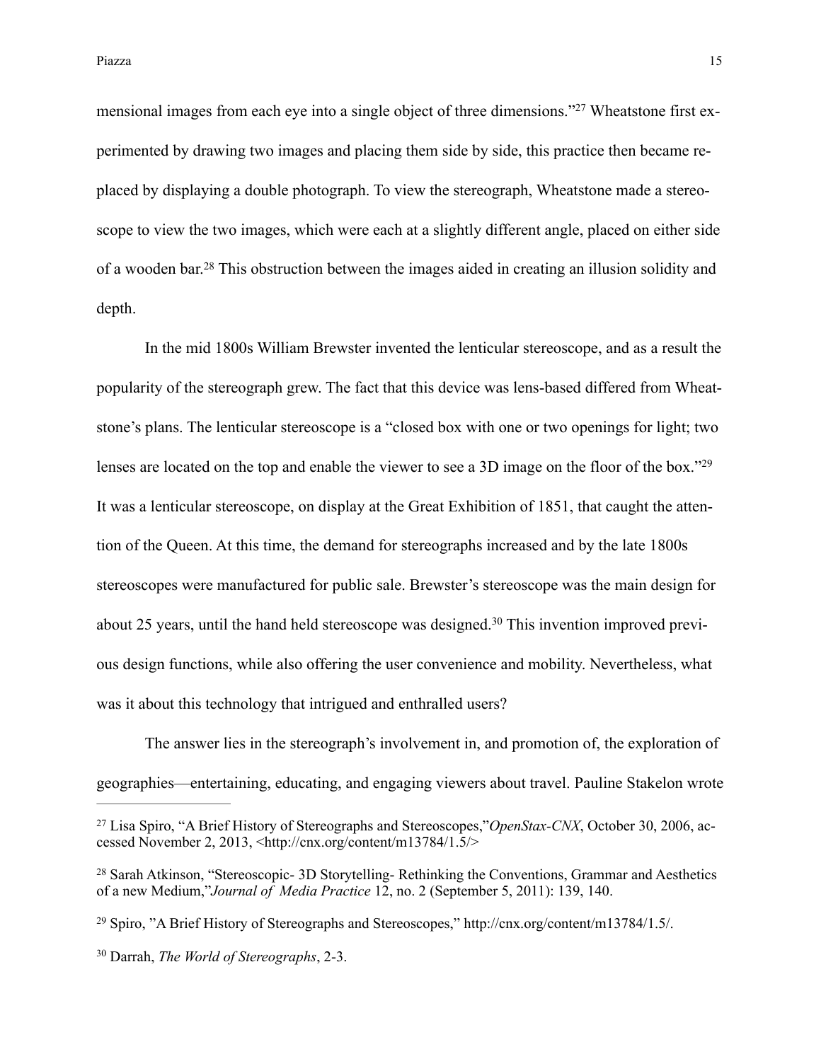mensional images from each eye into a single object of three dimensions."[27] Wheatstone first experimented by drawing two images and placing them side by side, this practice then became replaced by displaying a double photograph. To view the stereograph, Wheatstone made a stereoscope to view the two images, which were each at a slightly different angle, placed on either side of a wooden bar.[28] This obstruction between the images aided in creating an illusion solidity and depth.

In the mid 1800s William Brewster invented the lenticular stereoscope, and as a result the popularity of the stereograph grew. The fact that this device was lens-based differed from Wheatstone's plans. The lenticular stereoscope is a "closed box with one or two openings for light; two lenses are located on the top and enable the viewer to see a 3D image on the floor of the box."[29] It was a lenticular stereoscope, on display at the Great Exhibition of 1851, that caught the attention of the Queen. At this time, the demand for stereographs increased and by the late 1800s stereoscopes were manufactured for public sale. Brewster's stereoscope was the main design for about 25 years, until the hand held stereoscope was designed.[30] This invention improved previous design functions, while also offering the user convenience and mobility. Nevertheless, what was it about this technology that intrigued and enthralled users?

The answer lies in the stereograph's involvement in, and promotion of, the exploration of geographies—entertaining, educating, and engaging viewers about travel. Pauline Stakelon wrote

---

[27] Lisa Spiro, "A Brief History of Stereographs and Stereoscopes,"*OpenStax-CNX*, October 30, 2006, accessed November 2, 2013, <http://cnx.org/content/m13784/1.5/>

[28] Sarah Atkinson, "Stereoscopic- 3D Storytelling- Rethinking the Conventions, Grammar and Aesthetics of a new Medium,"*Journal of Media Practice* 12, no. 2 (September 5, 2011): 139, 140.

[29] Spiro, "A Brief History of Stereographs and Stereoscopes," http://cnx.org/content/m13784/1.5/.

[30] Darrah, *The World of Stereographs*, 2-3.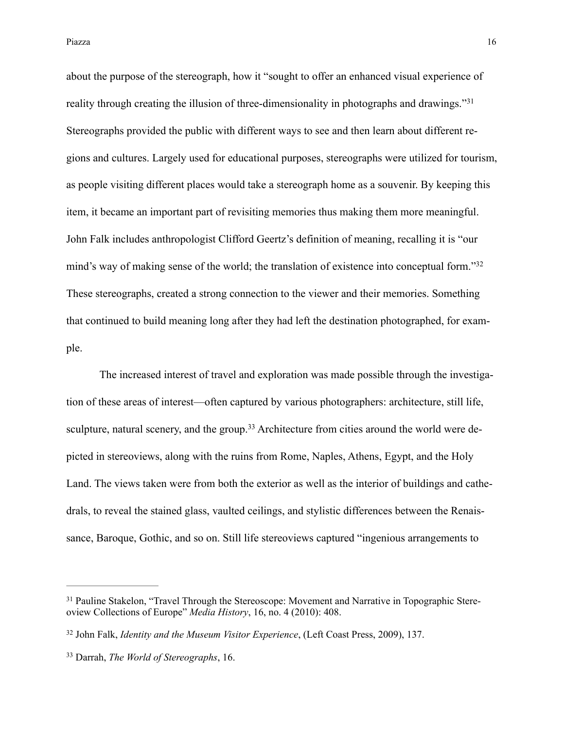about the purpose of the stereograph, how it "sought to offer an enhanced visual experience of reality through creating the illusion of three-dimensionality in photographs and drawings."[31] Stereographs provided the public with different ways to see and then learn about different regions and cultures. Largely used for educational purposes, stereographs were utilized for tourism, as people visiting different places would take a stereograph home as a souvenir. By keeping this item, it became an important part of revisiting memories thus making them more meaningful. John Falk includes anthropologist Clifford Geertz's definition of meaning, recalling it is "our mind's way of making sense of the world; the translation of existence into conceptual form."[32] These stereographs, created a strong connection to the viewer and their memories. Something that continued to build meaning long after they had left the destination photographed, for example.

The increased interest of travel and exploration was made possible through the investigation of these areas of interest—often captured by various photographers: architecture, still life, sculpture, natural scenery, and the group.[33] Architecture from cities around the world were depicted in stereoviews, along with the ruins from Rome, Naples, Athens, Egypt, and the Holy Land. The views taken were from both the exterior as well as the interior of buildings and cathedrals, to reveal the stained glass, vaulted ceilings, and stylistic differences between the Renaissance, Baroque, Gothic, and so on. Still life stereoviews captured "ingenious arrangements to

---

[31] Pauline Stakelon, "Travel Through the Stereoscope: Movement and Narrative in Topographic Stereoview Collections of Europe" *Media History*, 16, no. 4 (2010): 408.

[32] John Falk, *Identity and the Museum Visitor Experience*, (Left Coast Press, 2009), 137.

[33] Darrah, *The World of Stereographs*, 16.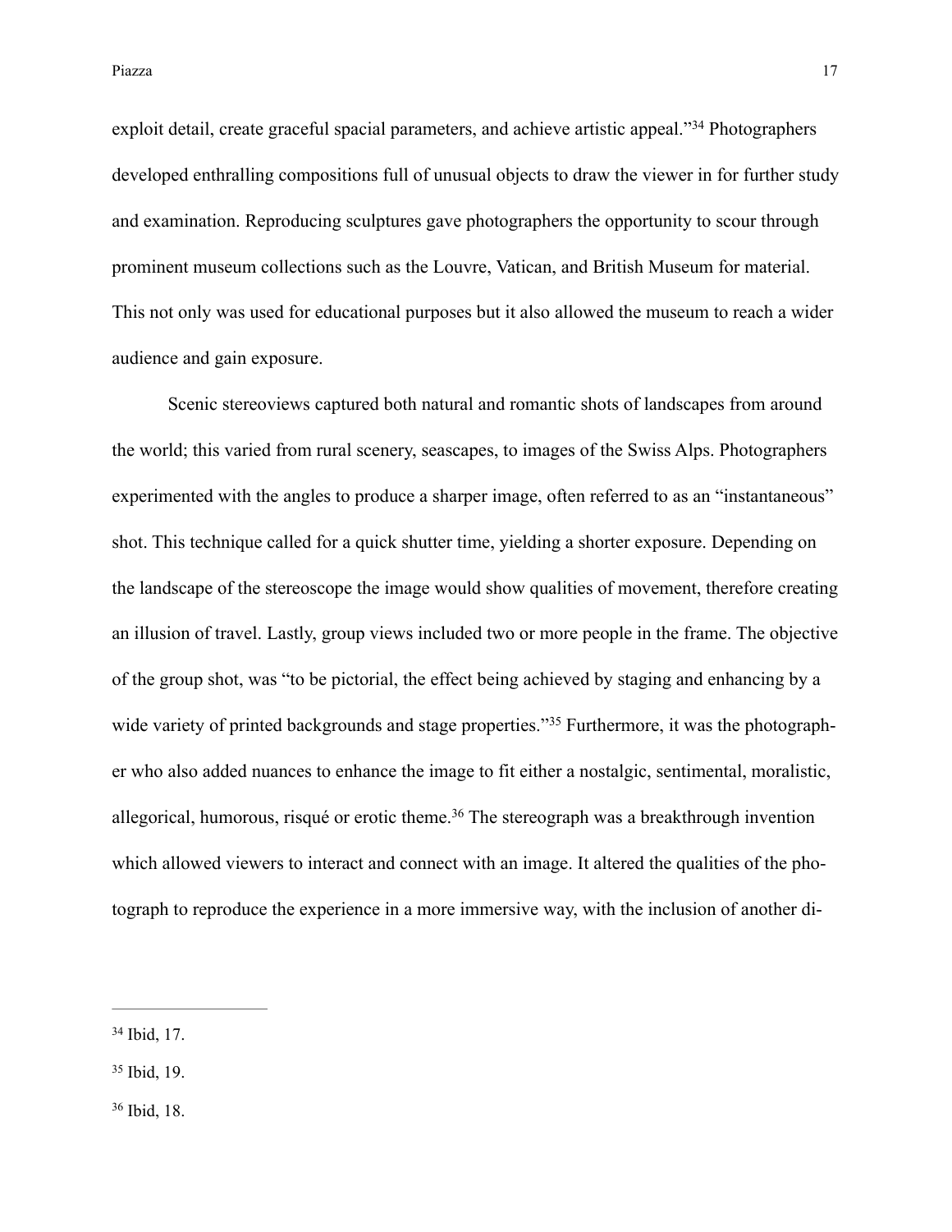exploit detail, create graceful spacial parameters, and achieve artistic appeal."[34] Photographers developed enthralling compositions full of unusual objects to draw the viewer in for further study and examination. Reproducing sculptures gave photographers the opportunity to scour through prominent museum collections such as the Louvre, Vatican, and British Museum for material. This not only was used for educational purposes but it also allowed the museum to reach a wider audience and gain exposure.

Scenic stereoviews captured both natural and romantic shots of landscapes from around the world; this varied from rural scenery, seascapes, to images of the Swiss Alps. Photographers experimented with the angles to produce a sharper image, often referred to as an "instantaneous" shot. This technique called for a quick shutter time, yielding a shorter exposure. Depending on the landscape of the stereoscope the image would show qualities of movement, therefore creating an illusion of travel. Lastly, group views included two or more people in the frame. The objective of the group shot, was "to be pictorial, the effect being achieved by staging and enhancing by a wide variety of printed backgrounds and stage properties."[35] Furthermore, it was the photographer who also added nuances to enhance the image to fit either a nostalgic, sentimental, moralistic, allegorical, humorous, risqué or erotic theme.[36] The stereograph was a breakthrough invention which allowed viewers to interact and connect with an image. It altered the qualities of the photograph to reproduce the experience in a more immersive way, with the inclusion of another di-

---

[34] Ibid, 17.

[35] Ibid, 19.

[36] Ibid, 18.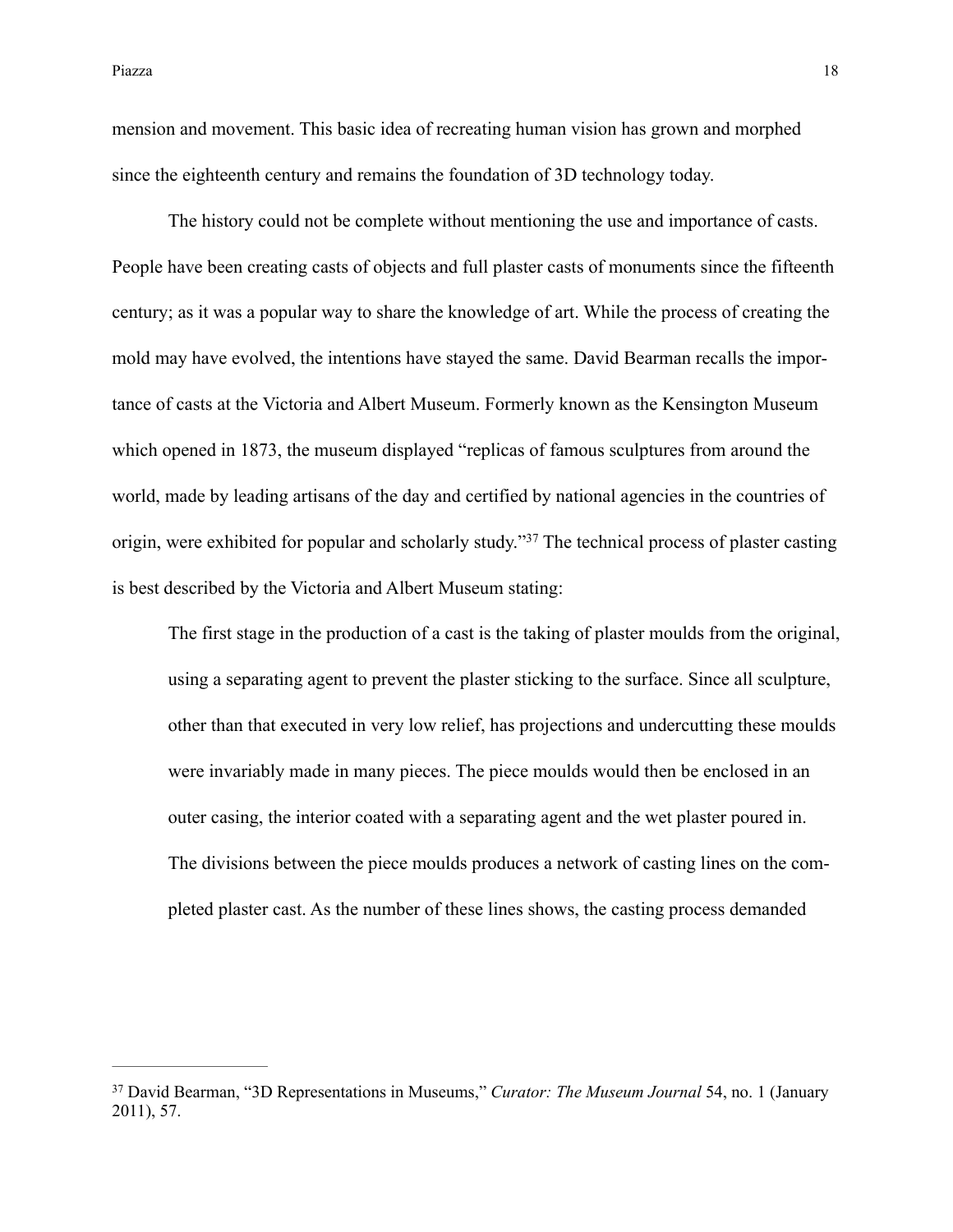mension and movement. This basic idea of recreating human vision has grown and morphed since the eighteenth century and remains the foundation of 3D technology today.

The history could not be complete without mentioning the use and importance of casts. People have been creating casts of objects and full plaster casts of monuments since the fifteenth century; as it was a popular way to share the knowledge of art. While the process of creating the mold may have evolved, the intentions have stayed the same. David Bearman recalls the importance of casts at the Victoria and Albert Museum. Formerly known as the Kensington Museum which opened in 1873, the museum displayed "replicas of famous sculptures from around the world, made by leading artisans of the day and certified by national agencies in the countries of origin, were exhibited for popular and scholarly study."[37] The technical process of plaster casting is best described by the Victoria and Albert Museum stating:

> The first stage in the production of a cast is the taking of plaster moulds from the original, using a separating agent to prevent the plaster sticking to the surface. Since all sculpture, other than that executed in very low relief, has projections and undercutting these moulds were invariably made in many pieces. The piece moulds would then be enclosed in an outer casing, the interior coated with a separating agent and the wet plaster poured in. The divisions between the piece moulds produces a network of casting lines on the completed plaster cast. As the number of these lines shows, the casting process demanded

---

[37] David Bearman, "3D Representations in Museums," *Curator: The Museum Journal* 54, no. 1 (January 2011), 57.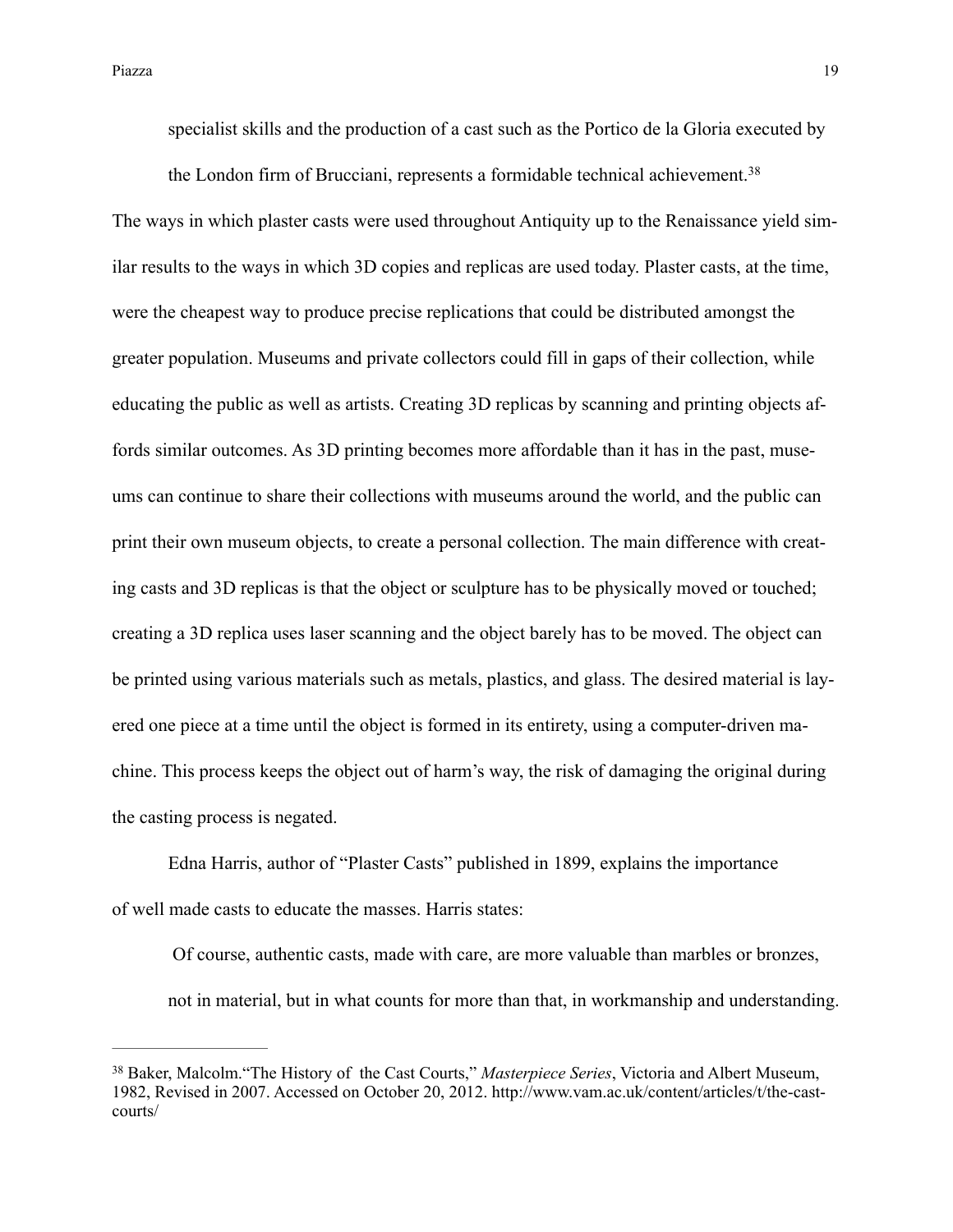> specialist skills and the production of a cast such as the Portico de la Gloria executed by the London firm of Brucciani, represents a formidable technical achievement.[38]

The ways in which plaster casts were used throughout Antiquity up to the Renaissance yield similar results to the ways in which 3D copies and replicas are used today. Plaster casts, at the time, were the cheapest way to produce precise replications that could be distributed amongst the greater population. Museums and private collectors could fill in gaps of their collection, while educating the public as well as artists. Creating 3D replicas by scanning and printing objects affords similar outcomes. As 3D printing becomes more affordable than it has in the past, museums can continue to share their collections with museums around the world, and the public can print their own museum objects, to create a personal collection. The main difference with creating casts and 3D replicas is that the object or sculpture has to be physically moved or touched; creating a 3D replica uses laser scanning and the object barely has to be moved. The object can be printed using various materials such as metals, plastics, and glass. The desired material is layered one piece at a time until the object is formed in its entirety, using a computer-driven machine. This process keeps the object out of harm's way, the risk of damaging the original during the casting process is negated.

Edna Harris, author of "Plaster Casts" published in 1899, explains the importance of well made casts to educate the masses. Harris states:

> Of course, authentic casts, made with care, are more valuable than marbles or bronzes, not in material, but in what counts for more than that, in workmanship and understanding.

---

[38] Baker, Malcolm."The History of the Cast Courts," *Masterpiece Series*, Victoria and Albert Museum, 1982, Revised in 2007. Accessed on October 20, 2012. http://www.vam.ac.uk/content/articles/t/the-cast-courts/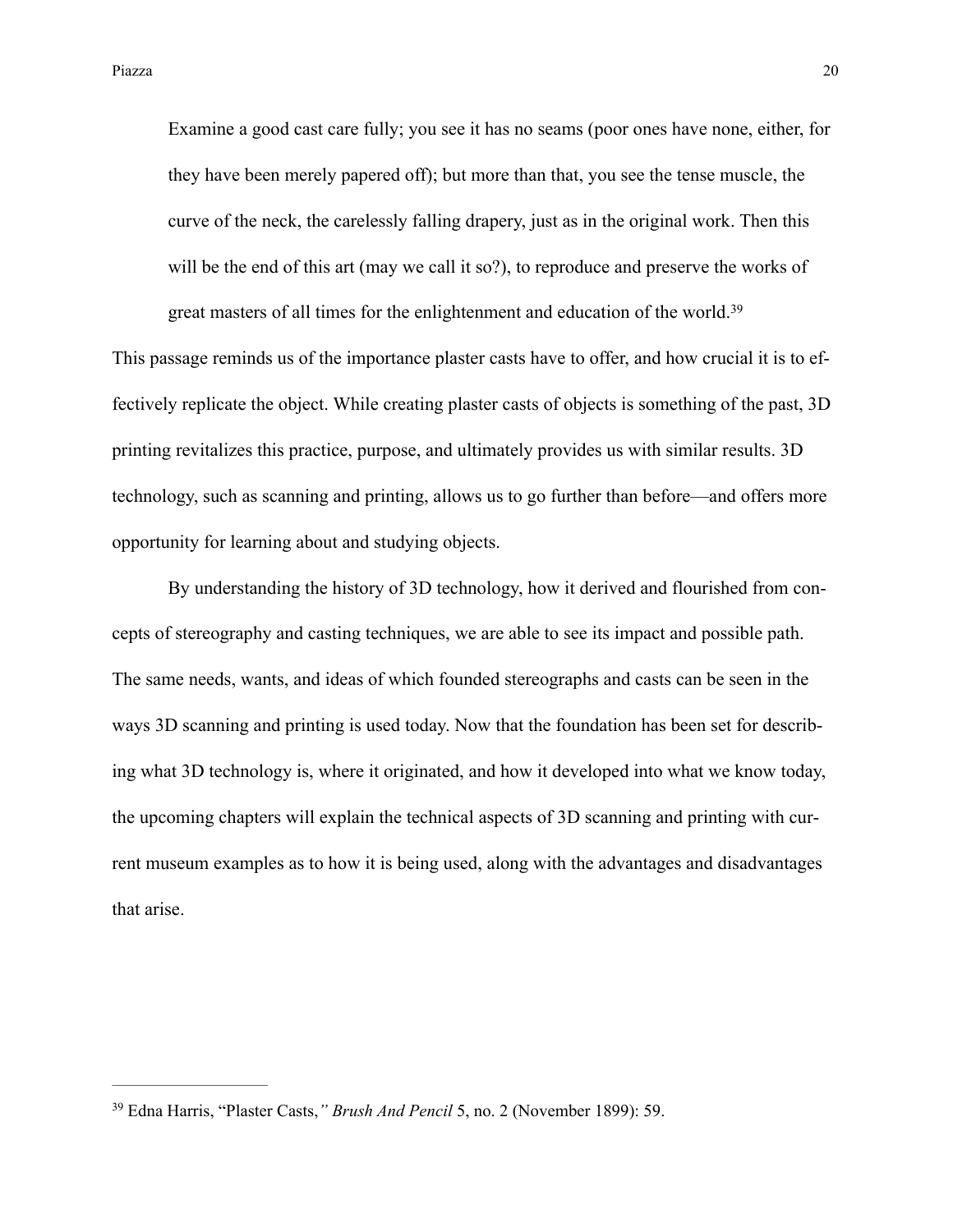> Examine a good cast care fully; you see it has no seams (poor ones have none, either, for they have been merely papered off); but more than that, you see the tense muscle, the curve of the neck, the carelessly falling drapery, just as in the original work. Then this will be the end of this art (may we call it so?), to reproduce and preserve the works of great masters of all times for the enlightenment and education of the world.[39]

This passage reminds us of the importance plaster casts have to offer, and how crucial it is to effectively replicate the object. While creating plaster casts of objects is something of the past, 3D printing revitalizes this practice, purpose, and ultimately provides us with similar results. 3D technology, such as scanning and printing, allows us to go further than before—and offers more opportunity for learning about and studying objects.

By understanding the history of 3D technology, how it derived and flourished from concepts of stereography and casting techniques, we are able to see its impact and possible path. The same needs, wants, and ideas of which founded stereographs and casts can be seen in the ways 3D scanning and printing is used today. Now that the foundation has been set for describing what 3D technology is, where it originated, and how it developed into what we know today, the upcoming chapters will explain the technical aspects of 3D scanning and printing with current museum examples as to how it is being used, along with the advantages and disadvantages that arise.

---

[39] Edna Harris, "Plaster Casts," *Brush And Pencil* 5, no. 2 (November 1899): 59.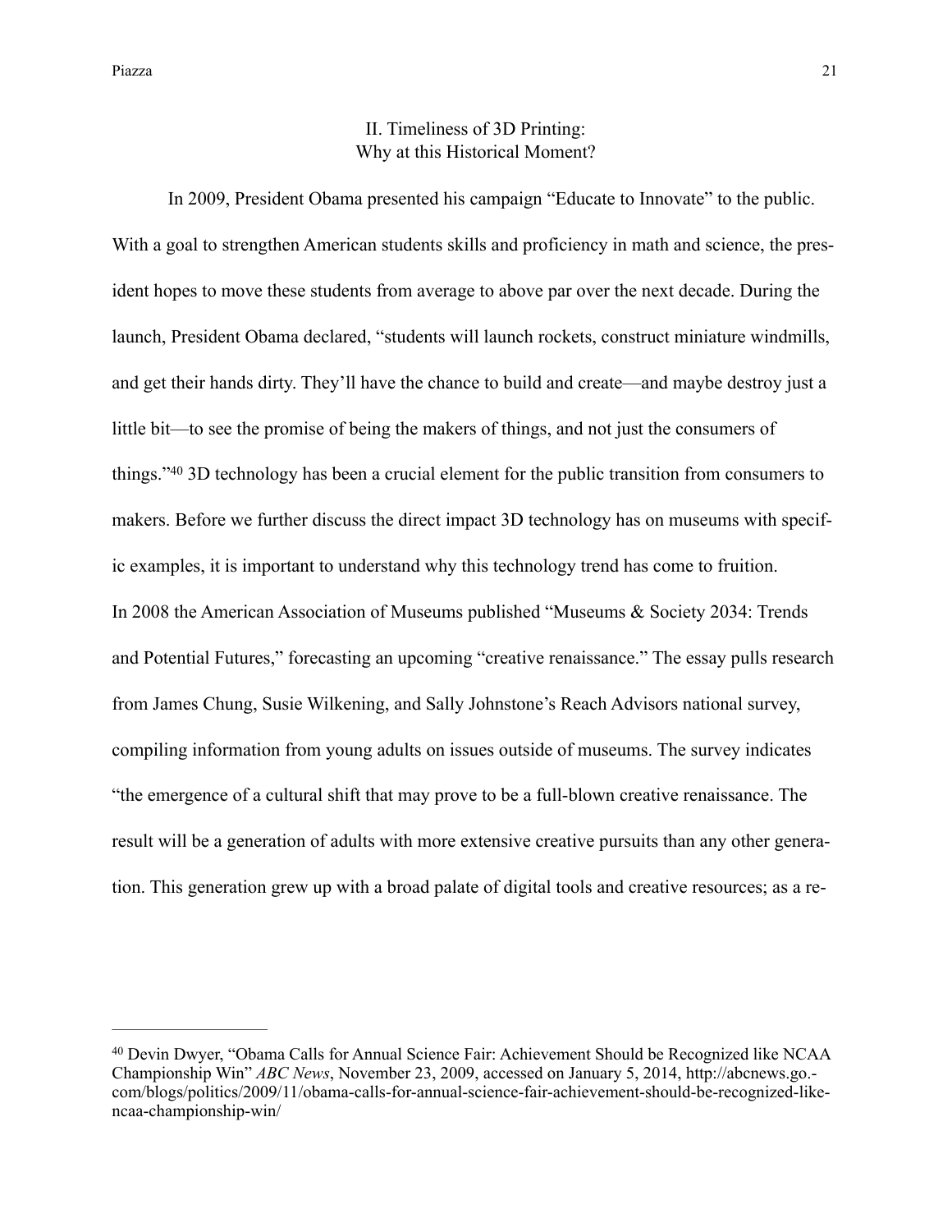## II. Timeliness of 3D Printing: Why at this Historical Moment?

In 2009, President Obama presented his campaign "Educate to Innovate" to the public. With a goal to strengthen American students skills and proficiency in math and science, the president hopes to move these students from average to above par over the next decade. During the launch, President Obama declared, "students will launch rockets, construct miniature windmills, and get their hands dirty. They'll have the chance to build and create—and maybe destroy just a little bit—to see the promise of being the makers of things, and not just the consumers of things."[40] 3D technology has been a crucial element for the public transition from consumers to makers. Before we further discuss the direct impact 3D technology has on museums with specific examples, it is important to understand why this technology trend has come to fruition.
In 2008 the American Association of Museums published "Museums & Society 2034: Trends and Potential Futures," forecasting an upcoming "creative renaissance." The essay pulls research from James Chung, Susie Wilkening, and Sally Johnstone's Reach Advisors national survey, compiling information from young adults on issues outside of museums. The survey indicates "the emergence of a cultural shift that may prove to be a full-blown creative renaissance. The result will be a generation of adults with more extensive creative pursuits than any other generation. This generation grew up with a broad palate of digital tools and creative resources; as a re-

---

[40] Devin Dwyer, "Obama Calls for Annual Science Fair: Achievement Should be Recognized like NCAA Championship Win" *ABC News*, November 23, 2009, accessed on January 5, 2014, http://abcnews.go.com/blogs/politics/2009/11/obama-calls-for-annual-science-fair-achievement-should-be-recognized-like-ncaa-championship-win/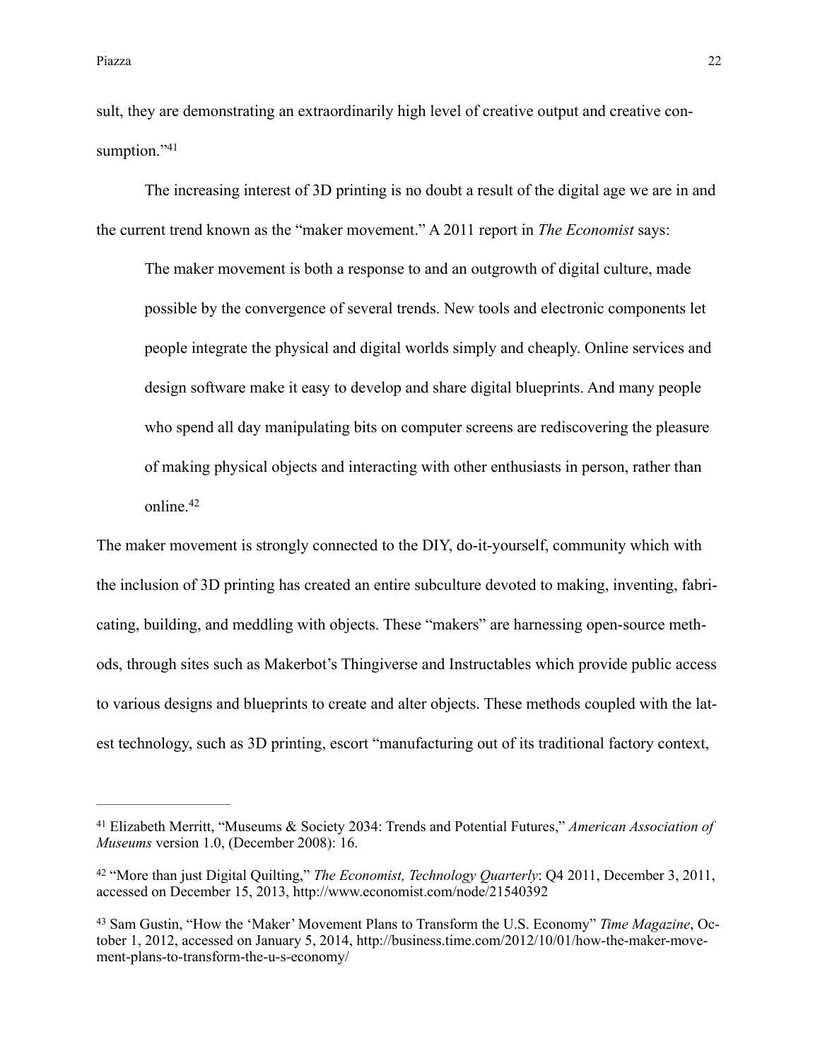sult, they are demonstrating an extraordinarily high level of creative output and creative consumption."[41]

The increasing interest of 3D printing is no doubt a result of the digital age we are in and the current trend known as the "maker movement." A 2011 report in *The Economist* says:

> The maker movement is both a response to and an outgrowth of digital culture, made possible by the convergence of several trends. New tools and electronic components let people integrate the physical and digital worlds simply and cheaply. Online services and design software make it easy to develop and share digital blueprints. And many people who spend all day manipulating bits on computer screens are rediscovering the pleasure of making physical objects and interacting with other enthusiasts in person, rather than online.[42]

The maker movement is strongly connected to the DIY, do-it-yourself, community which with the inclusion of 3D printing has created an entire subculture devoted to making, inventing, fabricating, building, and meddling with objects. These "makers" are harnessing open-source methods, through sites such as Makerbot's Thingiverse and Instructables which provide public access to various designs and blueprints to create and alter objects. These methods coupled with the latest technology, such as 3D printing, escort "manufacturing out of its traditional factory context,

---

[41] Elizabeth Merritt, "Museums & Society 2034: Trends and Potential Futures," *American Association of Museums* version 1.0, (December 2008): 16.

[42] "More than just Digital Quilting," *The Economist, Technology Quarterly*: Q4 2011, December 3, 2011, accessed on December 15, 2013, http://www.economist.com/node/21540392

[43] Sam Gustin, "How the 'Maker' Movement Plans to Transform the U.S. Economy" *Time Magazine*, October 1, 2012, accessed on January 5, 2014, http://business.time.com/2012/10/01/how-the-maker-movement-plans-to-transform-the-u-s-economy/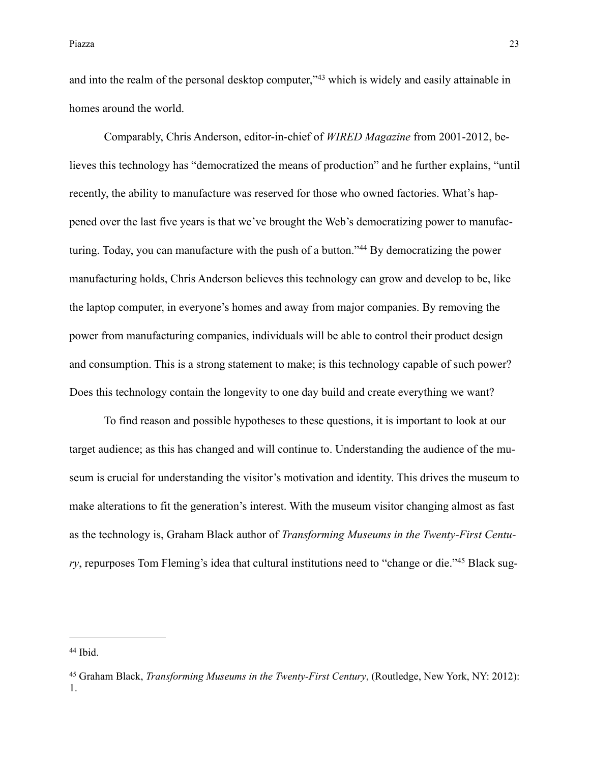and into the realm of the personal desktop computer,"[43] which is widely and easily attainable in homes around the world.

Comparably, Chris Anderson, editor-in-chief of *WIRED Magazine* from 2001-2012, believes this technology has "democratized the means of production" and he further explains, "until recently, the ability to manufacture was reserved for those who owned factories. What's happened over the last five years is that we've brought the Web's democratizing power to manufacturing. Today, you can manufacture with the push of a button."[44] By democratizing the power manufacturing holds, Chris Anderson believes this technology can grow and develop to be, like the laptop computer, in everyone's homes and away from major companies. By removing the power from manufacturing companies, individuals will be able to control their product design and consumption. This is a strong statement to make; is this technology capable of such power? Does this technology contain the longevity to one day build and create everything we want?

To find reason and possible hypotheses to these questions, it is important to look at our target audience; as this has changed and will continue to. Understanding the audience of the museum is crucial for understanding the visitor's motivation and identity. This drives the museum to make alterations to fit the generation's interest. With the museum visitor changing almost as fast as the technology is, Graham Black author of *Transforming Museums in the Twenty-First Century*, repurposes Tom Fleming's idea that cultural institutions need to "change or die."[45] Black sug-

---

[44] Ibid.

[45] Graham Black, *Transforming Museums in the Twenty-First Century*, (Routledge, New York, NY: 2012): 1.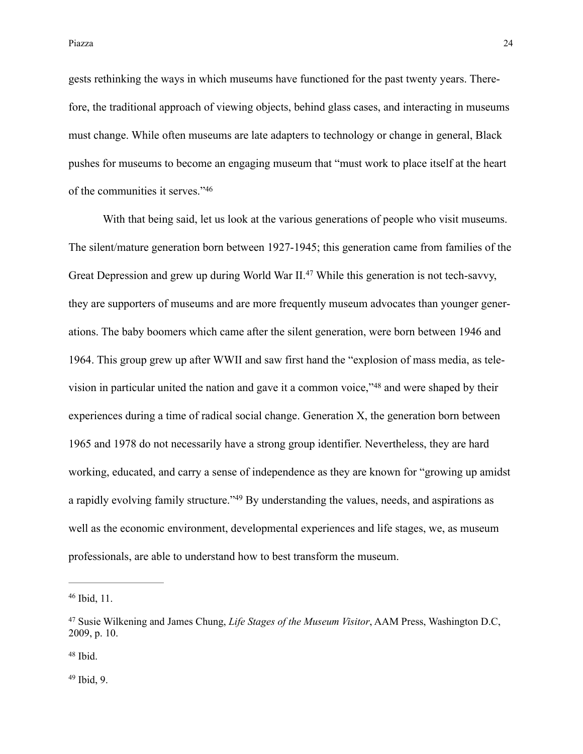gests rethinking the ways in which museums have functioned for the past twenty years. Therefore, the traditional approach of viewing objects, behind glass cases, and interacting in museums must change. While often museums are late adapters to technology or change in general, Black pushes for museums to become an engaging museum that "must work to place itself at the heart of the communities it serves."[46]

With that being said, let us look at the various generations of people who visit museums. The silent/mature generation born between 1927-1945; this generation came from families of the Great Depression and grew up during World War II.[47] While this generation is not tech-savvy, they are supporters of museums and are more frequently museum advocates than younger generations. The baby boomers which came after the silent generation, were born between 1946 and 1964. This group grew up after WWII and saw first hand the "explosion of mass media, as television in particular united the nation and gave it a common voice,"[48] and were shaped by their experiences during a time of radical social change. Generation X, the generation born between 1965 and 1978 do not necessarily have a strong group identifier. Nevertheless, they are hard working, educated, and carry a sense of independence as they are known for "growing up amidst a rapidly evolving family structure."[49] By understanding the values, needs, and aspirations as well as the economic environment, developmental experiences and life stages, we, as museum professionals, are able to understand how to best transform the museum.

---

[46] Ibid, 11.

[47] Susie Wilkening and James Chung, *Life Stages of the Museum Visitor*, AAM Press, Washington D.C, 2009, p. 10.

[48] Ibid.

[49] Ibid, 9.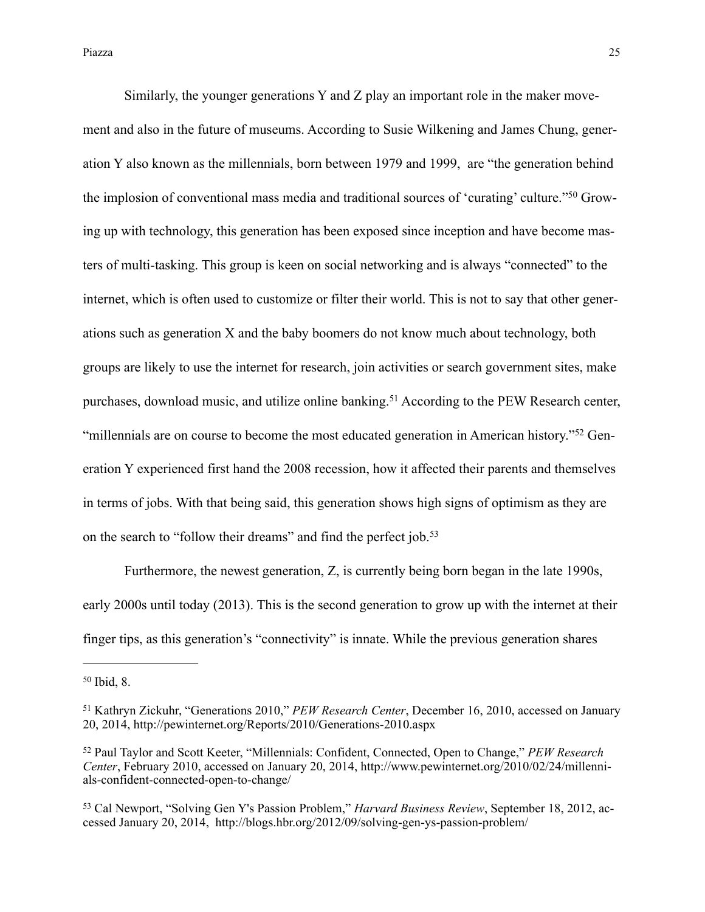Similarly, the younger generations Y and Z play an important role in the maker movement and also in the future of museums. According to Susie Wilkening and James Chung, generation Y also known as the millennials, born between 1979 and 1999, are "the generation behind the implosion of conventional mass media and traditional sources of 'curating' culture."[50] Growing up with technology, this generation has been exposed since inception and have become masters of multi-tasking. This group is keen on social networking and is always "connected" to the internet, which is often used to customize or filter their world. This is not to say that other generations such as generation X and the baby boomers do not know much about technology, both groups are likely to use the internet for research, join activities or search government sites, make purchases, download music, and utilize online banking.[51] According to the PEW Research center, "millennials are on course to become the most educated generation in American history."[52] Generation Y experienced first hand the 2008 recession, how it affected their parents and themselves in terms of jobs. With that being said, this generation shows high signs of optimism as they are on the search to "follow their dreams" and find the perfect job.[53]

Furthermore, the newest generation, Z, is currently being born began in the late 1990s, early 2000s until today (2013). This is the second generation to grow up with the internet at their finger tips, as this generation's "connectivity" is innate. While the previous generation shares

---

[50] Ibid, 8.

[51] Kathryn Zickuhr, "Generations 2010," *PEW Research Center*, December 16, 2010, accessed on January 20, 2014, http://pewinternet.org/Reports/2010/Generations-2010.aspx

[52] Paul Taylor and Scott Keeter, "Millennials: Confident, Connected, Open to Change," *PEW Research Center*, February 2010, accessed on January 20, 2014, http://www.pewinternet.org/2010/02/24/millennials-confident-connected-open-to-change/

[53] Cal Newport, "Solving Gen Y's Passion Problem," *Harvard Business Review*, September 18, 2012, accessed January 20, 2014, http://blogs.hbr.org/2012/09/solving-gen-ys-passion-problem/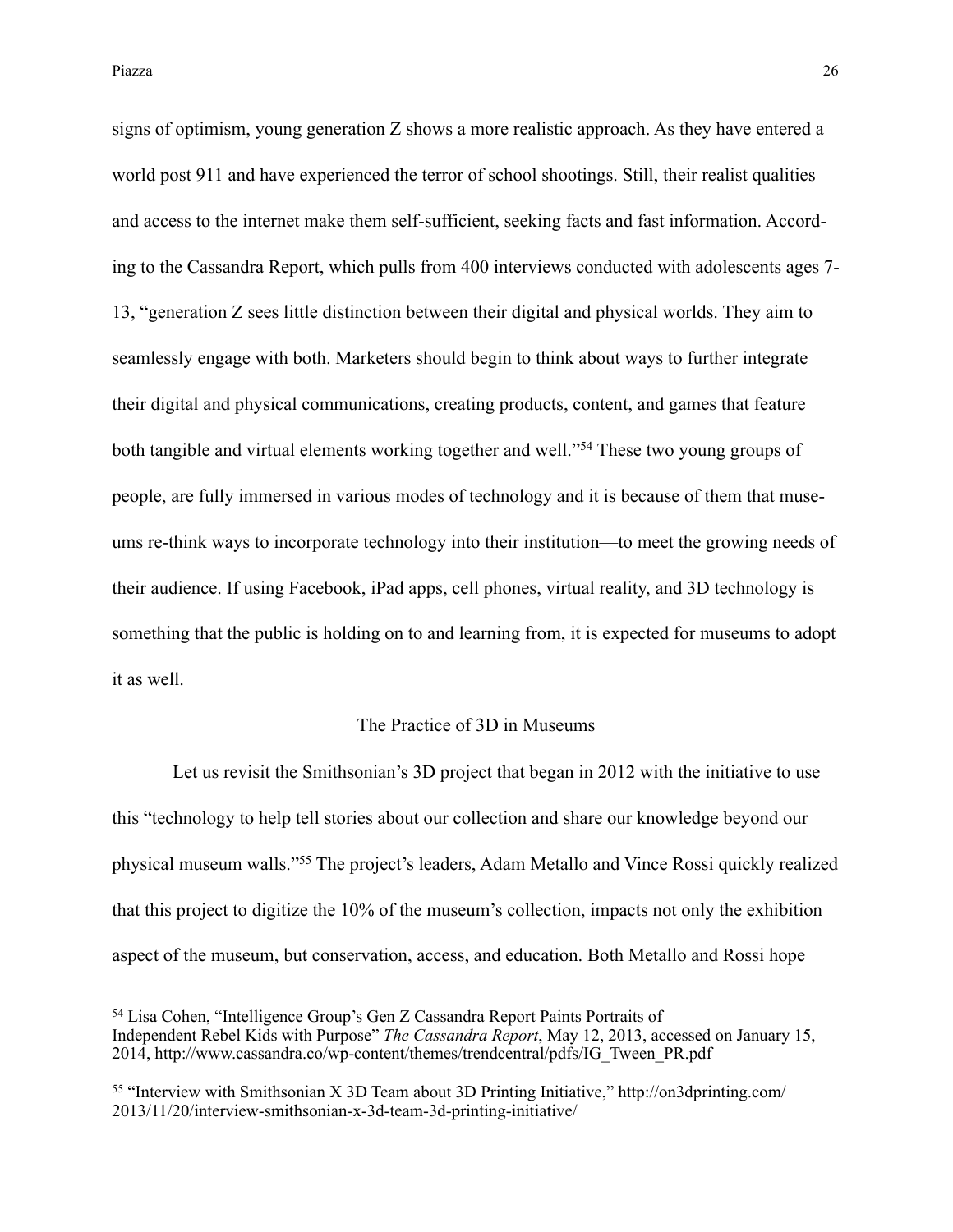signs of optimism, young generation Z shows a more realistic approach. As they have entered a world post 911 and have experienced the terror of school shootings. Still, their realist qualities and access to the internet make them self-sufficient, seeking facts and fast information. According to the Cassandra Report, which pulls from 400 interviews conducted with adolescents ages 7-13, "generation Z sees little distinction between their digital and physical worlds. They aim to seamlessly engage with both. Marketers should begin to think about ways to further integrate their digital and physical communications, creating products, content, and games that feature both tangible and virtual elements working together and well."[54] These two young groups of people, are fully immersed in various modes of technology and it is because of them that museums re-think ways to incorporate technology into their institution—to meet the growing needs of their audience. If using Facebook, iPad apps, cell phones, virtual reality, and 3D technology is something that the public is holding on to and learning from, it is expected for museums to adopt it as well.

## The Practice of 3D in Museums

Let us revisit the Smithsonian's 3D project that began in 2012 with the initiative to use this "technology to help tell stories about our collection and share our knowledge beyond our physical museum walls."[55] The project's leaders, Adam Metallo and Vince Rossi quickly realized that this project to digitize the 10% of the museum's collection, impacts not only the exhibition aspect of the museum, but conservation, access, and education. Both Metallo and Rossi hope

---

[54] Lisa Cohen, "Intelligence Group's Gen Z Cassandra Report Paints Portraits of Independent Rebel Kids with Purpose" *The Cassandra Report*, May 12, 2013, accessed on January 15, 2014, http://www.cassandra.co/wp-content/themes/trendcentral/pdfs/IG_Tween_PR.pdf

[55] "Interview with Smithsonian X 3D Team about 3D Printing Initiative," http://on3dprinting.com/2013/11/20/interview-smithsonian-x-3d-team-3d-printing-initiative/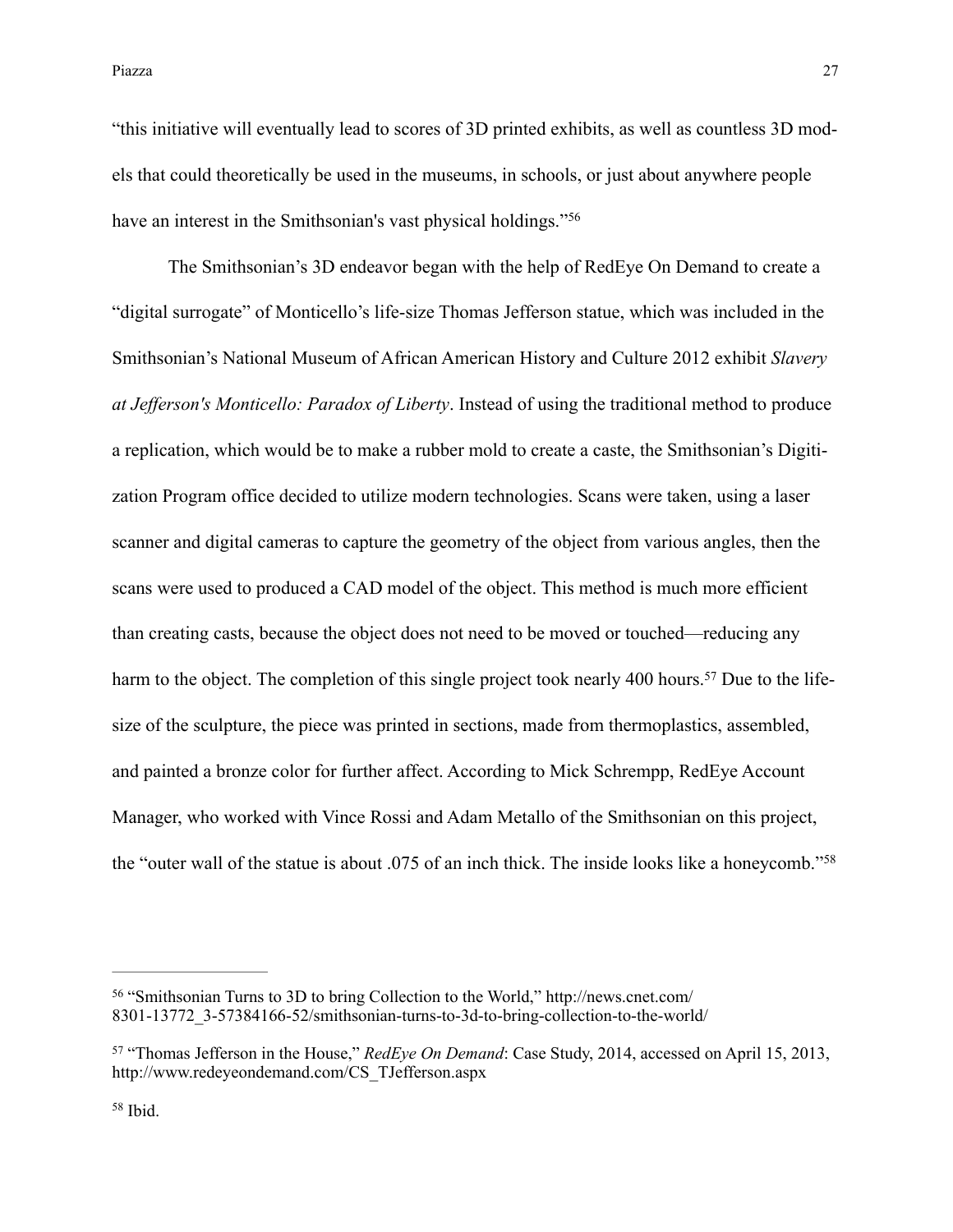"this initiative will eventually lead to scores of 3D printed exhibits, as well as countless 3D models that could theoretically be used in the museums, in schools, or just about anywhere people have an interest in the Smithsonian's vast physical holdings."[56]

The Smithsonian's 3D endeavor began with the help of RedEye On Demand to create a "digital surrogate" of Monticello's life-size Thomas Jefferson statue, which was included in the Smithsonian's National Museum of African American History and Culture 2012 exhibit *Slavery at Jefferson's Monticello: Paradox of Liberty*. Instead of using the traditional method to produce a replication, which would be to make a rubber mold to create a caste, the Smithsonian's Digitization Program office decided to utilize modern technologies. Scans were taken, using a laser scanner and digital cameras to capture the geometry of the object from various angles, then the scans were used to produced a CAD model of the object. This method is much more efficient than creating casts, because the object does not need to be moved or touched—reducing any harm to the object. The completion of this single project took nearly 400 hours.[57] Due to the life-size of the sculpture, the piece was printed in sections, made from thermoplastics, assembled, and painted a bronze color for further affect. According to Mick Schrempp, RedEye Account Manager, who worked with Vince Rossi and Adam Metallo of the Smithsonian on this project, the "outer wall of the statue is about .075 of an inch thick. The inside looks like a honeycomb."[58]

---

[56] "Smithsonian Turns to 3D to bring Collection to the World," http://news.cnet.com/8301-13772_3-57384166-52/smithsonian-turns-to-3d-to-bring-collection-to-the-world/

[57] "Thomas Jefferson in the House," *RedEye On Demand*: Case Study, 2014, accessed on April 15, 2013, http://www.redeyeondemand.com/CS_TJefferson.aspx

[58] Ibid.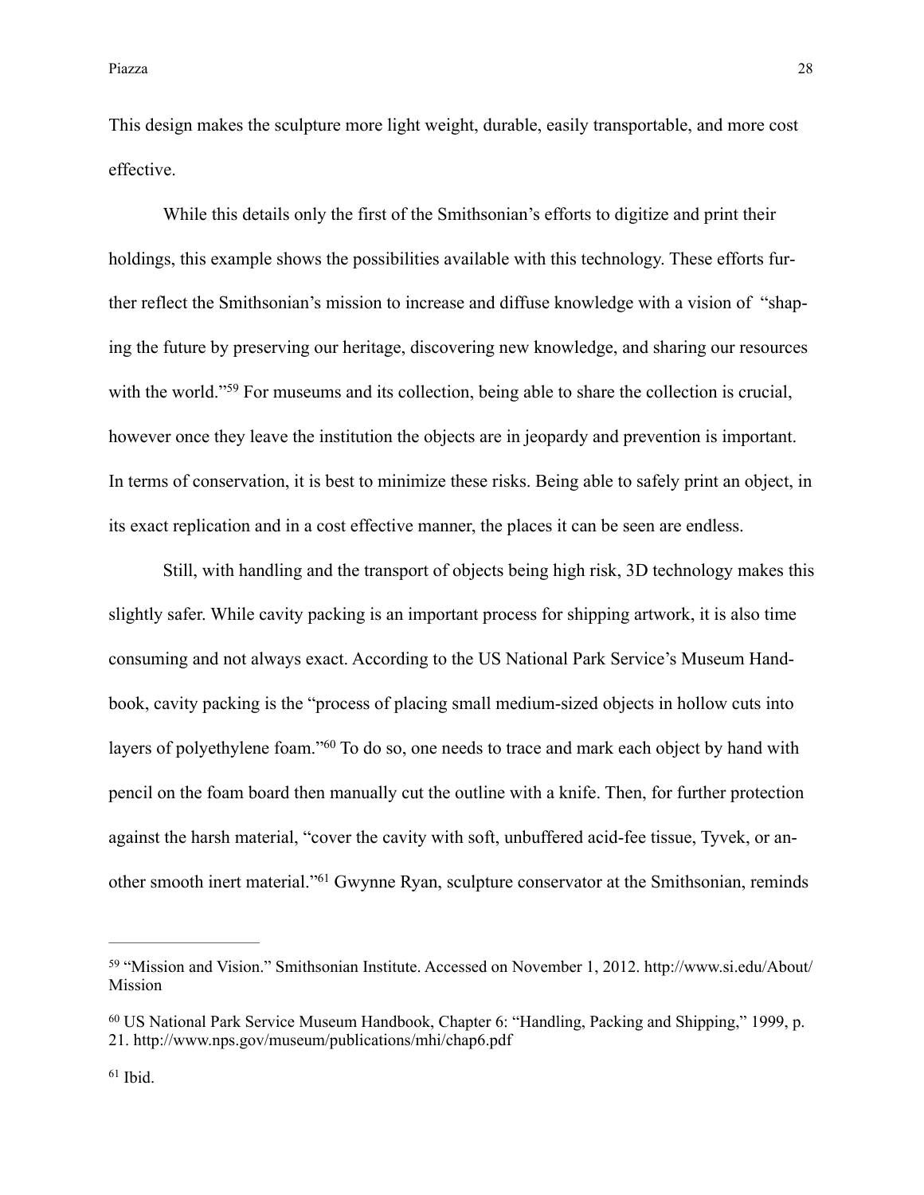This design makes the sculpture more light weight, durable, easily transportable, and more cost effective.

While this details only the first of the Smithsonian's efforts to digitize and print their holdings, this example shows the possibilities available with this technology. These efforts further reflect the Smithsonian's mission to increase and diffuse knowledge with a vision of "shaping the future by preserving our heritage, discovering new knowledge, and sharing our resources with the world."[59] For museums and its collection, being able to share the collection is crucial, however once they leave the institution the objects are in jeopardy and prevention is important. In terms of conservation, it is best to minimize these risks. Being able to safely print an object, in its exact replication and in a cost effective manner, the places it can be seen are endless.

Still, with handling and the transport of objects being high risk, 3D technology makes this slightly safer. While cavity packing is an important process for shipping artwork, it is also time consuming and not always exact. According to the US National Park Service's Museum Handbook, cavity packing is the "process of placing small medium-sized objects in hollow cuts into layers of polyethylene foam."[60] To do so, one needs to trace and mark each object by hand with pencil on the foam board then manually cut the outline with a knife. Then, for further protection against the harsh material, "cover the cavity with soft, unbuffered acid-fee tissue, Tyvek, or another smooth inert material."[61] Gwynne Ryan, sculpture conservator at the Smithsonian, reminds

---

[59] "Mission and Vision." Smithsonian Institute. Accessed on November 1, 2012. http://www.si.edu/About/Mission

[60] US National Park Service Museum Handbook, Chapter 6: "Handling, Packing and Shipping," 1999, p. 21. http://www.nps.gov/museum/publications/mhi/chap6.pdf

[61] Ibid.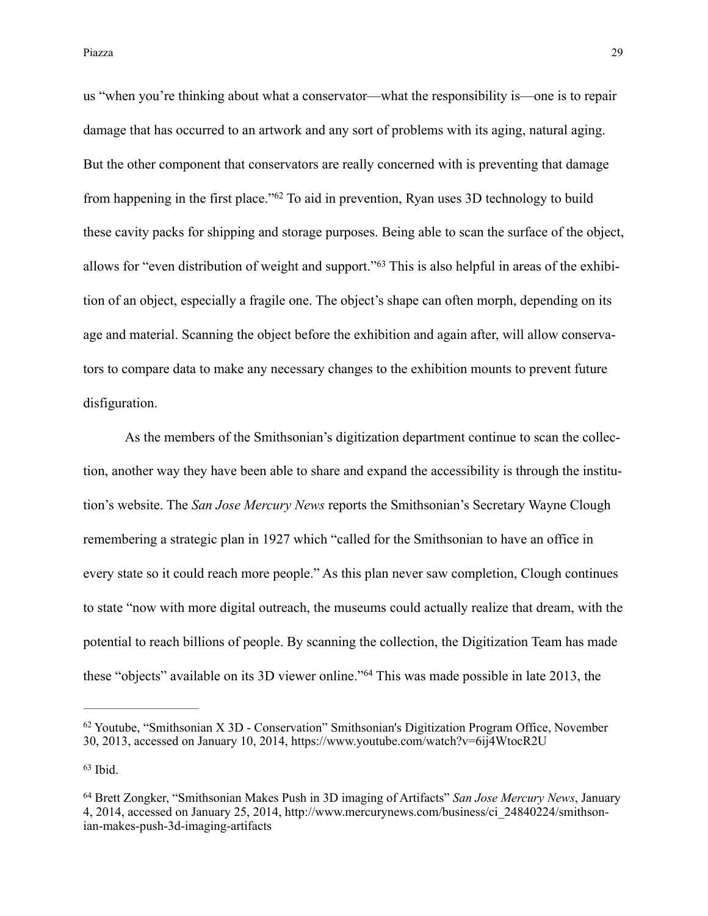us "when you're thinking about what a conservator—what the responsibility is—one is to repair damage that has occurred to an artwork and any sort of problems with its aging, natural aging. But the other component that conservators are really concerned with is preventing that damage from happening in the first place."[62] To aid in prevention, Ryan uses 3D technology to build these cavity packs for shipping and storage purposes. Being able to scan the surface of the object, allows for "even distribution of weight and support."[63] This is also helpful in areas of the exhibition of an object, especially a fragile one. The object's shape can often morph, depending on its age and material. Scanning the object before the exhibition and again after, will allow conservators to compare data to make any necessary changes to the exhibition mounts to prevent future disfiguration.

As the members of the Smithsonian's digitization department continue to scan the collection, another way they have been able to share and expand the accessibility is through the institution's website. The *San Jose Mercury News* reports the Smithsonian's Secretary Wayne Clough remembering a strategic plan in 1927 which "called for the Smithsonian to have an office in every state so it could reach more people." As this plan never saw completion, Clough continues to state "now with more digital outreach, the museums could actually realize that dream, with the potential to reach billions of people. By scanning the collection, the Digitization Team has made these "objects" available on its 3D viewer online."[64] This was made possible in late 2013, the

---

[62] Youtube, "Smithsonian X 3D - Conservation" Smithsonian's Digitization Program Office, November 30, 2013, accessed on January 10, 2014, https://www.youtube.com/watch?v=6ij4WtocR2U

[63] Ibid.

[64] Brett Zongker, "Smithsonian Makes Push in 3D imaging of Artifacts" *San Jose Mercury News*, January 4, 2014, accessed on January 25, 2014, http://www.mercurynews.com/business/ci_24840224/smithsonian-makes-push-3d-imaging-artifacts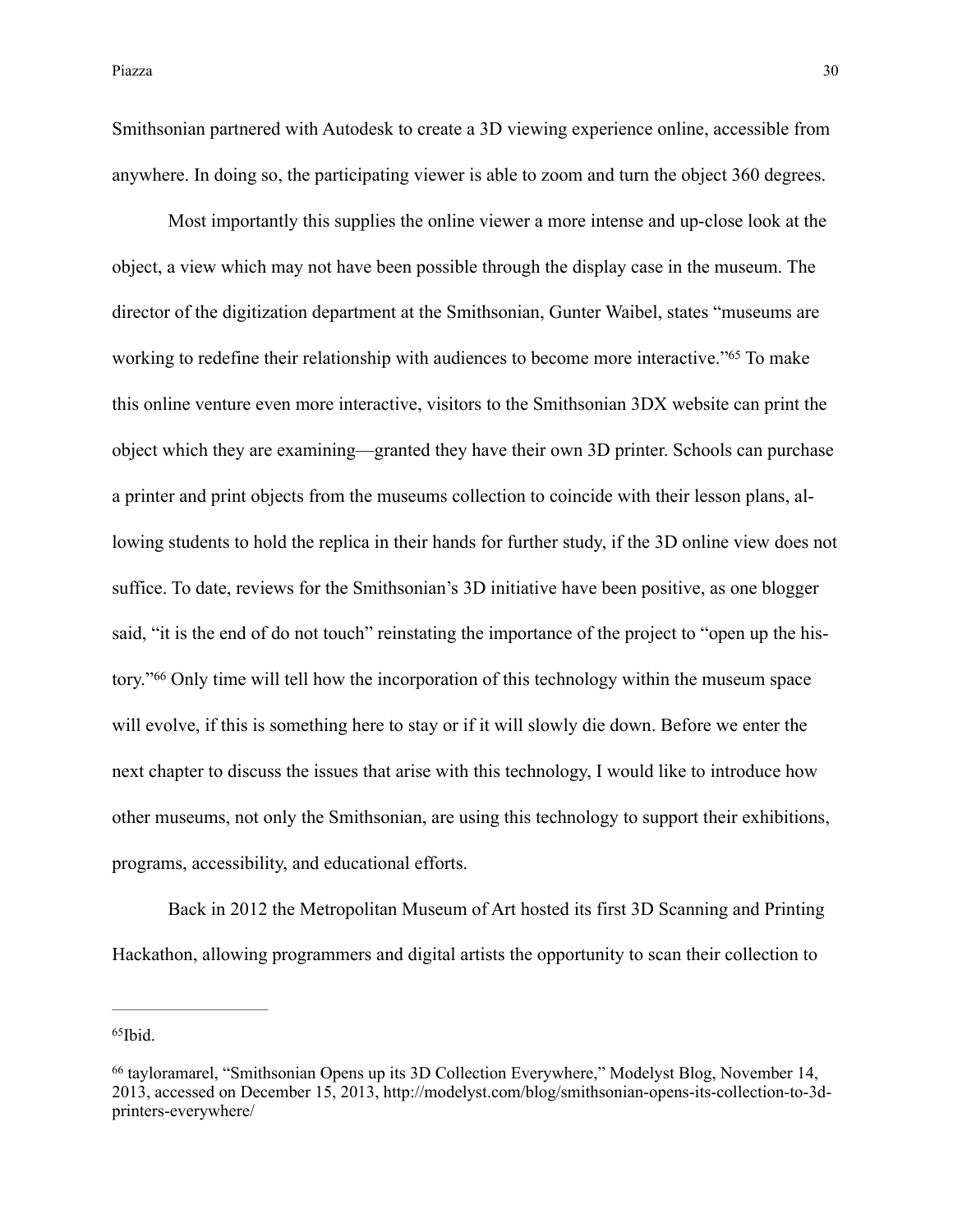Smithsonian partnered with Autodesk to create a 3D viewing experience online, accessible from anywhere. In doing so, the participating viewer is able to zoom and turn the object 360 degrees.

Most importantly this supplies the online viewer a more intense and up-close look at the object, a view which may not have been possible through the display case in the museum. The director of the digitization department at the Smithsonian, Gunter Waibel, states "museums are working to redefine their relationship with audiences to become more interactive."[65] To make this online venture even more interactive, visitors to the Smithsonian 3DX website can print the object which they are examining—granted they have their own 3D printer. Schools can purchase a printer and print objects from the museums collection to coincide with their lesson plans, allowing students to hold the replica in their hands for further study, if the 3D online view does not suffice. To date, reviews for the Smithsonian's 3D initiative have been positive, as one blogger said, "it is the end of do not touch" reinstating the importance of the project to "open up the history."[66] Only time will tell how the incorporation of this technology within the museum space will evolve, if this is something here to stay or if it will slowly die down. Before we enter the next chapter to discuss the issues that arise with this technology, I would like to introduce how other museums, not only the Smithsonian, are using this technology to support their exhibitions, programs, accessibility, and educational efforts.

Back in 2012 the Metropolitan Museum of Art hosted its first 3D Scanning and Printing Hackathon, allowing programmers and digital artists the opportunity to scan their collection to

---

[65] Ibid.

[66] tayloramarel, "Smithsonian Opens up its 3D Collection Everywhere," Modelyst Blog, November 14, 2013, accessed on December 15, 2013, http://modelyst.com/blog/smithsonian-opens-its-collection-to-3d-printers-everywhere/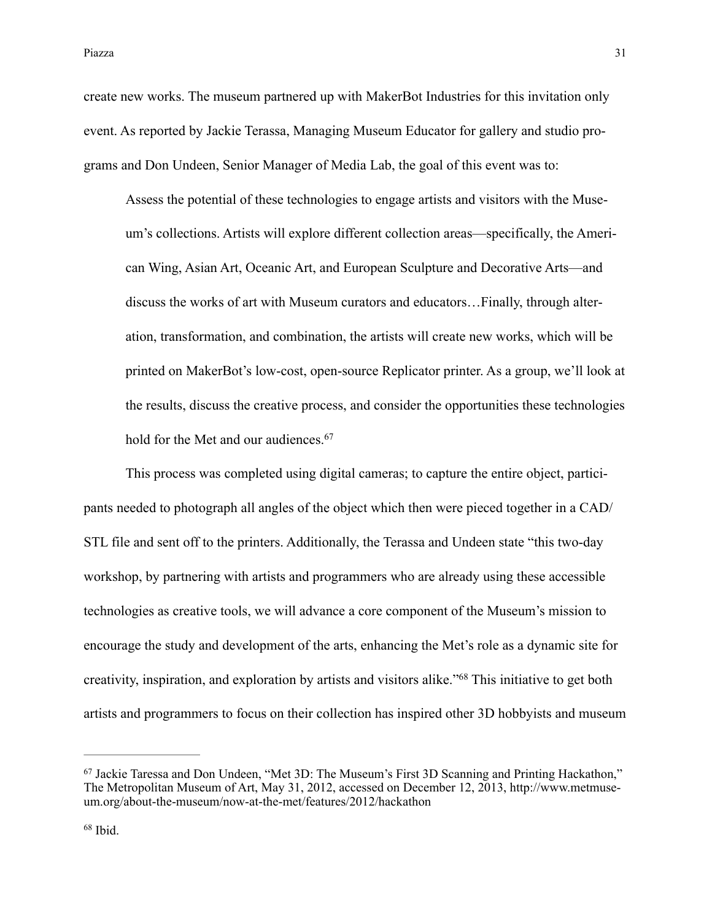create new works. The museum partnered up with MakerBot Industries for this invitation only event. As reported by Jackie Terassa, Managing Museum Educator for gallery and studio programs and Don Undeen, Senior Manager of Media Lab, the goal of this event was to:

> Assess the potential of these technologies to engage artists and visitors with the Museum's collections. Artists will explore different collection areas—specifically, the American Wing, Asian Art, Oceanic Art, and European Sculpture and Decorative Arts—and discuss the works of art with Museum curators and educators…Finally, through alteration, transformation, and combination, the artists will create new works, which will be printed on MakerBot's low-cost, open-source Replicator printer. As a group, we'll look at the results, discuss the creative process, and consider the opportunities these technologies hold for the Met and our audiences.[67]

This process was completed using digital cameras; to capture the entire object, participants needed to photograph all angles of the object which then were pieced together in a CAD/STL file and sent off to the printers. Additionally, the Terassa and Undeen state "this two-day workshop, by partnering with artists and programmers who are already using these accessible technologies as creative tools, we will advance a core component of the Museum's mission to encourage the study and development of the arts, enhancing the Met's role as a dynamic site for creativity, inspiration, and exploration by artists and visitors alike."[68] This initiative to get both artists and programmers to focus on their collection has inspired other 3D hobbyists and museum

---

[67] Jackie Taressa and Don Undeen, "Met 3D: The Museum's First 3D Scanning and Printing Hackathon," The Metropolitan Museum of Art, May 31, 2012, accessed on December 12, 2013, http://www.metmuseum.org/about-the-museum/now-at-the-met/features/2012/hackathon

[68] Ibid.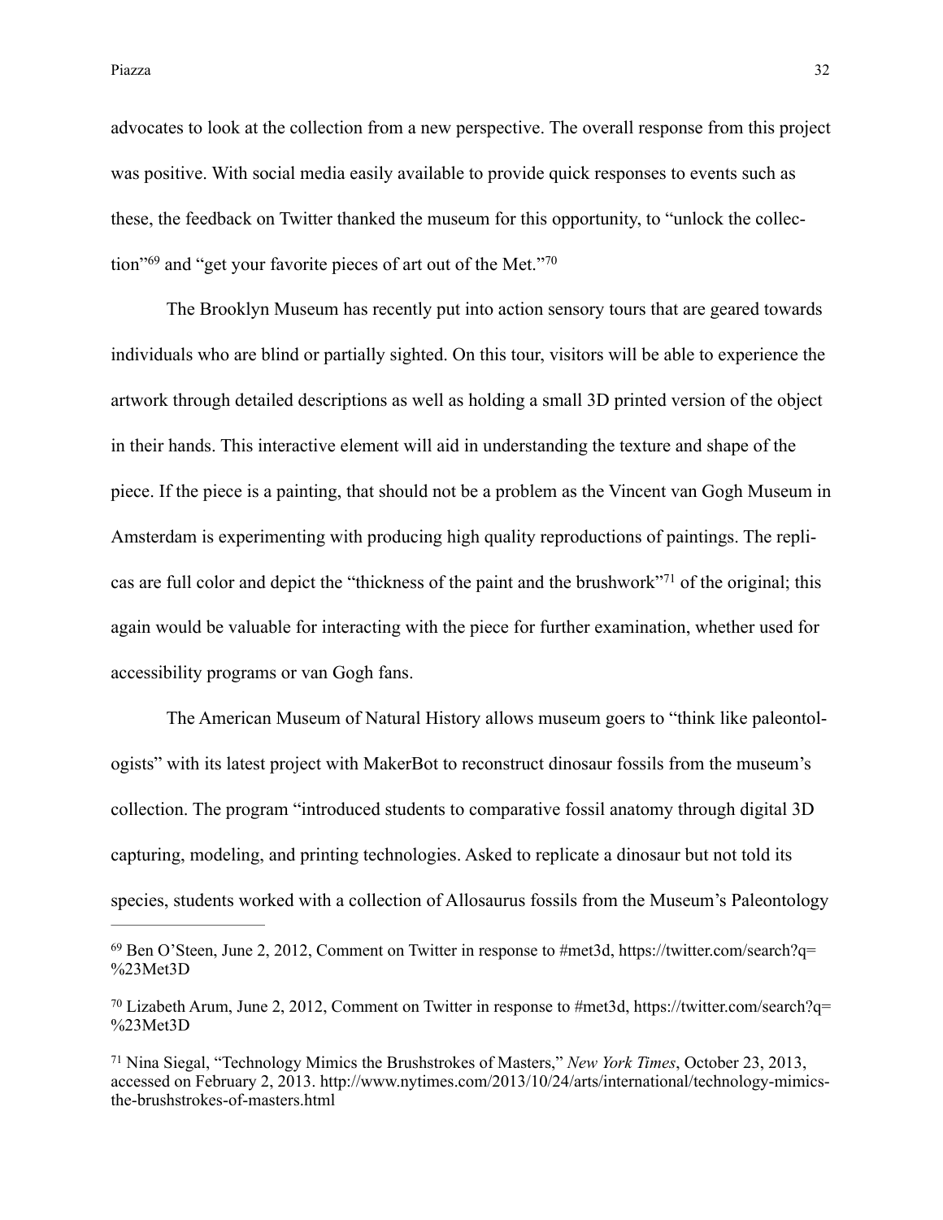advocates to look at the collection from a new perspective. The overall response from this project was positive. With social media easily available to provide quick responses to events such as these, the feedback on Twitter thanked the museum for this opportunity, to "unlock the collection"[69] and "get your favorite pieces of art out of the Met."[70]

The Brooklyn Museum has recently put into action sensory tours that are geared towards individuals who are blind or partially sighted. On this tour, visitors will be able to experience the artwork through detailed descriptions as well as holding a small 3D printed version of the object in their hands. This interactive element will aid in understanding the texture and shape of the piece. If the piece is a painting, that should not be a problem as the Vincent van Gogh Museum in Amsterdam is experimenting with producing high quality reproductions of paintings. The replicas are full color and depict the "thickness of the paint and the brushwork"[71] of the original; this again would be valuable for interacting with the piece for further examination, whether used for accessibility programs or van Gogh fans.

The American Museum of Natural History allows museum goers to "think like paleontologists" with its latest project with MakerBot to reconstruct dinosaur fossils from the museum's collection. The program "introduced students to comparative fossil anatomy through digital 3D capturing, modeling, and printing technologies. Asked to replicate a dinosaur but not told its species, students worked with a collection of Allosaurus fossils from the Museum's Paleontology

---

[69] Ben O'Steen, June 2, 2012, Comment on Twitter in response to #met3d, https://twitter.com/search?q=%23Met3D

[70] Lizabeth Arum, June 2, 2012, Comment on Twitter in response to #met3d, https://twitter.com/search?q=%23Met3D

[71] Nina Siegal, "Technology Mimics the Brushstrokes of Masters," *New York Times*, October 23, 2013, accessed on February 2, 2013. http://www.nytimes.com/2013/10/24/arts/international/technology-mimics-the-brushstrokes-of-masters.html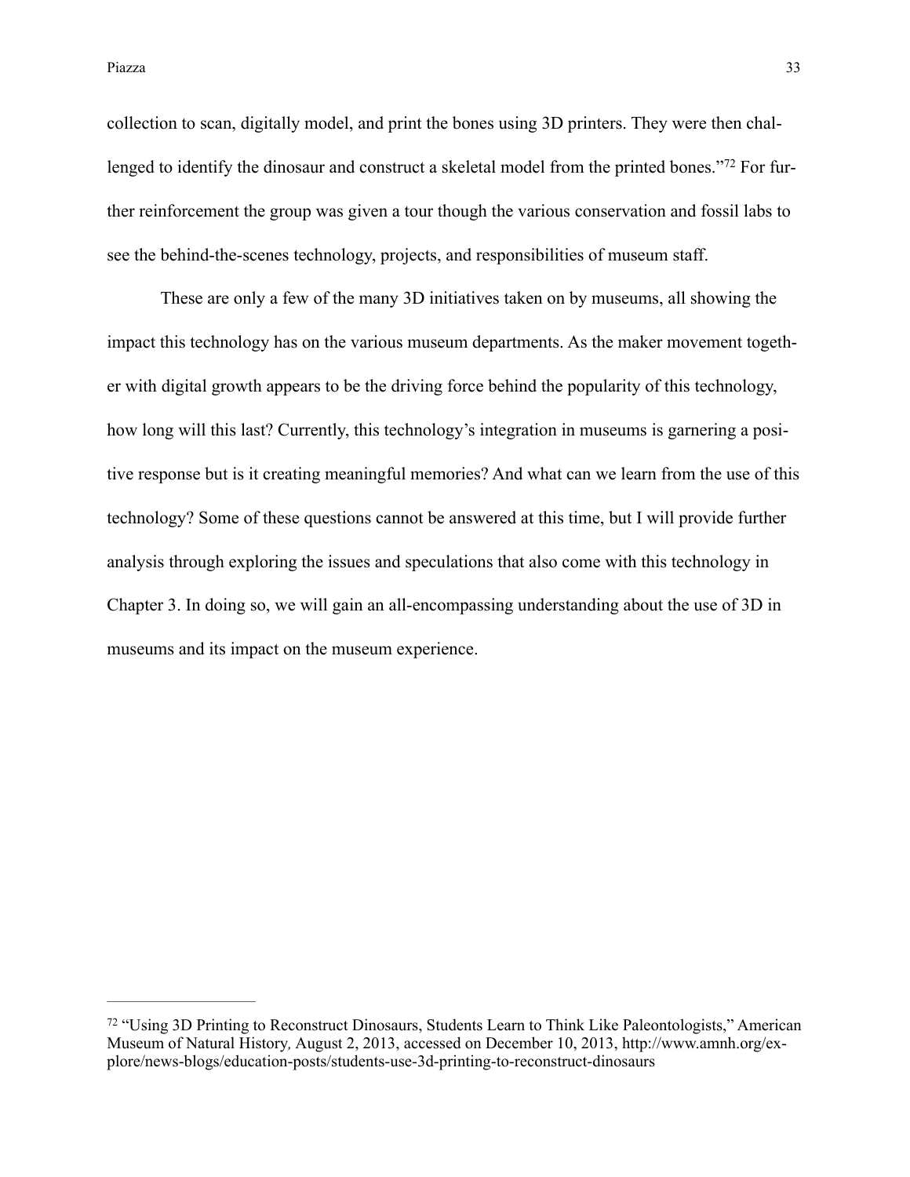collection to scan, digitally model, and print the bones using 3D printers. They were then challenged to identify the dinosaur and construct a skeletal model from the printed bones."[72] For further reinforcement the group was given a tour though the various conservation and fossil labs to see the behind-the-scenes technology, projects, and responsibilities of museum staff.

These are only a few of the many 3D initiatives taken on by museums, all showing the impact this technology has on the various museum departments. As the maker movement together with digital growth appears to be the driving force behind the popularity of this technology, how long will this last? Currently, this technology's integration in museums is garnering a positive response but is it creating meaningful memories? And what can we learn from the use of this technology? Some of these questions cannot be answered at this time, but I will provide further analysis through exploring the issues and speculations that also come with this technology in Chapter 3. In doing so, we will gain an all-encompassing understanding about the use of 3D in museums and its impact on the museum experience.

---

[72] "Using 3D Printing to Reconstruct Dinosaurs, Students Learn to Think Like Paleontologists," American Museum of Natural History*,* August 2, 2013, accessed on December 10, 2013, http://www.amnh.org/explore/news-blogs/education-posts/students-use-3d-printing-to-reconstruct-dinosaurs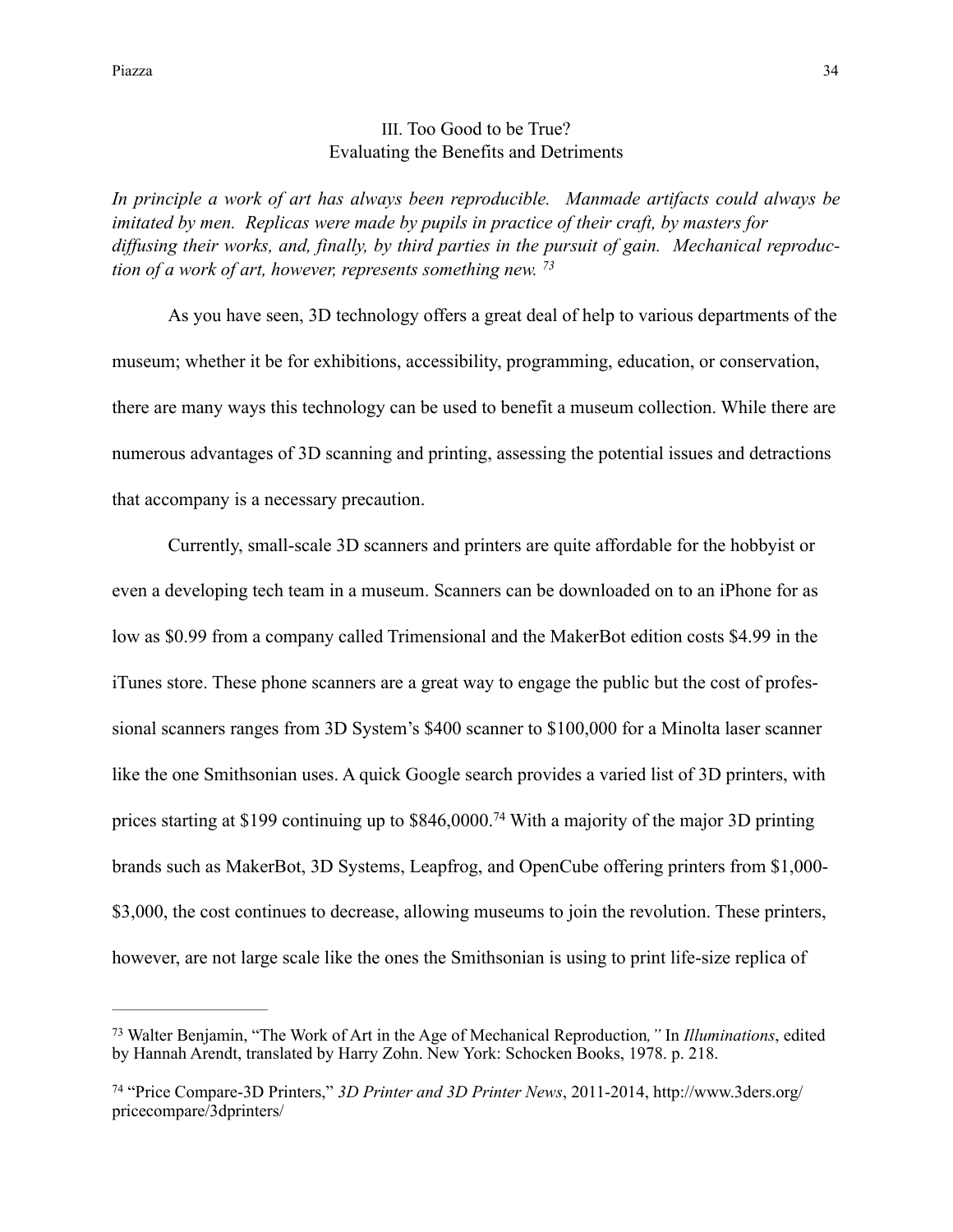## III. Too Good to be True?
## Evaluating the Benefits and Detriments

*In principle a work of art has always been reproducible. Manmade artifacts could always be imitated by men. Replicas were made by pupils in practice of their craft, by masters for diffusing their works, and, finally, by third parties in the pursuit of gain. Mechanical reproduction of a work of art, however, represents something new.* [73]

As you have seen, 3D technology offers a great deal of help to various departments of the museum; whether it be for exhibitions, accessibility, programming, education, or conservation, there are many ways this technology can be used to benefit a museum collection. While there are numerous advantages of 3D scanning and printing, assessing the potential issues and detractions that accompany is a necessary precaution.

Currently, small-scale 3D scanners and printers are quite affordable for the hobbyist or even a developing tech team in a museum. Scanners can be downloaded on to an iPhone for as low as $0.99 from a company called Trimensional and the MakerBot edition costs $4.99 in the iTunes store. These phone scanners are a great way to engage the public but the cost of professional scanners ranges from 3D System's $400 scanner to $100,000 for a Minolta laser scanner like the one Smithsonian uses. A quick Google search provides a varied list of 3D printers, with prices starting at $199 continuing up to $846,0000.[74] With a majority of the major 3D printing brands such as MakerBot, 3D Systems, Leapfrog, and OpenCube offering printers from $1,000-$3,000, the cost continues to decrease, allowing museums to join the revolution. These printers, however, are not large scale like the ones the Smithsonian is using to print life-size replica of

---

[73] Walter Benjamin, "The Work of Art in the Age of Mechanical Reproduction*,"* In *Illuminations*, edited by Hannah Arendt, translated by Harry Zohn. New York: Schocken Books, 1978. p. 218.

[74] "Price Compare-3D Printers," *3D Printer and 3D Printer News*, 2011-2014, http://www.3ders.org/pricecompare/3dprinters/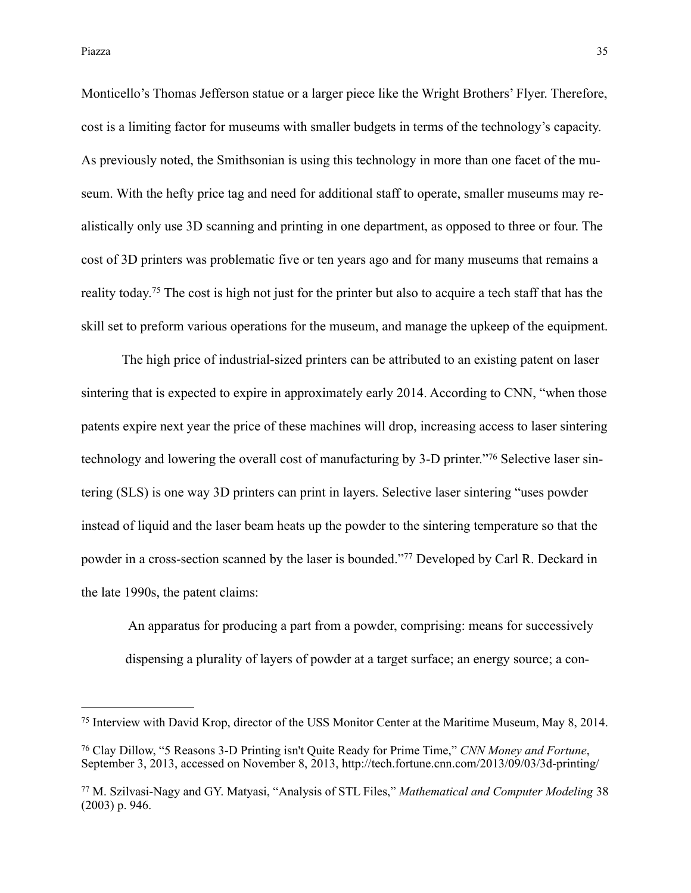Monticello's Thomas Jefferson statue or a larger piece like the Wright Brothers' Flyer. Therefore, cost is a limiting factor for museums with smaller budgets in terms of the technology's capacity. As previously noted, the Smithsonian is using this technology in more than one facet of the museum. With the hefty price tag and need for additional staff to operate, smaller museums may realistically only use 3D scanning and printing in one department, as opposed to three or four. The cost of 3D printers was problematic five or ten years ago and for many museums that remains a reality today.[75] The cost is high not just for the printer but also to acquire a tech staff that has the skill set to preform various operations for the museum, and manage the upkeep of the equipment.

The high price of industrial-sized printers can be attributed to an existing patent on laser sintering that is expected to expire in approximately early 2014. According to CNN, "when those patents expire next year the price of these machines will drop, increasing access to laser sintering technology and lowering the overall cost of manufacturing by 3-D printer."[76] Selective laser sintering (SLS) is one way 3D printers can print in layers. Selective laser sintering "uses powder instead of liquid and the laser beam heats up the powder to the sintering temperature so that the powder in a cross-section scanned by the laser is bounded."[77] Developed by Carl R. Deckard in the late 1990s, the patent claims:

> An apparatus for producing a part from a powder, comprising: means for successively dispensing a plurality of layers of powder at a target surface; an energy source; a con-

---

[75] Interview with David Krop, director of the USS Monitor Center at the Maritime Museum, May 8, 2014.

[76] Clay Dillow, "5 Reasons 3-D Printing isn't Quite Ready for Prime Time," *CNN Money and Fortune*, September 3, 2013, accessed on November 8, 2013, http://tech.fortune.cnn.com/2013/09/03/3d-printing/

[77] M. Szilvasi-Nagy and GY. Matyasi, "Analysis of STL Files," *Mathematical and Computer Modeling* 38 (2003) p. 946.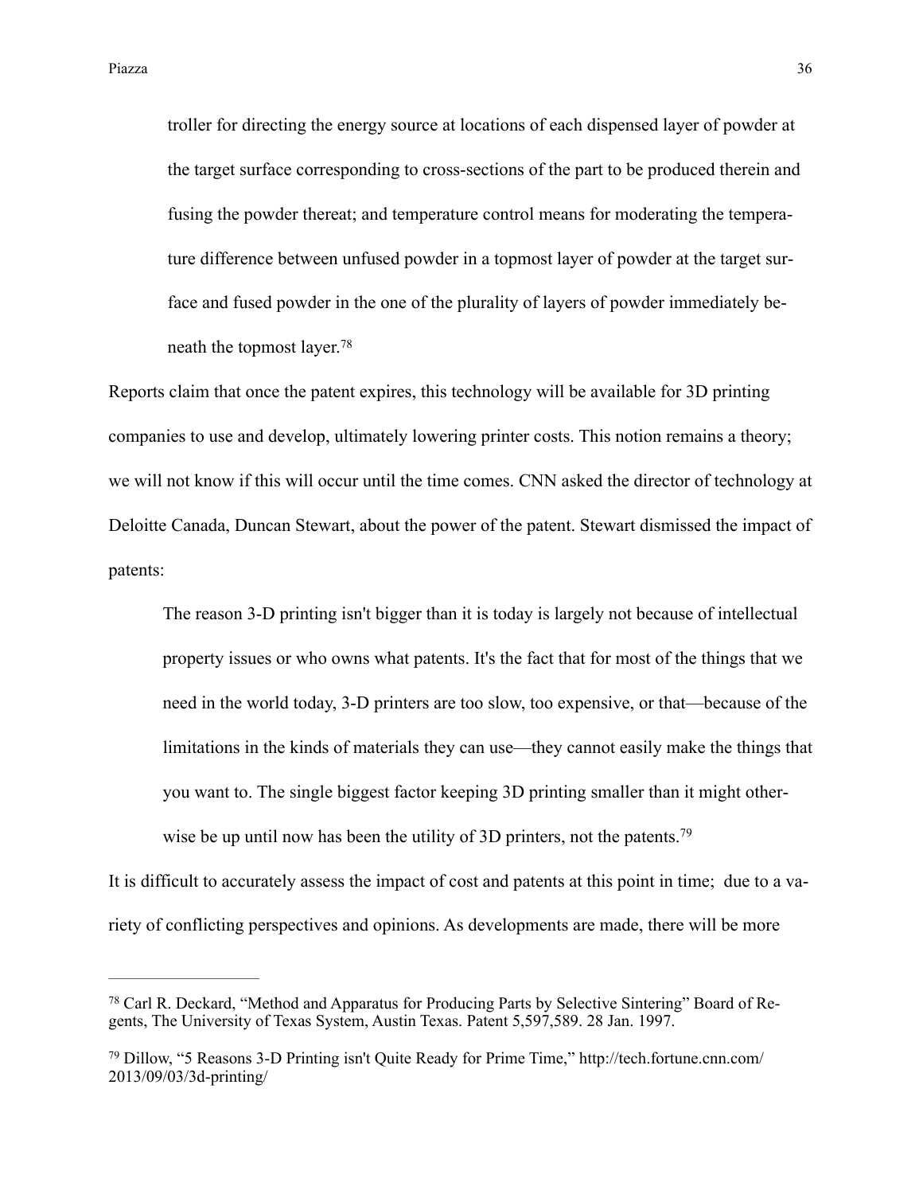> troller for directing the energy source at locations of each dispensed layer of powder at the target surface corresponding to cross-sections of the part to be produced therein and fusing the powder thereat; and temperature control means for moderating the temperature difference between unfused powder in a topmost layer of powder at the target surface and fused powder in the one of the plurality of layers of powder immediately beneath the topmost layer.[78]

Reports claim that once the patent expires, this technology will be available for 3D printing companies to use and develop, ultimately lowering printer costs. This notion remains a theory; we will not know if this will occur until the time comes. CNN asked the director of technology at Deloitte Canada, Duncan Stewart, about the power of the patent. Stewart dismissed the impact of patents:

> The reason 3-D printing isn't bigger than it is today is largely not because of intellectual property issues or who owns what patents. It's the fact that for most of the things that we need in the world today, 3-D printers are too slow, too expensive, or that—because of the limitations in the kinds of materials they can use—they cannot easily make the things that you want to. The single biggest factor keeping 3D printing smaller than it might otherwise be up until now has been the utility of 3D printers, not the patents.[79]

It is difficult to accurately assess the impact of cost and patents at this point in time; due to a variety of conflicting perspectives and opinions. As developments are made, there will be more

---

[78] Carl R. Deckard, "Method and Apparatus for Producing Parts by Selective Sintering" Board of Regents, The University of Texas System, Austin Texas. Patent 5,597,589. 28 Jan. 1997.

[79] Dillow, "5 Reasons 3-D Printing isn't Quite Ready for Prime Time," http://tech.fortune.cnn.com/2013/09/03/3d-printing/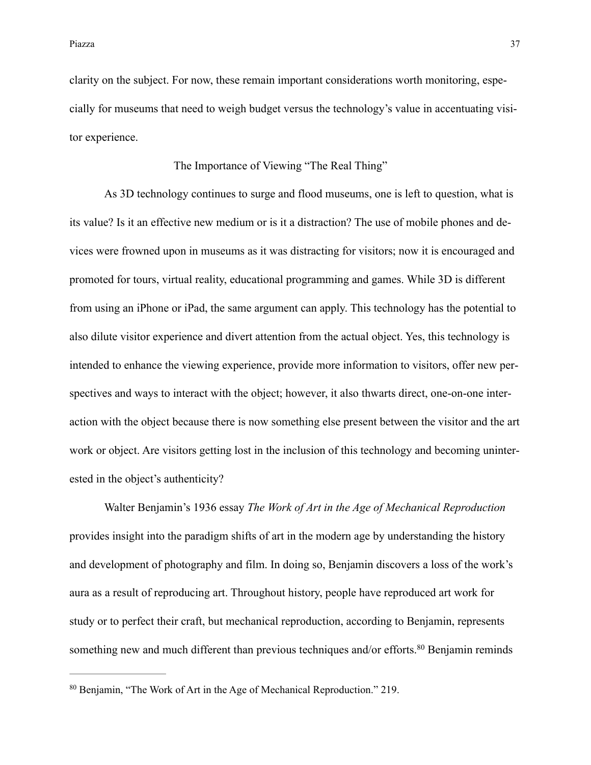clarity on the subject. For now, these remain important considerations worth monitoring, especially for museums that need to weigh budget versus the technology's value in accentuating visitor experience.

## The Importance of Viewing "The Real Thing"

As 3D technology continues to surge and flood museums, one is left to question, what is its value? Is it an effective new medium or is it a distraction? The use of mobile phones and devices were frowned upon in museums as it was distracting for visitors; now it is encouraged and promoted for tours, virtual reality, educational programming and games. While 3D is different from using an iPhone or iPad, the same argument can apply. This technology has the potential to also dilute visitor experience and divert attention from the actual object. Yes, this technology is intended to enhance the viewing experience, provide more information to visitors, offer new perspectives and ways to interact with the object; however, it also thwarts direct, one-on-one interaction with the object because there is now something else present between the visitor and the art work or object. Are visitors getting lost in the inclusion of this technology and becoming uninterested in the object's authenticity?

Walter Benjamin's 1936 essay *The Work of Art in the Age of Mechanical Reproduction* provides insight into the paradigm shifts of art in the modern age by understanding the history and development of photography and film. In doing so, Benjamin discovers a loss of the work's aura as a result of reproducing art. Throughout history, people have reproduced art work for study or to perfect their craft, but mechanical reproduction, according to Benjamin, represents something new and much different than previous techniques and/or efforts.[80] Benjamin reminds

---

[80] Benjamin, "The Work of Art in the Age of Mechanical Reproduction." 219.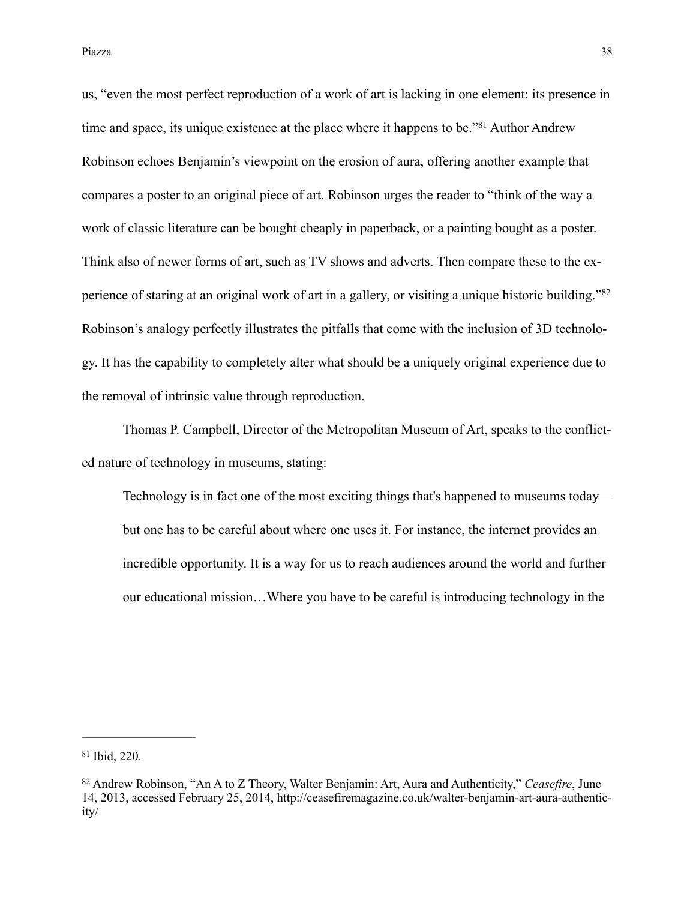us, "even the most perfect reproduction of a work of art is lacking in one element: its presence in time and space, its unique existence at the place where it happens to be."[81] Author Andrew Robinson echoes Benjamin's viewpoint on the erosion of aura, offering another example that compares a poster to an original piece of art. Robinson urges the reader to "think of the way a work of classic literature can be bought cheaply in paperback, or a painting bought as a poster. Think also of newer forms of art, such as TV shows and adverts. Then compare these to the experience of staring at an original work of art in a gallery, or visiting a unique historic building."[82] Robinson's analogy perfectly illustrates the pitfalls that come with the inclusion of 3D technology. It has the capability to completely alter what should be a uniquely original experience due to the removal of intrinsic value through reproduction.

Thomas P. Campbell, Director of the Metropolitan Museum of Art, speaks to the conflicted nature of technology in museums, stating:

> Technology is in fact one of the most exciting things that's happened to museums today—but one has to be careful about where one uses it. For instance, the internet provides an incredible opportunity. It is a way for us to reach audiences around the world and further our educational mission…Where you have to be careful is introducing technology in the

---

[81] Ibid, 220.

[82] Andrew Robinson, "An A to Z Theory, Walter Benjamin: Art, Aura and Authenticity," *Ceasefire*, June 14, 2013, accessed February 25, 2014, http://ceasefiremagazine.co.uk/walter-benjamin-art-aura-authenticity/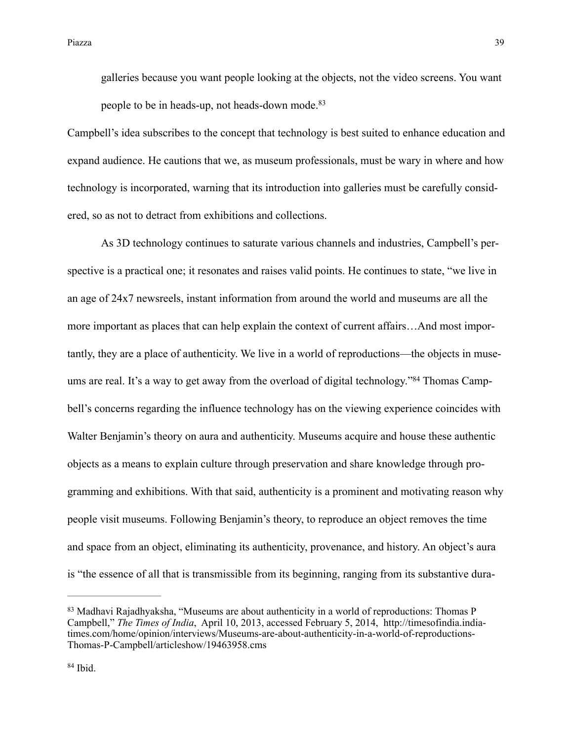> galleries because you want people looking at the objects, not the video screens. You want people to be in heads-up, not heads-down mode.[83]

Campbell's idea subscribes to the concept that technology is best suited to enhance education and expand audience. He cautions that we, as museum professionals, must be wary in where and how technology is incorporated, warning that its introduction into galleries must be carefully considered, so as not to detract from exhibitions and collections.

As 3D technology continues to saturate various channels and industries, Campbell's perspective is a practical one; it resonates and raises valid points. He continues to state, "we live in an age of 24x7 newsreels, instant information from around the world and museums are all the more important as places that can help explain the context of current affairs…And most importantly, they are a place of authenticity. We live in a world of reproductions—the objects in museums are real. It's a way to get away from the overload of digital technology."[84] Thomas Campbell's concerns regarding the influence technology has on the viewing experience coincides with Walter Benjamin's theory on aura and authenticity. Museums acquire and house these authentic objects as a means to explain culture through preservation and share knowledge through programming and exhibitions. With that said, authenticity is a prominent and motivating reason why people visit museums. Following Benjamin's theory, to reproduce an object removes the time and space from an object, eliminating its authenticity, provenance, and history. An object's aura is "the essence of all that is transmissible from its beginning, ranging from its substantive dura-

---

[83] Madhavi Rajadhyaksha, "Museums are about authenticity in a world of reproductions: Thomas P Campbell," *The Times of India*, April 10, 2013, accessed February 5, 2014, http://timesofindia.indiatimes.com/home/opinion/interviews/Museums-are-about-authenticity-in-a-world-of-reproductions-Thomas-P-Campbell/articleshow/19463958.cms

[84] Ibid.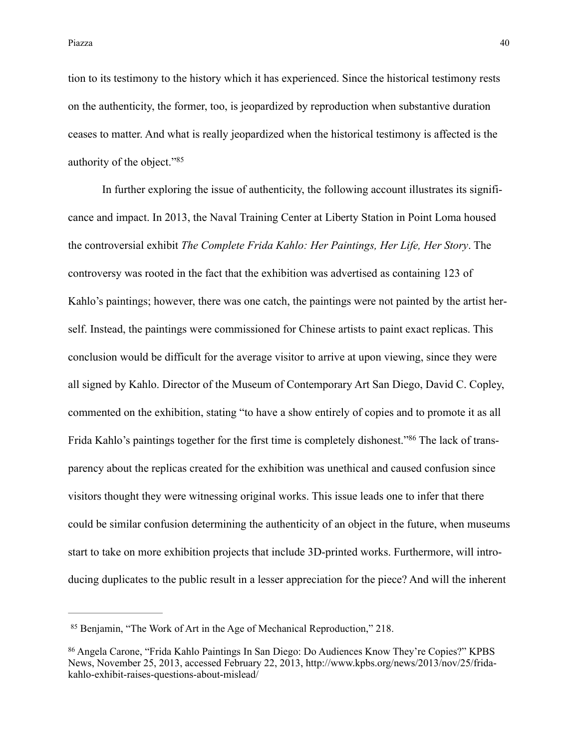tion to its testimony to the history which it has experienced. Since the historical testimony rests on the authenticity, the former, too, is jeopardized by reproduction when substantive duration ceases to matter. And what is really jeopardized when the historical testimony is affected is the authority of the object."[85]

In further exploring the issue of authenticity, the following account illustrates its significance and impact. In 2013, the Naval Training Center at Liberty Station in Point Loma housed the controversial exhibit *The Complete Frida Kahlo: Her Paintings, Her Life, Her Story*. The controversy was rooted in the fact that the exhibition was advertised as containing 123 of Kahlo's paintings; however, there was one catch, the paintings were not painted by the artist herself. Instead, the paintings were commissioned for Chinese artists to paint exact replicas. This conclusion would be difficult for the average visitor to arrive at upon viewing, since they were all signed by Kahlo. Director of the Museum of Contemporary Art San Diego, David C. Copley, commented on the exhibition, stating "to have a show entirely of copies and to promote it as all Frida Kahlo's paintings together for the first time is completely dishonest."[86] The lack of transparency about the replicas created for the exhibition was unethical and caused confusion since visitors thought they were witnessing original works. This issue leads one to infer that there could be similar confusion determining the authenticity of an object in the future, when museums start to take on more exhibition projects that include 3D-printed works. Furthermore, will introducing duplicates to the public result in a lesser appreciation for the piece? And will the inherent

---

[85] Benjamin, "The Work of Art in the Age of Mechanical Reproduction," 218.

[86] Angela Carone, "Frida Kahlo Paintings In San Diego: Do Audiences Know They're Copies?" KPBS News, November 25, 2013, accessed February 22, 2013, http://www.kpbs.org/news/2013/nov/25/frida-kahlo-exhibit-raises-questions-about-mislead/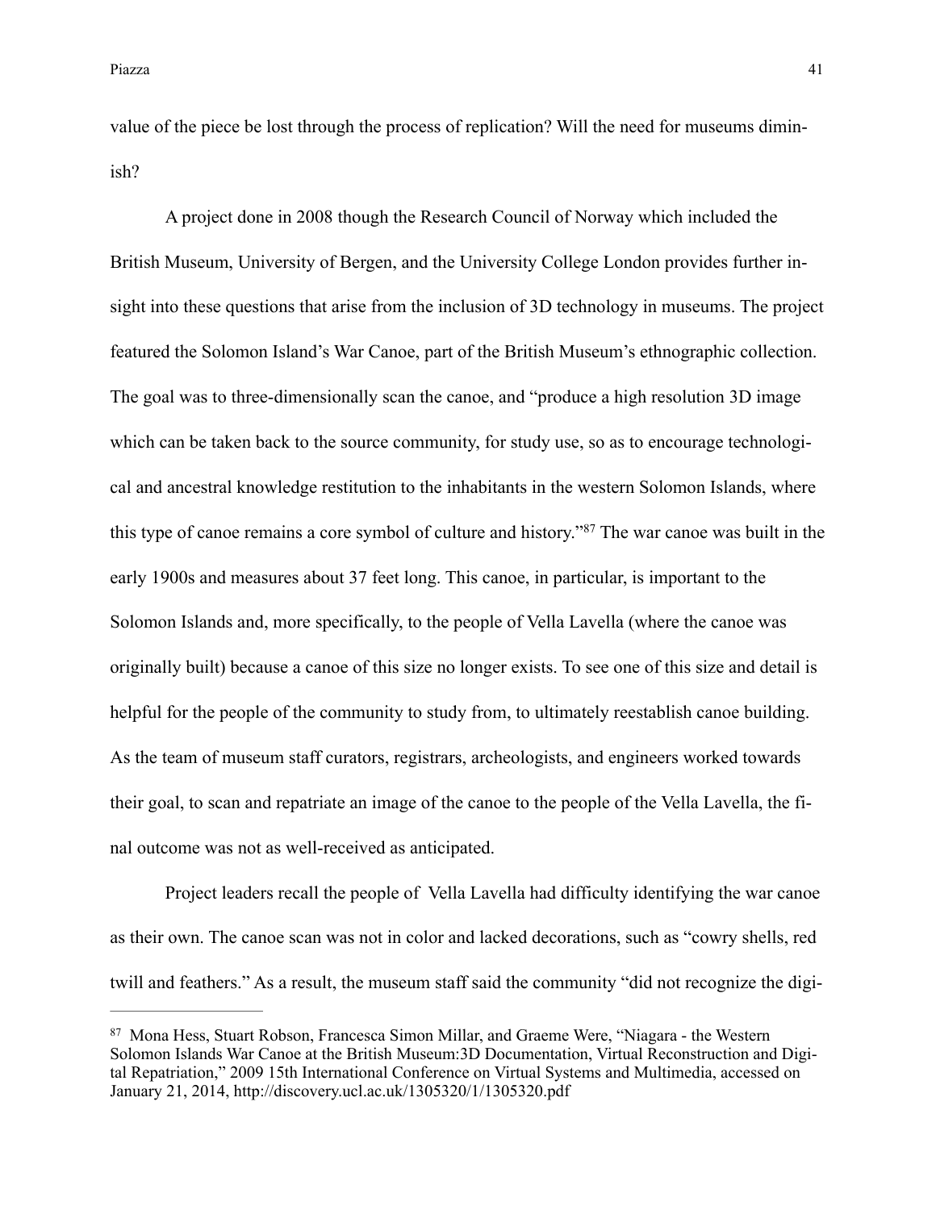value of the piece be lost through the process of replication? Will the need for museums diminish?

A project done in 2008 though the Research Council of Norway which included the British Museum, University of Bergen, and the University College London provides further insight into these questions that arise from the inclusion of 3D technology in museums. The project featured the Solomon Island's War Canoe, part of the British Museum's ethnographic collection. The goal was to three-dimensionally scan the canoe, and "produce a high resolution 3D image which can be taken back to the source community, for study use, so as to encourage technological and ancestral knowledge restitution to the inhabitants in the western Solomon Islands, where this type of canoe remains a core symbol of culture and history."[87] The war canoe was built in the early 1900s and measures about 37 feet long. This canoe, in particular, is important to the Solomon Islands and, more specifically, to the people of Vella Lavella (where the canoe was originally built) because a canoe of this size no longer exists. To see one of this size and detail is helpful for the people of the community to study from, to ultimately reestablish canoe building. As the team of museum staff curators, registrars, archeologists, and engineers worked towards their goal, to scan and repatriate an image of the canoe to the people of the Vella Lavella, the final outcome was not as well-received as anticipated.

Project leaders recall the people of Vella Lavella had difficulty identifying the war canoe as their own. The canoe scan was not in color and lacked decorations, such as "cowry shells, red twill and feathers." As a result, the museum staff said the community "did not recognize the digi-

---

[87] Mona Hess, Stuart Robson, Francesca Simon Millar, and Graeme Were, "Niagara - the Western Solomon Islands War Canoe at the British Museum:3D Documentation, Virtual Reconstruction and Digital Repatriation," 2009 15th International Conference on Virtual Systems and Multimedia, accessed on January 21, 2014, http://discovery.ucl.ac.uk/1305320/1/1305320.pdf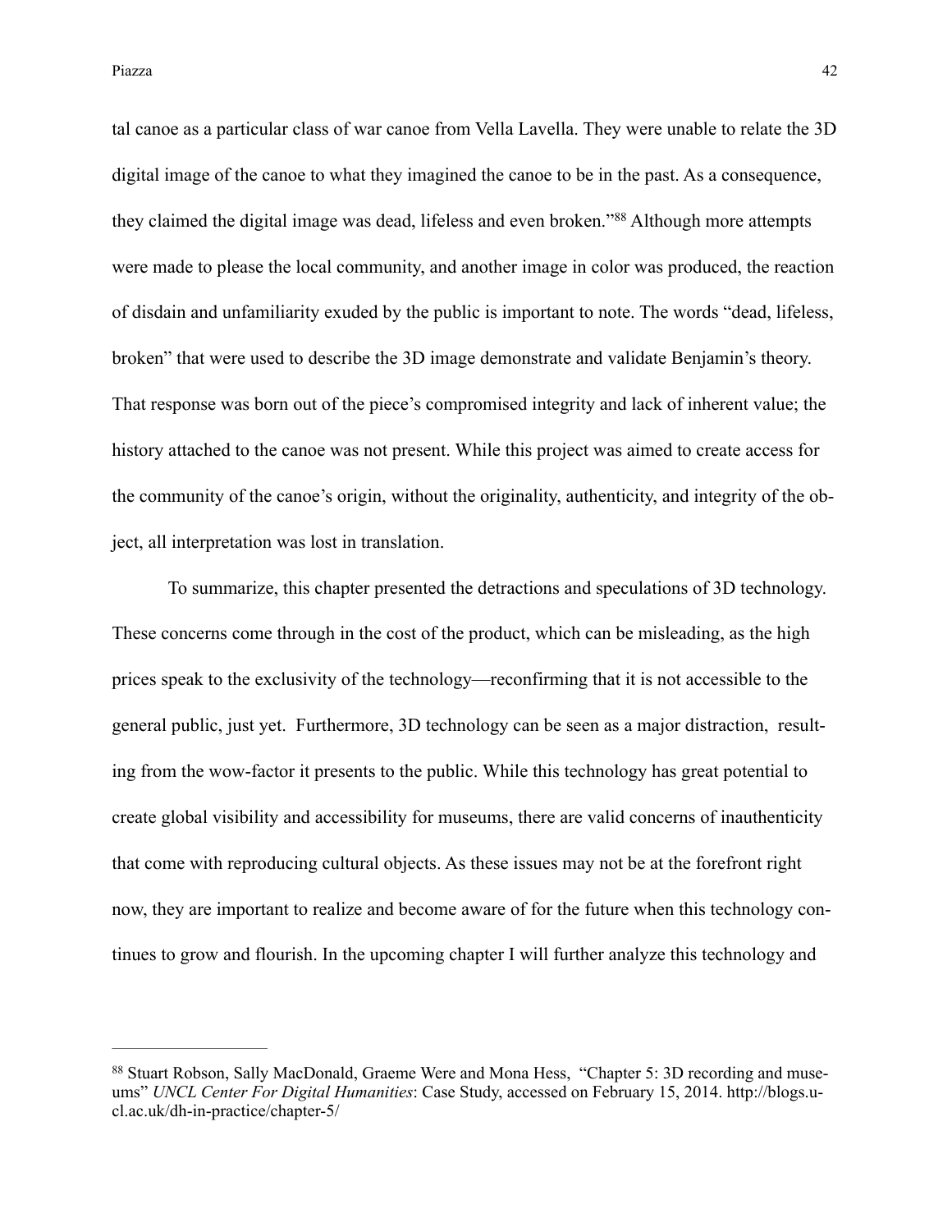tal canoe as a particular class of war canoe from Vella Lavella. They were unable to relate the 3D digital image of the canoe to what they imagined the canoe to be in the past. As a consequence, they claimed the digital image was dead, lifeless and even broken."[88] Although more attempts were made to please the local community, and another image in color was produced, the reaction of disdain and unfamiliarity exuded by the public is important to note. The words "dead, lifeless, broken" that were used to describe the 3D image demonstrate and validate Benjamin's theory. That response was born out of the piece's compromised integrity and lack of inherent value; the history attached to the canoe was not present. While this project was aimed to create access for the community of the canoe's origin, without the originality, authenticity, and integrity of the object, all interpretation was lost in translation.

To summarize, this chapter presented the detractions and speculations of 3D technology. These concerns come through in the cost of the product, which can be misleading, as the high prices speak to the exclusivity of the technology—reconfirming that it is not accessible to the general public, just yet. Furthermore, 3D technology can be seen as a major distraction, resulting from the wow-factor it presents to the public. While this technology has great potential to create global visibility and accessibility for museums, there are valid concerns of inauthenticity that come with reproducing cultural objects. As these issues may not be at the forefront right now, they are important to realize and become aware of for the future when this technology continues to grow and flourish. In the upcoming chapter I will further analyze this technology and

---

[88] Stuart Robson, Sally MacDonald, Graeme Were and Mona Hess, "Chapter 5: 3D recording and museums" *UNCL Center For Digital Humanities*: Case Study, accessed on February 15, 2014. http://blogs.ucl.ac.uk/dh-in-practice/chapter-5/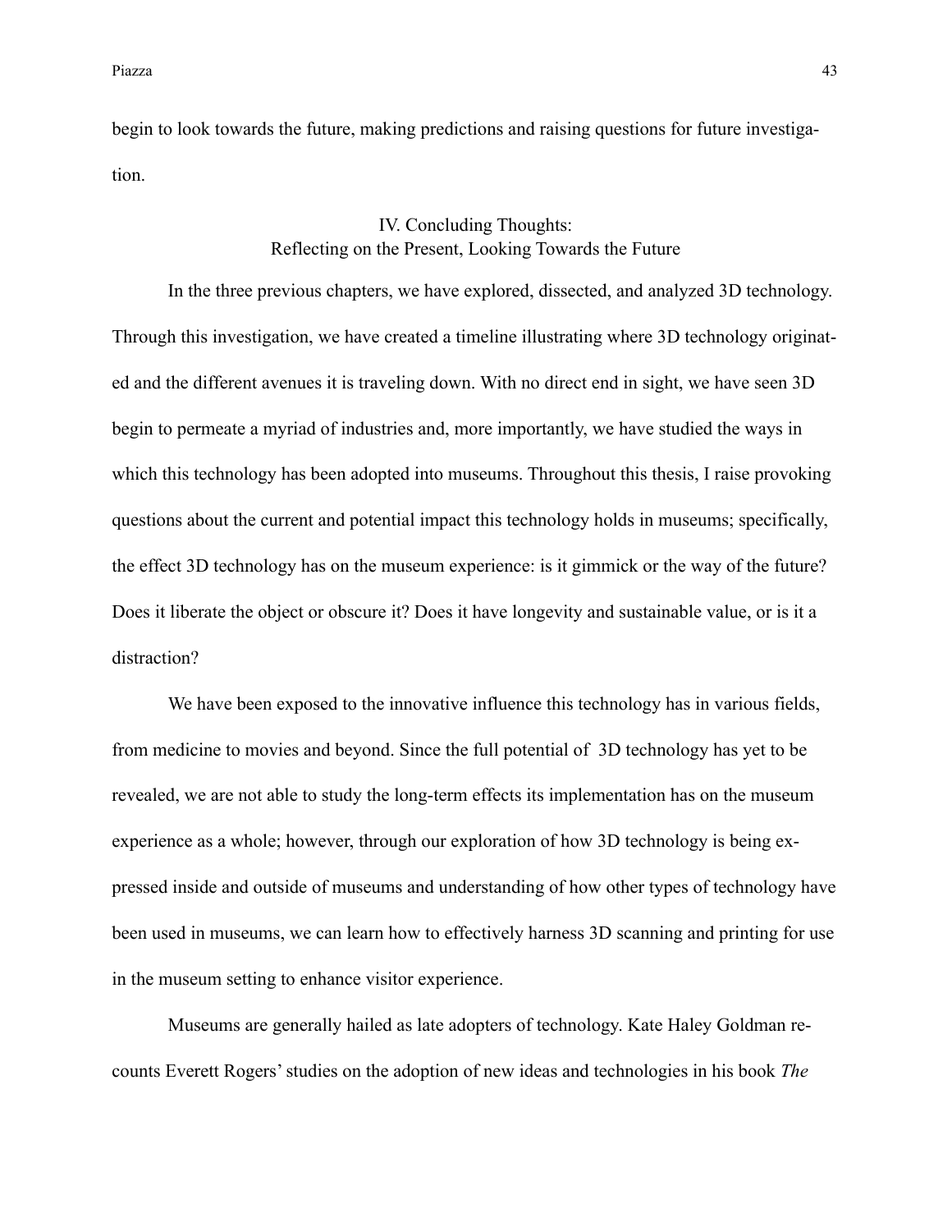begin to look towards the future, making predictions and raising questions for future investigation.

## IV. Concluding Thoughts: Reflecting on the Present, Looking Towards the Future

In the three previous chapters, we have explored, dissected, and analyzed 3D technology. Through this investigation, we have created a timeline illustrating where 3D technology originated and the different avenues it is traveling down. With no direct end in sight, we have seen 3D begin to permeate a myriad of industries and, more importantly, we have studied the ways in which this technology has been adopted into museums. Throughout this thesis, I raise provoking questions about the current and potential impact this technology holds in museums; specifically, the effect 3D technology has on the museum experience: is it gimmick or the way of the future? Does it liberate the object or obscure it? Does it have longevity and sustainable value, or is it a distraction?

We have been exposed to the innovative influence this technology has in various fields, from medicine to movies and beyond. Since the full potential of 3D technology has yet to be revealed, we are not able to study the long-term effects its implementation has on the museum experience as a whole; however, through our exploration of how 3D technology is being expressed inside and outside of museums and understanding of how other types of technology have been used in museums, we can learn how to effectively harness 3D scanning and printing for use in the museum setting to enhance visitor experience.

Museums are generally hailed as late adopters of technology. Kate Haley Goldman recounts Everett Rogers' studies on the adoption of new ideas and technologies in his book *The*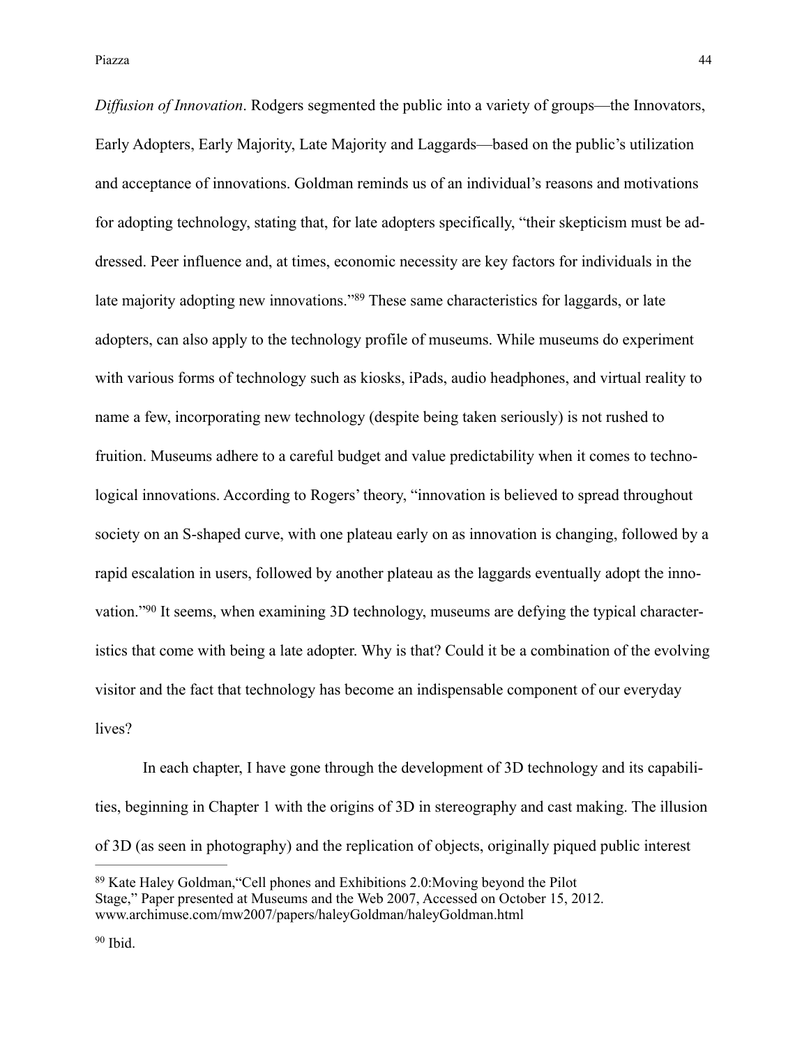*Diffusion of Innovation*. Rodgers segmented the public into a variety of groups—the Innovators, Early Adopters, Early Majority, Late Majority and Laggards—based on the public's utilization and acceptance of innovations. Goldman reminds us of an individual's reasons and motivations for adopting technology, stating that, for late adopters specifically, "their skepticism must be addressed. Peer influence and, at times, economic necessity are key factors for individuals in the late majority adopting new innovations."[89] These same characteristics for laggards, or late adopters, can also apply to the technology profile of museums. While museums do experiment with various forms of technology such as kiosks, iPads, audio headphones, and virtual reality to name a few, incorporating new technology (despite being taken seriously) is not rushed to fruition. Museums adhere to a careful budget and value predictability when it comes to technological innovations. According to Rogers' theory, "innovation is believed to spread throughout society on an S-shaped curve, with one plateau early on as innovation is changing, followed by a rapid escalation in users, followed by another plateau as the laggards eventually adopt the innovation."[90] It seems, when examining 3D technology, museums are defying the typical characteristics that come with being a late adopter. Why is that? Could it be a combination of the evolving visitor and the fact that technology has become an indispensable component of our everyday lives?

In each chapter, I have gone through the development of 3D technology and its capabilities, beginning in Chapter 1 with the origins of 3D in stereography and cast making. The illusion of 3D (as seen in photography) and the replication of objects, originally piqued public interest

---

[89] Kate Haley Goldman,"Cell phones and Exhibitions 2.0:Moving beyond the Pilot Stage," Paper presented at Museums and the Web 2007, Accessed on October 15, 2012. www.archimuse.com/mw2007/papers/haleyGoldman/haleyGoldman.html

[90] Ibid.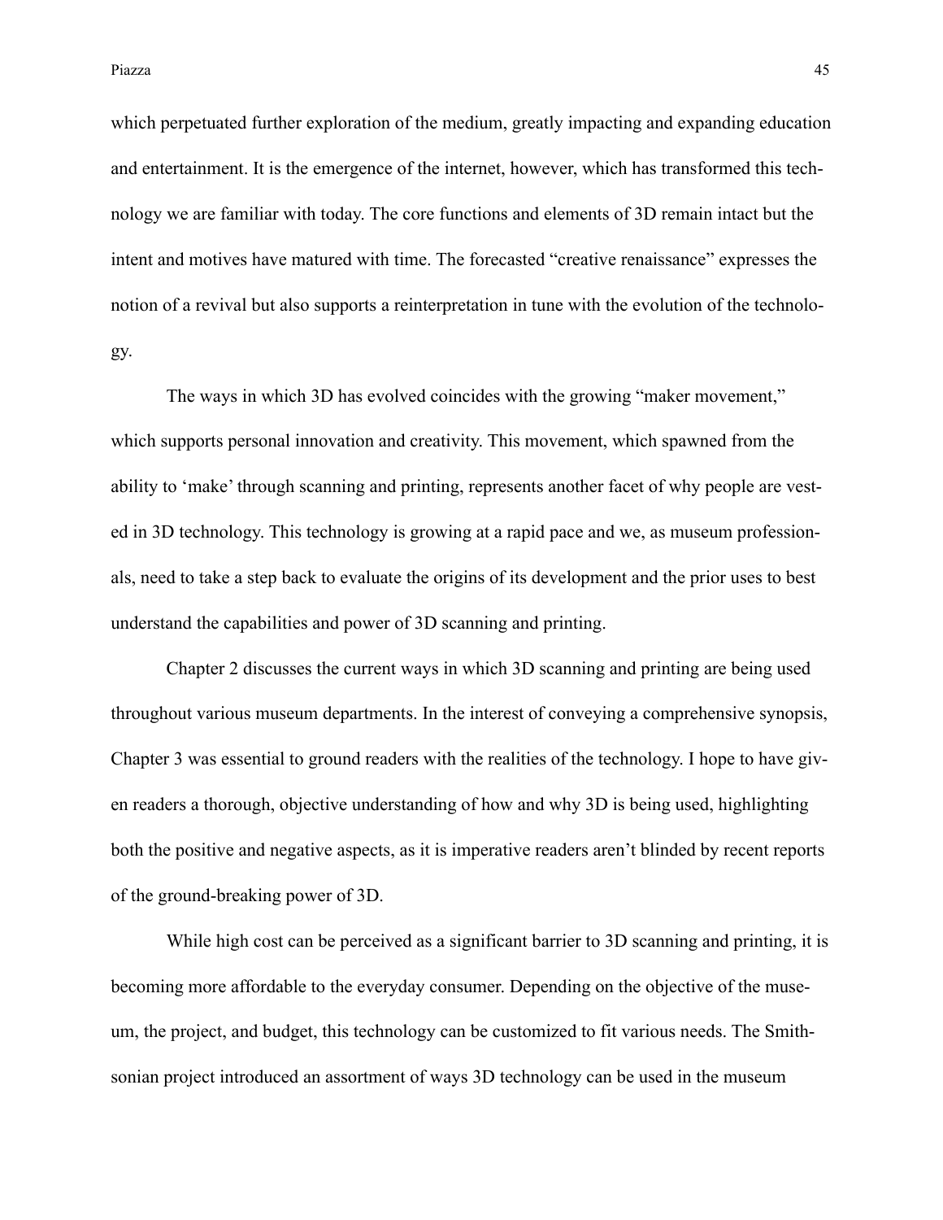which perpetuated further exploration of the medium, greatly impacting and expanding education and entertainment. It is the emergence of the internet, however, which has transformed this technology we are familiar with today. The core functions and elements of 3D remain intact but the intent and motives have matured with time. The forecasted "creative renaissance" expresses the notion of a revival but also supports a reinterpretation in tune with the evolution of the technology.

The ways in which 3D has evolved coincides with the growing "maker movement," which supports personal innovation and creativity. This movement, which spawned from the ability to 'make' through scanning and printing, represents another facet of why people are vested in 3D technology. This technology is growing at a rapid pace and we, as museum professionals, need to take a step back to evaluate the origins of its development and the prior uses to best understand the capabilities and power of 3D scanning and printing.

Chapter 2 discusses the current ways in which 3D scanning and printing are being used throughout various museum departments. In the interest of conveying a comprehensive synopsis, Chapter 3 was essential to ground readers with the realities of the technology. I hope to have given readers a thorough, objective understanding of how and why 3D is being used, highlighting both the positive and negative aspects, as it is imperative readers aren't blinded by recent reports of the ground-breaking power of 3D.

While high cost can be perceived as a significant barrier to 3D scanning and printing, it is becoming more affordable to the everyday consumer. Depending on the objective of the museum, the project, and budget, this technology can be customized to fit various needs. The Smithsonian project introduced an assortment of ways 3D technology can be used in the museum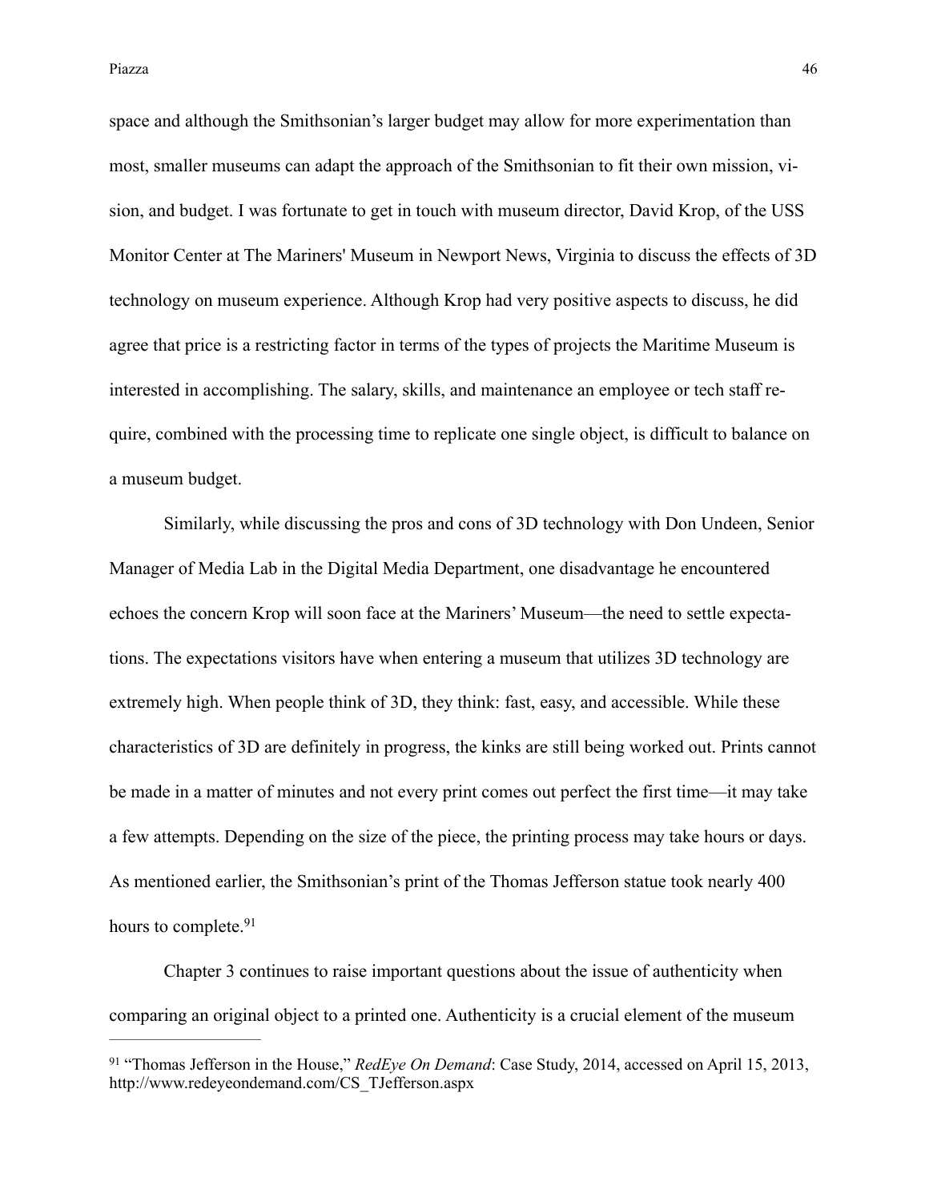space and although the Smithsonian's larger budget may allow for more experimentation than most, smaller museums can adapt the approach of the Smithsonian to fit their own mission, vision, and budget. I was fortunate to get in touch with museum director, David Krop, of the USS Monitor Center at The Mariners' Museum in Newport News, Virginia to discuss the effects of 3D technology on museum experience. Although Krop had very positive aspects to discuss, he did agree that price is a restricting factor in terms of the types of projects the Maritime Museum is interested in accomplishing. The salary, skills, and maintenance an employee or tech staff require, combined with the processing time to replicate one single object, is difficult to balance on a museum budget.

Similarly, while discussing the pros and cons of 3D technology with Don Undeen, Senior Manager of Media Lab in the Digital Media Department, one disadvantage he encountered echoes the concern Krop will soon face at the Mariners' Museum—the need to settle expectations. The expectations visitors have when entering a museum that utilizes 3D technology are extremely high. When people think of 3D, they think: fast, easy, and accessible. While these characteristics of 3D are definitely in progress, the kinks are still being worked out. Prints cannot be made in a matter of minutes and not every print comes out perfect the first time—it may take a few attempts. Depending on the size of the piece, the printing process may take hours or days. As mentioned earlier, the Smithsonian's print of the Thomas Jefferson statue took nearly 400 hours to complete.[91]

Chapter 3 continues to raise important questions about the issue of authenticity when comparing an original object to a printed one. Authenticity is a crucial element of the museum

---

[91] "Thomas Jefferson in the House," *RedEye On Demand*: Case Study, 2014, accessed on April 15, 2013, http://www.redeyeondemand.com/CS_TJefferson.aspx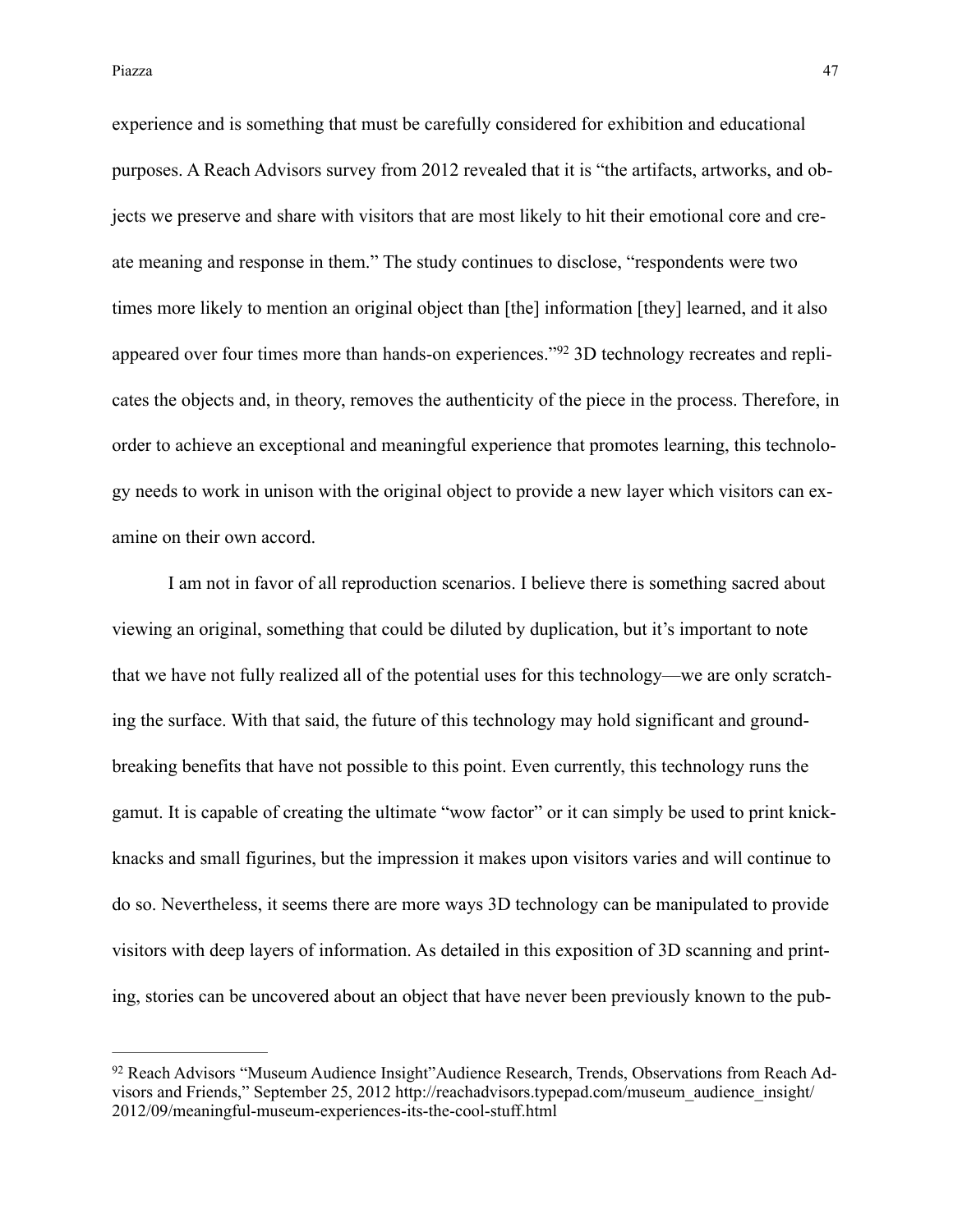experience and is something that must be carefully considered for exhibition and educational purposes. A Reach Advisors survey from 2012 revealed that it is "the artifacts, artworks, and objects we preserve and share with visitors that are most likely to hit their emotional core and create meaning and response in them." The study continues to disclose, "respondents were two times more likely to mention an original object than [the] information [they] learned, and it also appeared over four times more than hands-on experiences."[92] 3D technology recreates and replicates the objects and, in theory, removes the authenticity of the piece in the process. Therefore, in order to achieve an exceptional and meaningful experience that promotes learning, this technology needs to work in unison with the original object to provide a new layer which visitors can examine on their own accord.

I am not in favor of all reproduction scenarios. I believe there is something sacred about viewing an original, something that could be diluted by duplication, but it's important to note that we have not fully realized all of the potential uses for this technology—we are only scratching the surface. With that said, the future of this technology may hold significant and groundbreaking benefits that have not possible to this point. Even currently, this technology runs the gamut. It is capable of creating the ultimate "wow factor" or it can simply be used to print knickknacks and small figurines, but the impression it makes upon visitors varies and will continue to do so. Nevertheless, it seems there are more ways 3D technology can be manipulated to provide visitors with deep layers of information. As detailed in this exposition of 3D scanning and printing, stories can be uncovered about an object that have never been previously known to the pub-

---

[92] Reach Advisors "Museum Audience Insight"Audience Research, Trends, Observations from Reach Advisors and Friends," September 25, 2012 http://reachadvisors.typepad.com/museum_audience_insight/2012/09/meaningful-museum-experiences-its-the-cool-stuff.html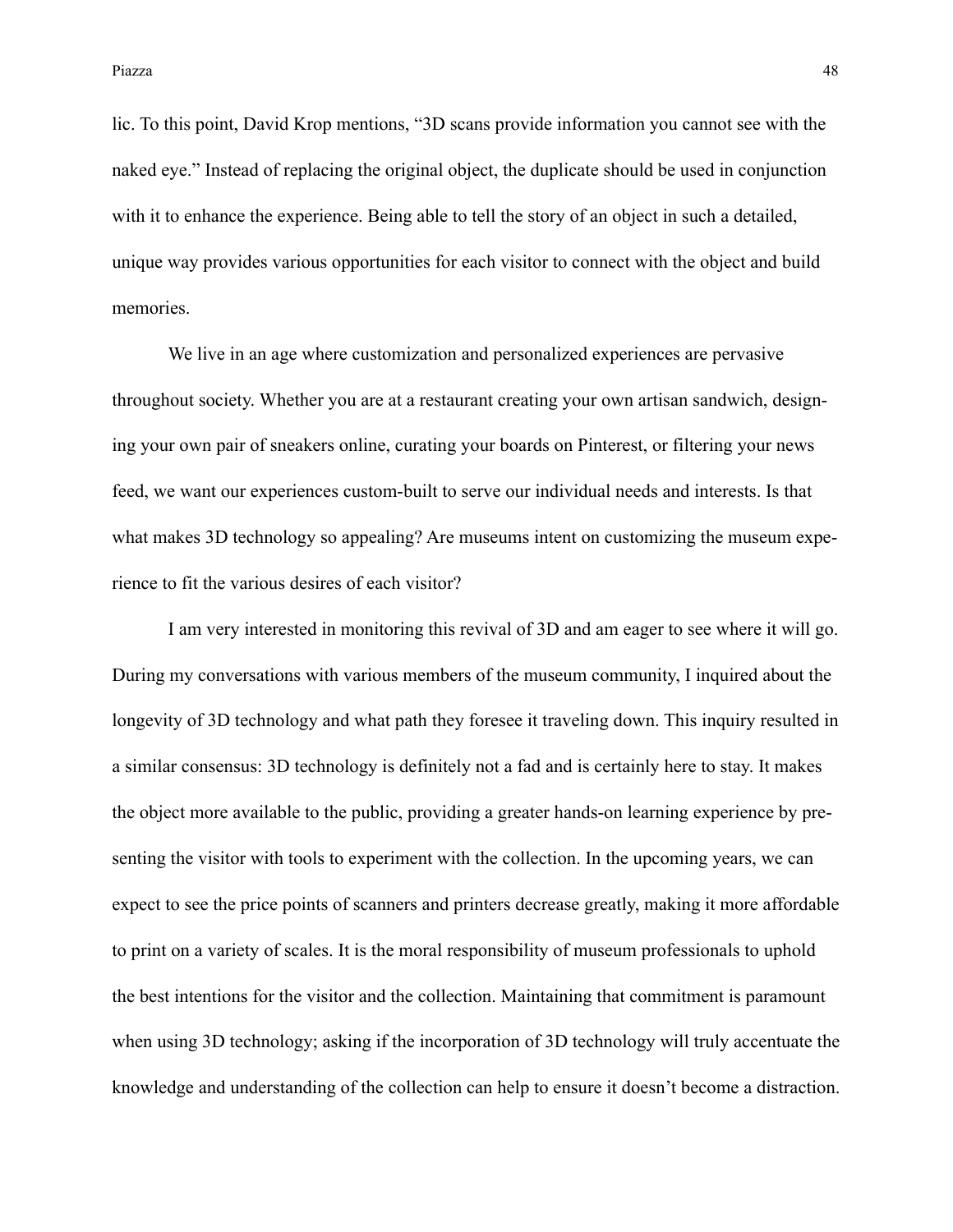lic. To this point, David Krop mentions, "3D scans provide information you cannot see with the naked eye." Instead of replacing the original object, the duplicate should be used in conjunction with it to enhance the experience. Being able to tell the story of an object in such a detailed, unique way provides various opportunities for each visitor to connect with the object and build memories.

We live in an age where customization and personalized experiences are pervasive throughout society. Whether you are at a restaurant creating your own artisan sandwich, designing your own pair of sneakers online, curating your boards on Pinterest, or filtering your news feed, we want our experiences custom-built to serve our individual needs and interests. Is that what makes 3D technology so appealing? Are museums intent on customizing the museum experience to fit the various desires of each visitor?

I am very interested in monitoring this revival of 3D and am eager to see where it will go. During my conversations with various members of the museum community, I inquired about the longevity of 3D technology and what path they foresee it traveling down. This inquiry resulted in a similar consensus: 3D technology is definitely not a fad and is certainly here to stay. It makes the object more available to the public, providing a greater hands-on learning experience by presenting the visitor with tools to experiment with the collection. In the upcoming years, we can expect to see the price points of scanners and printers decrease greatly, making it more affordable to print on a variety of scales. It is the moral responsibility of museum professionals to uphold the best intentions for the visitor and the collection. Maintaining that commitment is paramount when using 3D technology; asking if the incorporation of 3D technology will truly accentuate the knowledge and understanding of the collection can help to ensure it doesn't become a distraction.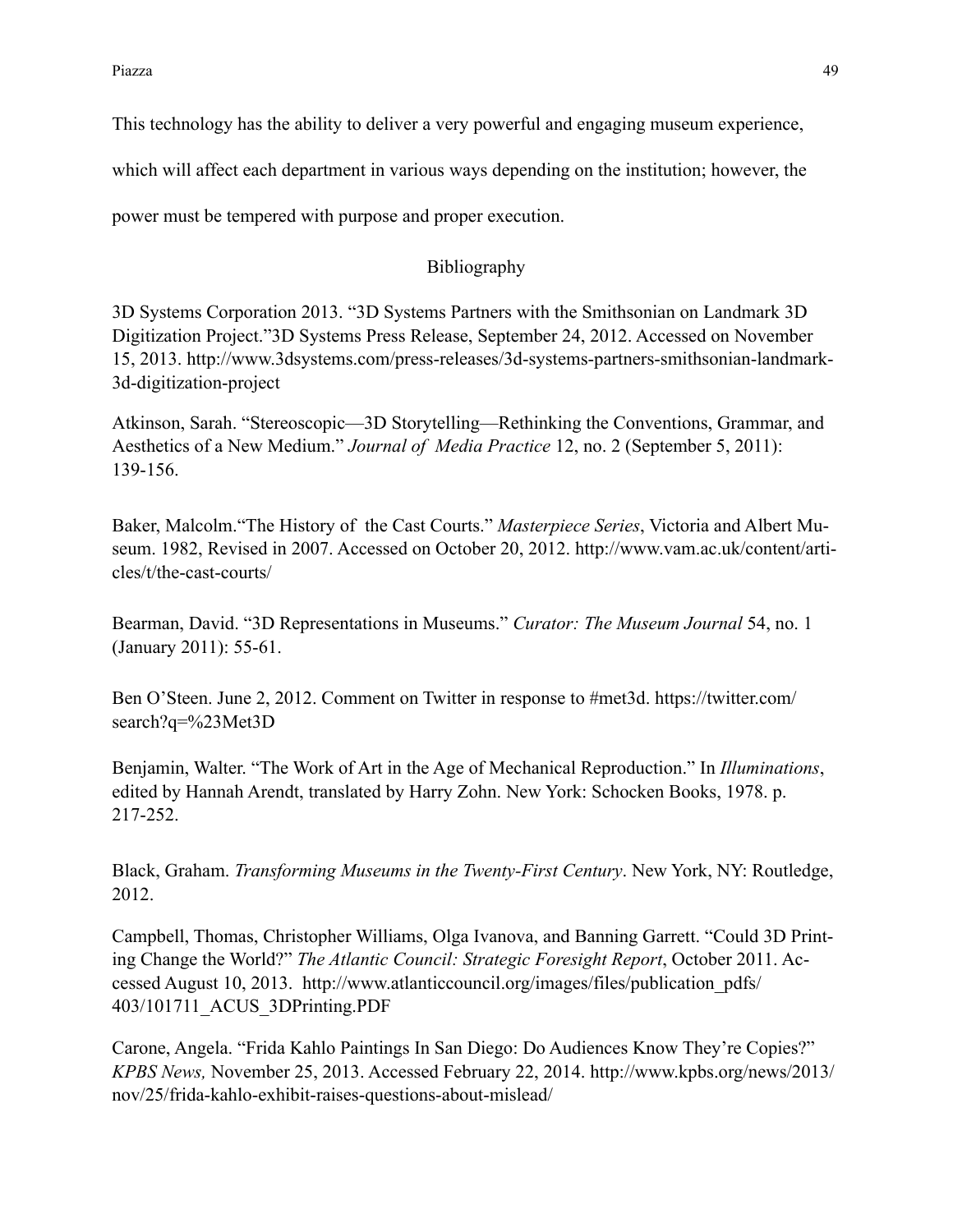This technology has the ability to deliver a very powerful and engaging museum experience, which will affect each department in various ways depending on the institution; however, the power must be tempered with purpose and proper execution.

## Bibliography

3D Systems Corporation 2013. "3D Systems Partners with the Smithsonian on Landmark 3D Digitization Project."3D Systems Press Release, September 24, 2012. Accessed on November 15, 2013. http://www.3dsystems.com/press-releases/3d-systems-partners-smithsonian-landmark-3d-digitization-project

Atkinson, Sarah. "Stereoscopic—3D Storytelling—Rethinking the Conventions, Grammar, and Aesthetics of a New Medium." *Journal of Media Practice* 12, no. 2 (September 5, 2011): 139-156.

Baker, Malcolm."The History of the Cast Courts." *Masterpiece Series*, Victoria and Albert Museum. 1982, Revised in 2007. Accessed on October 20, 2012. http://www.vam.ac.uk/content/articles/t/the-cast-courts/

Bearman, David. "3D Representations in Museums." *Curator: The Museum Journal* 54, no. 1 (January 2011): 55-61.

Ben O'Steen. June 2, 2012. Comment on Twitter in response to #met3d. https://twitter.com/search?q=%23Met3D

Benjamin, Walter. "The Work of Art in the Age of Mechanical Reproduction." In *Illuminations*, edited by Hannah Arendt, translated by Harry Zohn. New York: Schocken Books, 1978. p. 217-252.

Black, Graham. *Transforming Museums in the Twenty-First Century*. New York, NY: Routledge, 2012.

Campbell, Thomas, Christopher Williams, Olga Ivanova, and Banning Garrett. "Could 3D Printing Change the World?" *The Atlantic Council: Strategic Foresight Report*, October 2011. Accessed August 10, 2013. http://www.atlanticcouncil.org/images/files/publication_pdfs/403/101711_ACUS_3DPrinting.PDF

Carone, Angela. "Frida Kahlo Paintings In San Diego: Do Audiences Know They're Copies?" *KPBS News,* November 25, 2013. Accessed February 22, 2014. http://www.kpbs.org/news/2013/nov/25/frida-kahlo-exhibit-raises-questions-about-mislead/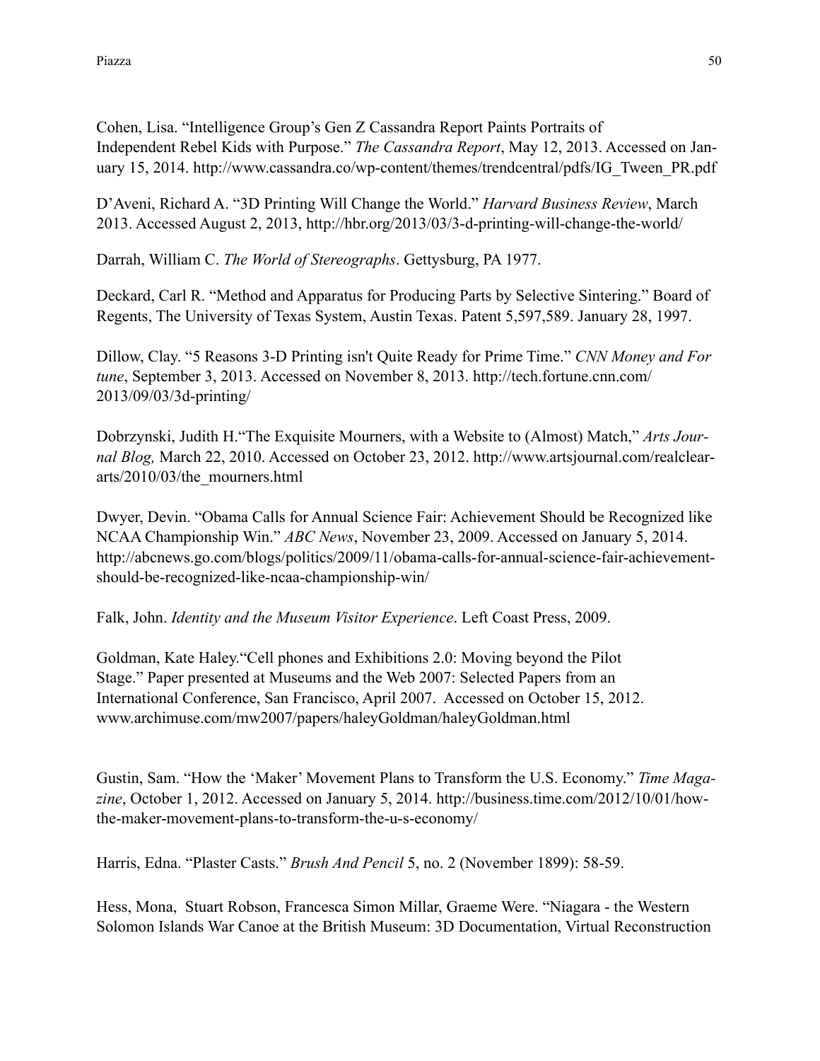Cohen, Lisa. "Intelligence Group's Gen Z Cassandra Report Paints Portraits of Independent Rebel Kids with Purpose." *The Cassandra Report*, May 12, 2013. Accessed on January 15, 2014. http://www.cassandra.co/wp-content/themes/trendcentral/pdfs/IG_Tween_PR.pdf

D'Aveni, Richard A. "3D Printing Will Change the World." *Harvard Business Review*, March 2013. Accessed August 2, 2013, http://hbr.org/2013/03/3-d-printing-will-change-the-world/

Darrah, William C. *The World of Stereographs*. Gettysburg, PA 1977.

Deckard, Carl R. "Method and Apparatus for Producing Parts by Selective Sintering." Board of Regents, The University of Texas System, Austin Texas. Patent 5,597,589. January 28, 1997.

Dillow, Clay. "5 Reasons 3-D Printing isn't Quite Ready for Prime Time." *CNN Money and Fortune*, September 3, 2013. Accessed on November 8, 2013. http://tech.fortune.cnn.com/2013/09/03/3d-printing/

Dobrzynski, Judith H."The Exquisite Mourners, with a Website to (Almost) Match," *Arts Journal Blog,* March 22, 2010. Accessed on October 23, 2012. http://www.artsjournal.com/realcleararts/2010/03/the_mourners.html

Dwyer, Devin. "Obama Calls for Annual Science Fair: Achievement Should be Recognized like NCAA Championship Win." *ABC News*, November 23, 2009. Accessed on January 5, 2014. http://abcnews.go.com/blogs/politics/2009/11/obama-calls-for-annual-science-fair-achievement-should-be-recognized-like-ncaa-championship-win/

Falk, John. *Identity and the Museum Visitor Experience*. Left Coast Press, 2009.

Goldman, Kate Haley."Cell phones and Exhibitions 2.0: Moving beyond the Pilot Stage." Paper presented at Museums and the Web 2007: Selected Papers from an International Conference, San Francisco, April 2007. Accessed on October 15, 2012. www.archimuse.com/mw2007/papers/haleyGoldman/haleyGoldman.html

Gustin, Sam. "How the 'Maker' Movement Plans to Transform the U.S. Economy." *Time Magazine*, October 1, 2012. Accessed on January 5, 2014. http://business.time.com/2012/10/01/how-the-maker-movement-plans-to-transform-the-u-s-economy/

Harris, Edna. "Plaster Casts." *Brush And Pencil* 5, no. 2 (November 1899): 58-59.

Hess, Mona, Stuart Robson, Francesca Simon Millar, Graeme Were. "Niagara - the Western Solomon Islands War Canoe at the British Museum: 3D Documentation, Virtual Reconstruction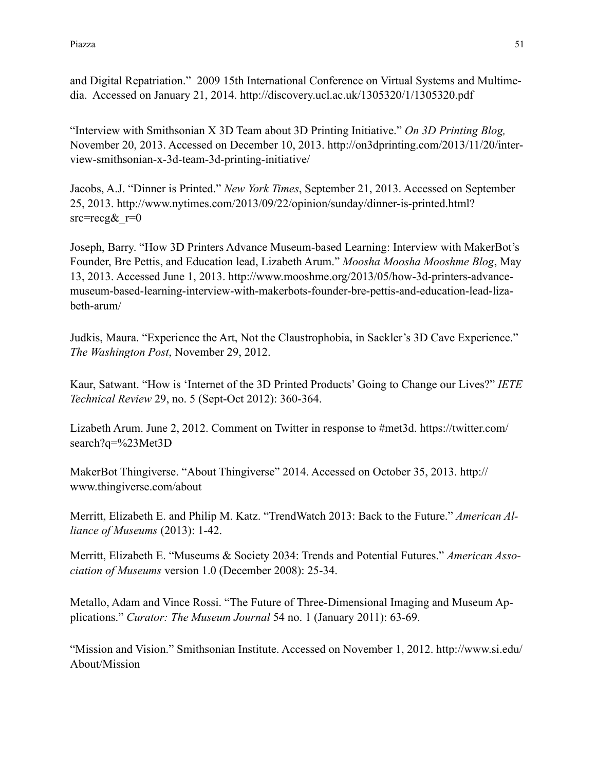and Digital Repatriation." 2009 15th International Conference on Virtual Systems and Multimedia. Accessed on January 21, 2014. http://discovery.ucl.ac.uk/1305320/1/1305320.pdf

"Interview with Smithsonian X 3D Team about 3D Printing Initiative." *On 3D Printing Blog,* November 20, 2013. Accessed on December 10, 2013. http://on3dprinting.com/2013/11/20/interview-smithsonian-x-3d-team-3d-printing-initiative/

Jacobs, A.J. "Dinner is Printed." *New York Times*, September 21, 2013. Accessed on September 25, 2013. http://www.nytimes.com/2013/09/22/opinion/sunday/dinner-is-printed.html?src=recg&_r=0

Joseph, Barry. "How 3D Printers Advance Museum-based Learning: Interview with MakerBot's Founder, Bre Pettis, and Education lead, Lizabeth Arum." *Moosha Moosha Mooshme Blog*, May 13, 2013. Accessed June 1, 2013. http://www.mooshme.org/2013/05/how-3d-printers-advance-museum-based-learning-interview-with-makerbots-founder-bre-pettis-and-education-lead-lizabeth-arum/

Judkis, Maura. "Experience the Art, Not the Claustrophobia, in Sackler's 3D Cave Experience." *The Washington Post*, November 29, 2012.

Kaur, Satwant. "How is 'Internet of the 3D Printed Products' Going to Change our Lives?" *IETE Technical Review* 29, no. 5 (Sept-Oct 2012): 360-364.

Lizabeth Arum. June 2, 2012. Comment on Twitter in response to #met3d. https://twitter.com/search?q=%23Met3D

MakerBot Thingiverse. "About Thingiverse" 2014. Accessed on October 35, 2013. http://www.thingiverse.com/about

Merritt, Elizabeth E. and Philip M. Katz. "TrendWatch 2013: Back to the Future." *American Alliance of Museums* (2013): 1-42.

Merritt, Elizabeth E. "Museums & Society 2034: Trends and Potential Futures." *American Association of Museums* version 1.0 (December 2008): 25-34.

Metallo, Adam and Vince Rossi. "The Future of Three-Dimensional Imaging and Museum Applications." *Curator: The Museum Journal* 54 no. 1 (January 2011): 63-69.

"Mission and Vision." Smithsonian Institute. Accessed on November 1, 2012. http://www.si.edu/About/Mission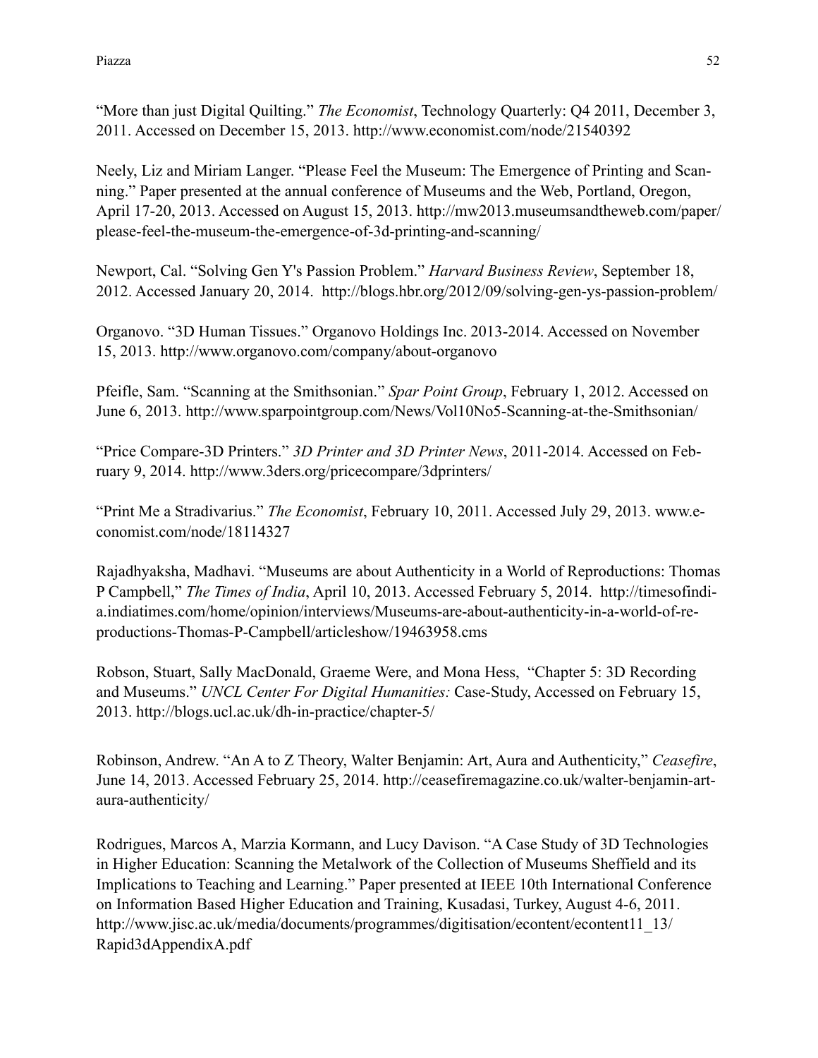"More than just Digital Quilting." *The Economist*, Technology Quarterly: Q4 2011, December 3, 2011. Accessed on December 15, 2013. http://www.economist.com/node/21540392

Neely, Liz and Miriam Langer. "Please Feel the Museum: The Emergence of Printing and Scanning." Paper presented at the annual conference of Museums and the Web, Portland, Oregon, April 17-20, 2013. Accessed on August 15, 2013. http://mw2013.museumsandtheweb.com/paper/please-feel-the-museum-the-emergence-of-3d-printing-and-scanning/

Newport, Cal. "Solving Gen Y's Passion Problem." *Harvard Business Review*, September 18, 2012. Accessed January 20, 2014. http://blogs.hbr.org/2012/09/solving-gen-ys-passion-problem/

Organovo. "3D Human Tissues." Organovo Holdings Inc. 2013-2014. Accessed on November 15, 2013. http://www.organovo.com/company/about-organovo

Pfeifle, Sam. "Scanning at the Smithsonian." *Spar Point Group*, February 1, 2012. Accessed on June 6, 2013. http://www.sparpointgroup.com/News/Vol10No5-Scanning-at-the-Smithsonian/

"Price Compare-3D Printers." *3D Printer and 3D Printer News*, 2011-2014. Accessed on February 9, 2014. http://www.3ders.org/pricecompare/3dprinters/

"Print Me a Stradivarius." *The Economist*, February 10, 2011. Accessed July 29, 2013. www.economist.com/node/18114327

Rajadhyaksha, Madhavi. "Museums are about Authenticity in a World of Reproductions: Thomas P Campbell," *The Times of India*, April 10, 2013. Accessed February 5, 2014. http://timesofindia.indiatimes.com/home/opinion/interviews/Museums-are-about-authenticity-in-a-world-of-reproductions-Thomas-P-Campbell/articleshow/19463958.cms

Robson, Stuart, Sally MacDonald, Graeme Were, and Mona Hess, "Chapter 5: 3D Recording and Museums." *UNCL Center For Digital Humanities:* Case-Study, Accessed on February 15, 2013. http://blogs.ucl.ac.uk/dh-in-practice/chapter-5/

Robinson, Andrew. "An A to Z Theory, Walter Benjamin: Art, Aura and Authenticity," *Ceasefire*, June 14, 2013. Accessed February 25, 2014. http://ceasefiremagazine.co.uk/walter-benjamin-art-aura-authenticity/

Rodrigues, Marcos A, Marzia Kormann, and Lucy Davison. "A Case Study of 3D Technologies in Higher Education: Scanning the Metalwork of the Collection of Museums Sheffield and its Implications to Teaching and Learning." Paper presented at IEEE 10th International Conference on Information Based Higher Education and Training, Kusadasi, Turkey, August 4-6, 2011. http://www.jisc.ac.uk/media/documents/programmes/digitisation/econtent/econtent11_13/Rapid3dAppendixA.pdf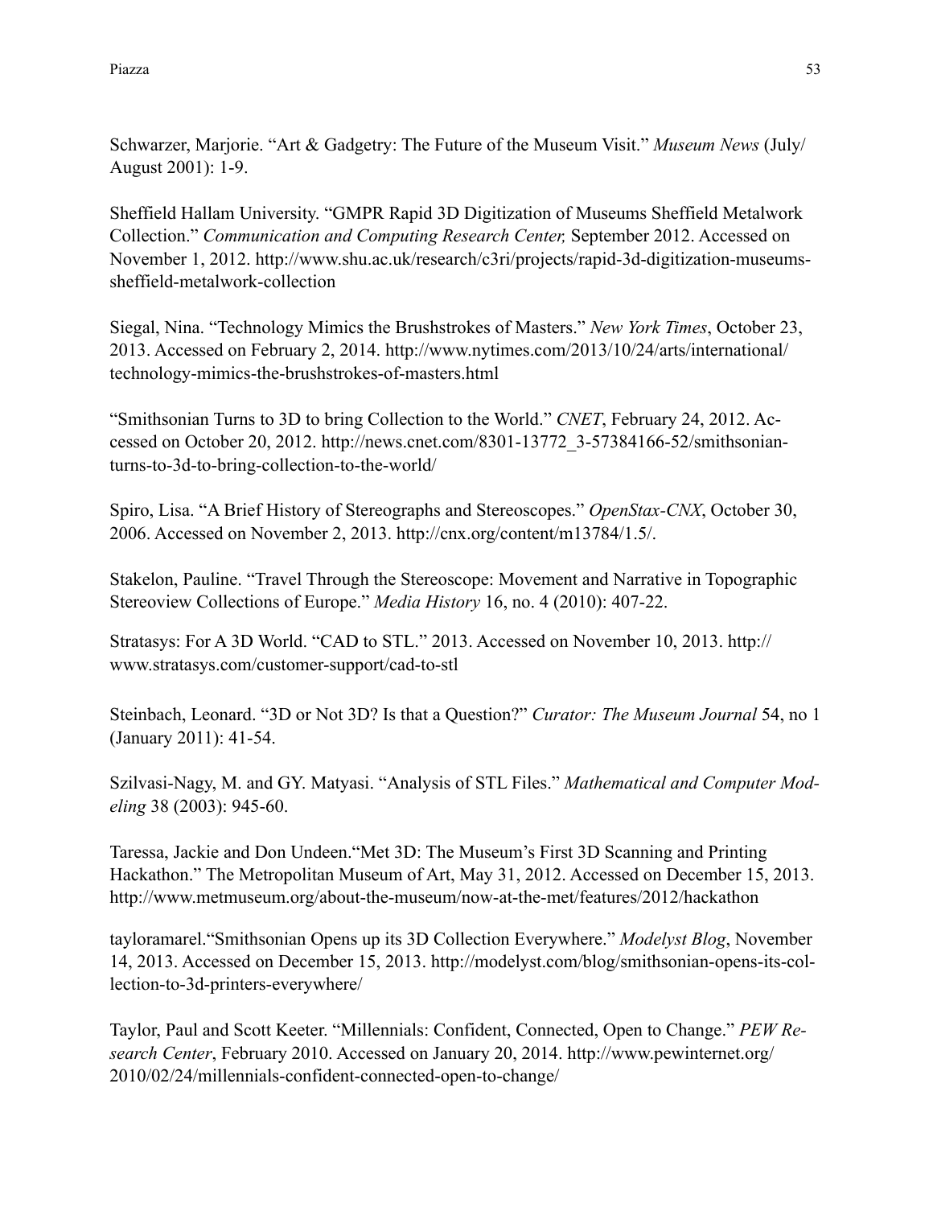Schwarzer, Marjorie. “Art & Gadgetry: The Future of the Museum Visit.” *Museum News* (July/August 2001): 1-9.

Sheffield Hallam University. “GMPR Rapid 3D Digitization of Museums Sheffield Metalwork Collection.” *Communication and Computing Research Center,* September 2012. Accessed on November 1, 2012. http://www.shu.ac.uk/research/c3ri/projects/rapid-3d-digitization-museums-sheffield-metalwork-collection

Siegal, Nina. “Technology Mimics the Brushstrokes of Masters.” *New York Times*, October 23, 2013. Accessed on February 2, 2014. http://www.nytimes.com/2013/10/24/arts/international/technology-mimics-the-brushstrokes-of-masters.html

“Smithsonian Turns to 3D to bring Collection to the World.” *CNET*, February 24, 2012. Accessed on October 20, 2012. http://news.cnet.com/8301-13772_3-57384166-52/smithsonian-turns-to-3d-to-bring-collection-to-the-world/

Spiro, Lisa. “A Brief History of Stereographs and Stereoscopes.” *OpenStax-CNX*, October 30, 2006. Accessed on November 2, 2013. http://cnx.org/content/m13784/1.5/.

Stakelon, Pauline. “Travel Through the Stereoscope: Movement and Narrative in Topographic Stereoview Collections of Europe.” *Media History* 16, no. 4 (2010): 407-22.

Stratasys: For A 3D World. “CAD to STL.” 2013. Accessed on November 10, 2013. http://www.stratasys.com/customer-support/cad-to-stl

Steinbach, Leonard. “3D or Not 3D? Is that a Question?” *Curator: The Museum Journal* 54, no 1 (January 2011): 41-54.

Szilvasi-Nagy, M. and GY. Matyasi. “Analysis of STL Files.” *Mathematical and Computer Modeling* 38 (2003): 945-60.

Taressa, Jackie and Don Undeen.“Met 3D: The Museum’s First 3D Scanning and Printing Hackathon.” The Metropolitan Museum of Art, May 31, 2012. Accessed on December 15, 2013. http://www.metmuseum.org/about-the-museum/now-at-the-met/features/2012/hackathon

tayloramarel.“Smithsonian Opens up its 3D Collection Everywhere.” *Modelyst Blog*, November 14, 2013. Accessed on December 15, 2013. http://modelyst.com/blog/smithsonian-opens-its-collection-to-3d-printers-everywhere/

Taylor, Paul and Scott Keeter. “Millennials: Confident, Connected, Open to Change.” *PEW Research Center*, February 2010. Accessed on January 20, 2014. http://www.pewinternet.org/2010/02/24/millennials-confident-connected-open-to-change/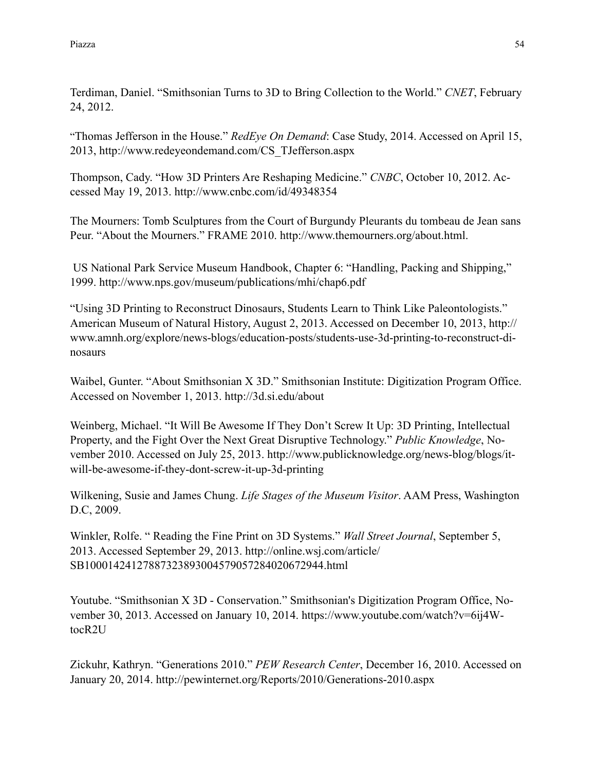Terdiman, Daniel. “Smithsonian Turns to 3D to Bring Collection to the World.” *CNET*, February 24, 2012.

“Thomas Jefferson in the House.” *RedEye On Demand*: Case Study, 2014. Accessed on April 15, 2013, http://www.redeyeondemand.com/CS_TJefferson.aspx

Thompson, Cady. “How 3D Printers Are Reshaping Medicine.” *CNBC*, October 10, 2012. Accessed May 19, 2013. http://www.cnbc.com/id/49348354

The Mourners: Tomb Sculptures from the Court of Burgundy Pleurants du tombeau de Jean sans Peur. “About the Mourners.” FRAME 2010. http://www.themourners.org/about.html.

US National Park Service Museum Handbook, Chapter 6: “Handling, Packing and Shipping,” 1999. http://www.nps.gov/museum/publications/mhi/chap6.pdf

“Using 3D Printing to Reconstruct Dinosaurs, Students Learn to Think Like Paleontologists.” American Museum of Natural History, August 2, 2013. Accessed on December 10, 2013, http://www.amnh.org/explore/news-blogs/education-posts/students-use-3d-printing-to-reconstruct-dinosaurs

Waibel, Gunter. “About Smithsonian X 3D.” Smithsonian Institute: Digitization Program Office. Accessed on November 1, 2013. http://3d.si.edu/about

Weinberg, Michael. “It Will Be Awesome If They Don’t Screw It Up: 3D Printing, Intellectual Property, and the Fight Over the Next Great Disruptive Technology.” *Public Knowledge*, November 2010. Accessed on July 25, 2013. http://www.publicknowledge.org/news-blog/blogs/it-will-be-awesome-if-they-dont-screw-it-up-3d-printing

Wilkening, Susie and James Chung. *Life Stages of the Museum Visitor*. AAM Press, Washington D.C, 2009.

Winkler, Rolfe. “ Reading the Fine Print on 3D Systems.” *Wall Street Journal*, September 5, 2013. Accessed September 29, 2013. http://online.wsj.com/article/SB10001424127887323893004579057284020672944.html

Youtube. “Smithsonian X 3D - Conservation.” Smithsonian's Digitization Program Office, November 30, 2013. Accessed on January 10, 2014. https://www.youtube.com/watch?v=6ij4W-tocR2U

Zickuhr, Kathryn. “Generations 2010.” *PEW Research Center*, December 16, 2010. Accessed on January 20, 2014. http://pewinternet.org/Reports/2010/Generations-2010.aspx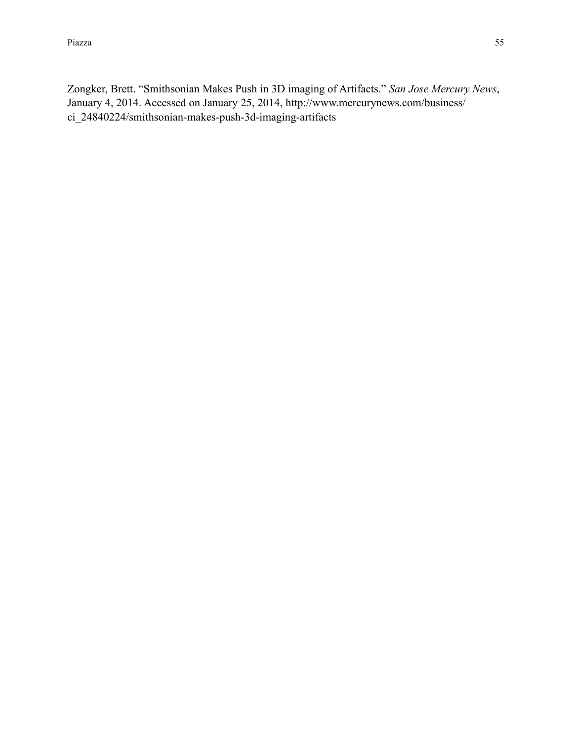Zongker, Brett. “Smithsonian Makes Push in 3D imaging of Artifacts.” *San Jose Mercury News*, January 4, 2014. Accessed on January 25, 2014, http://www.mercurynews.com/business/ci_24840224/smithsonian-makes-push-3d-imaging-artifacts